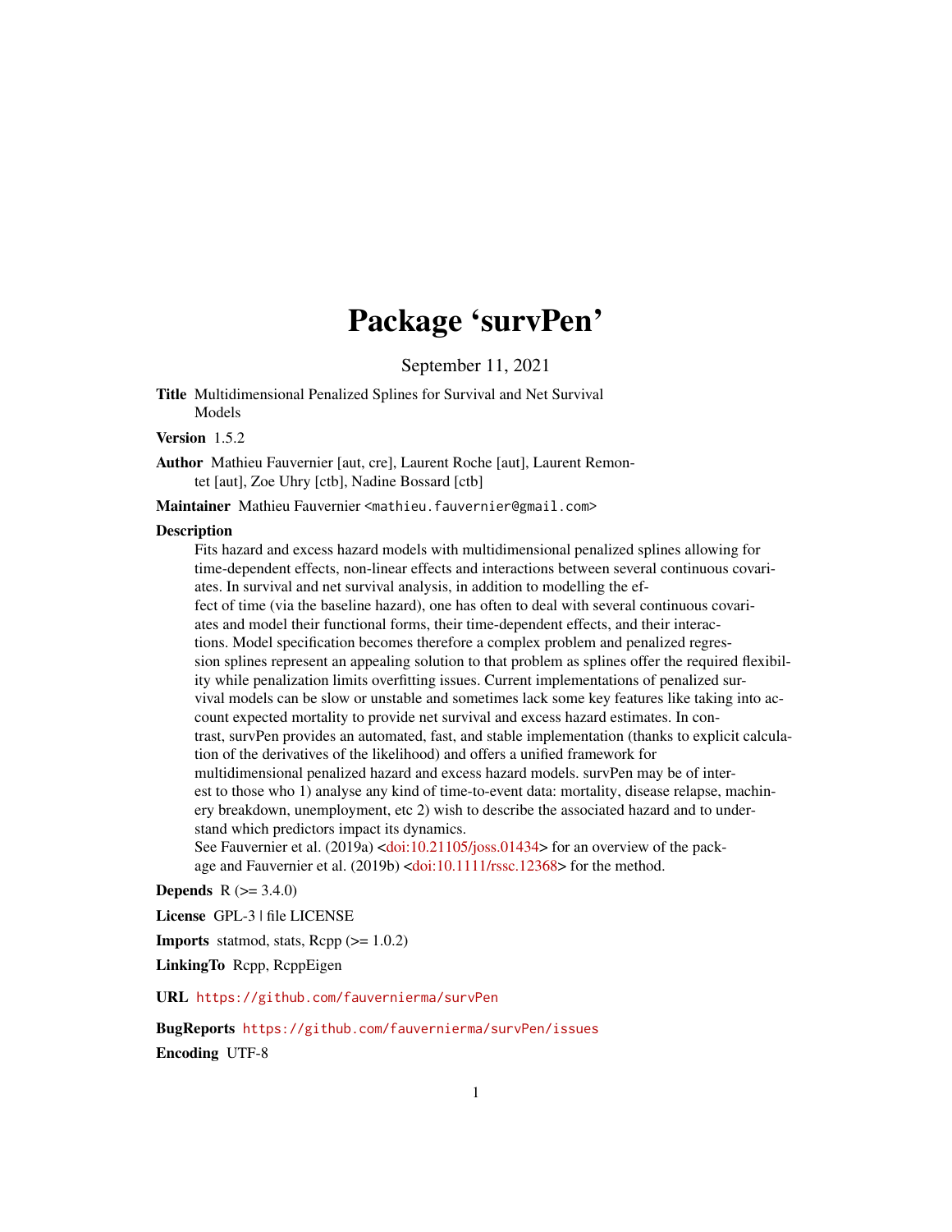# Package 'survPen'

September 11, 2021

**Title** Multidimensional Penalized Splines for Survival and Net Survival Models

**Version** 1.5.2

**Author** Mathieu Fauvernier [aut, cre], Laurent Roche [aut], Laurent Remontet [aut], Zoe Uhry [ctb], Nadine Bossard [ctb]

**Maintainer** Mathieu Fauvernier <mathieu.fauvernier@gmail.com>

**Description** Fits hazard and excess hazard models with multidimensional penalized splines allowing for time-dependent effects, non-linear effects and interactions between several continuous covariates. In survival and net survival analysis, in addition to modelling the effect of time (via the baseline hazard), one has often to deal with several continuous covariates and model their functional forms, their time-dependent effects, and their interactions. Model specification becomes therefore a complex problem and penalized regression splines represent an appealing solution to that problem as splines offer the required flexibility while penalization limits overfitting issues. Current implementations of penalized survival models can be slow or unstable and sometimes lack some key features like taking into account expected mortality to provide net survival and excess hazard estimates. In contrast, survPen provides an automated, fast, and stable implementation (thanks to explicit calculation of the derivatives of the likelihood) and offers a unified framework for multidimensional penalized hazard and excess hazard models. survPen may be of interest to those who 1) analyse any kind of time-to-event data: mortality, disease relapse, machinery breakdown, unemployment, etc 2) wish to describe the associated hazard and to understand which predictors impact its dynamics.
See Fauvernier et al. (2019a) <doi:10.21105/joss.01434> for an overview of the package and Fauvernier et al. (2019b) <doi:10.1111/rssc.12368> for the method.

**Depends** R (>= 3.4.0)

**License** GPL-3 | file LICENSE

**Imports** statmod, stats, Rcpp (>= 1.0.2)

**LinkingTo** Rcpp, RcppEigen

**URL** https://github.com/fauvernierma/survPen

**BugReports** https://github.com/fauvernierma/survPen/issues

**Encoding** UTF-8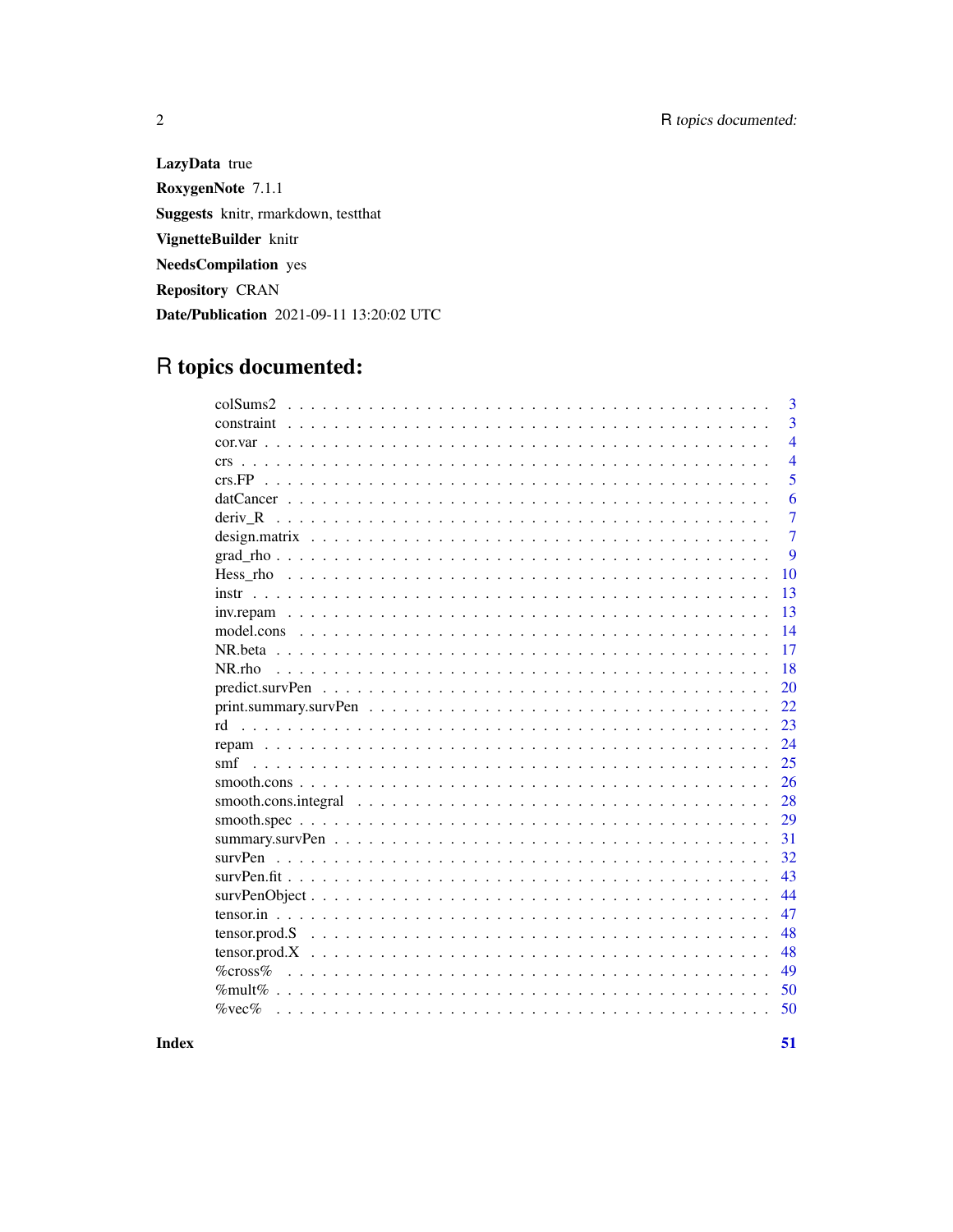**LazyData** true

**RoxygenNote** 7.1.1

**Suggests** knitr, rmarkdown, testthat

**VignetteBuilder** knitr

**NeedsCompilation** yes

**Repository** CRAN

**Date/Publication** 2021-09-11 13:20:02 UTC

# R topics documented:

| | |
|---|---|
| colSums2 | 3 |
| constraint | 3 |
| cor.var | 4 |
| crs | 4 |
| crs.FP | 5 |
| datCancer | 6 |
| deriv_R | 7 |
| design.matrix | 7 |
| grad_rho | 9 |
| Hess_rho | 10 |
| instr | 13 |
| inv.repam | 13 |
| model.cons | 14 |
| NR.beta | 17 |
| NR.rho | 18 |
| predict.survPen | 20 |
| print.summary.survPen | 22 |
| rd | 23 |
| repam | 24 |
| smf | 25 |
| smooth.cons | 26 |
| smooth.cons.integral | 28 |
| smooth.spec | 29 |
| summary.survPen | 31 |
| survPen | 32 |
| survPen.fit | 43 |
| survPenObject | 44 |
| tensor.in | 47 |
| tensor.prod.S | 48 |
| tensor.prod.X | 48 |
| %cross% | 49 |
| %mult% | 50 |
| %vec% | 50 |

**Index** **51**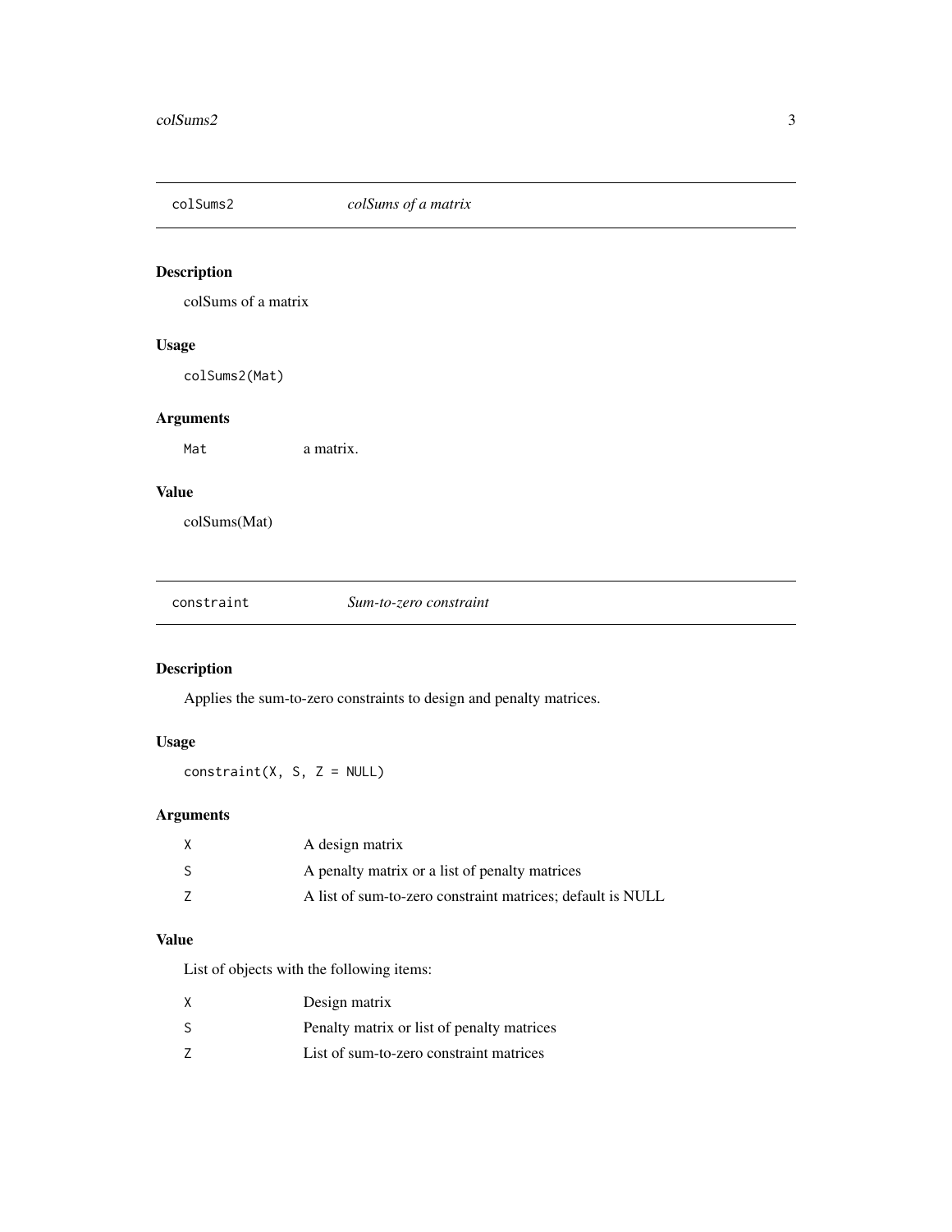## colSums2 — *colSums of a matrix*

### Description

colSums of a matrix

### Usage

```
colSums2(Mat)
```

### Arguments

| | |
|---|---|
| Mat | a matrix. |

### Value

colSums(Mat)

## constraint — *Sum-to-zero constraint*

### Description

Applies the sum-to-zero constraints to design and penalty matrices.

### Usage

```
constraint(X, S, Z = NULL)
```

### Arguments

| | |
|---|---|
| X | A design matrix |
| S | A penalty matrix or a list of penalty matrices |
| Z | A list of sum-to-zero constraint matrices; default is NULL |

### Value

List of objects with the following items:

| | |
|---|---|
| X | Design matrix |
| S | Penalty matrix or list of penalty matrices |
| Z | List of sum-to-zero constraint matrices |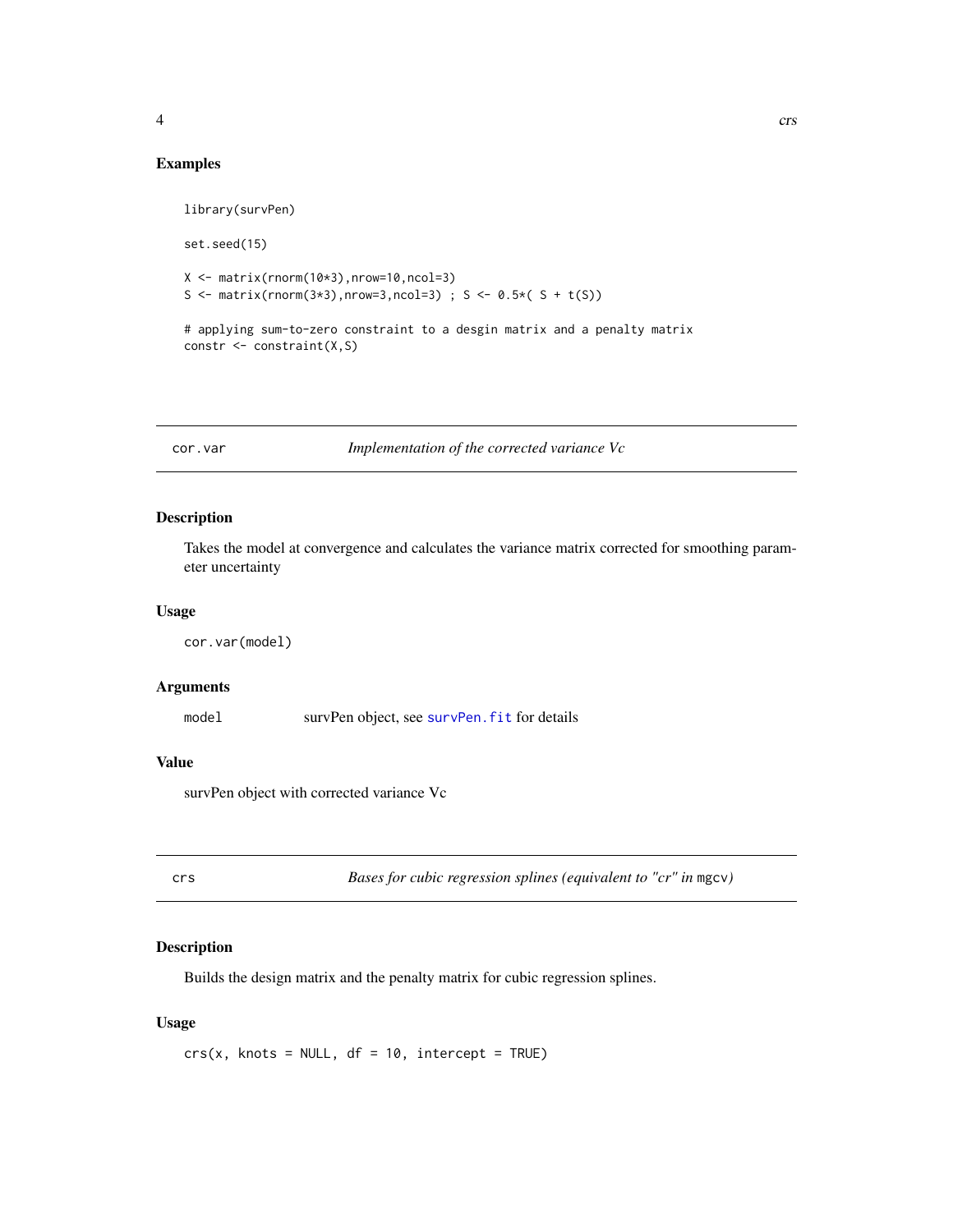## Examples

```
library(survPen)

set.seed(15)

X <- matrix(rnorm(10*3),nrow=10,ncol=3)
S <- matrix(rnorm(3*3),nrow=3,ncol=3) ; S <- 0.5*( S + t(S))

# applying sum-to-zero constraint to a desgin matrix and a penalty matrix
constr <- constraint(X,S)
```

---

# cor.var — *Implementation of the corrected variance Vc*

## Description

Takes the model at convergence and calculates the variance matrix corrected for smoothing parameter uncertainty

## Usage

```
cor.var(model)
```

## Arguments

| | |
|---|---|
| model | survPen object, see survPen.fit for details |

## Value

survPen object with corrected variance Vc

---

# crs — *Bases for cubic regression splines (equivalent to "cr" in* `mgcv`*)*

## Description

Builds the design matrix and the penalty matrix for cubic regression splines.

## Usage

```
crs(x, knots = NULL, df = 10, intercept = TRUE)
```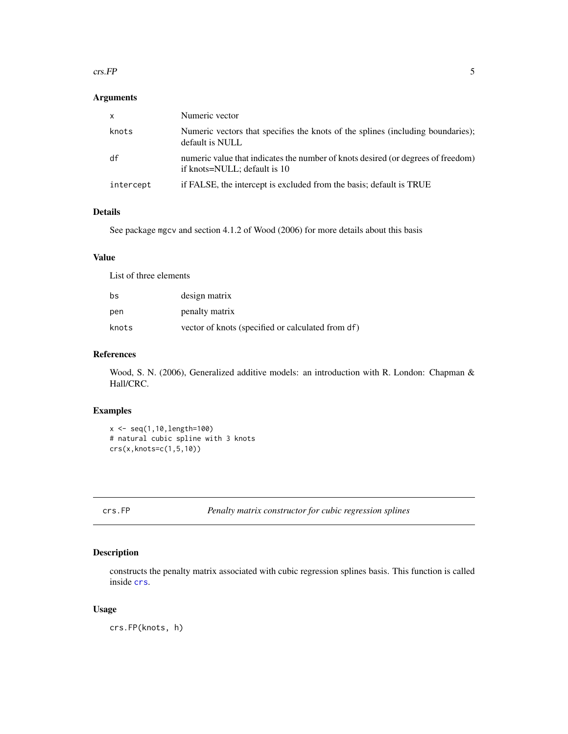### Arguments

| | |
|---|---|
| `x` | Numeric vector |
| `knots` | Numeric vectors that specifies the knots of the splines (including boundaries); default is NULL |
| `df` | numeric value that indicates the number of knots desired (or degrees of freedom) if knots=NULL; default is 10 |
| `intercept` | if FALSE, the intercept is excluded from the basis; default is TRUE |

### Details

See package `mgcv` and section 4.1.2 of Wood (2006) for more details about this basis

### Value

List of three elements

| | |
|---|---|
| `bs` | design matrix |
| `pen` | penalty matrix |
| `knots` | vector of knots (specified or calculated from `df`) |

### References

Wood, S. N. (2006), Generalized additive models: an introduction with R. London: Chapman & Hall/CRC.

### Examples

```
x <- seq(1,10,length=100)
# natural cubic spline with 3 knots
crs(x,knots=c(1,5,10))
```

---

## `crs.FP` — *Penalty matrix constructor for cubic regression splines*

---

### Description

constructs the penalty matrix associated with cubic regression splines basis. This function is called inside `crs`.

### Usage

```
crs.FP(knots, h)
```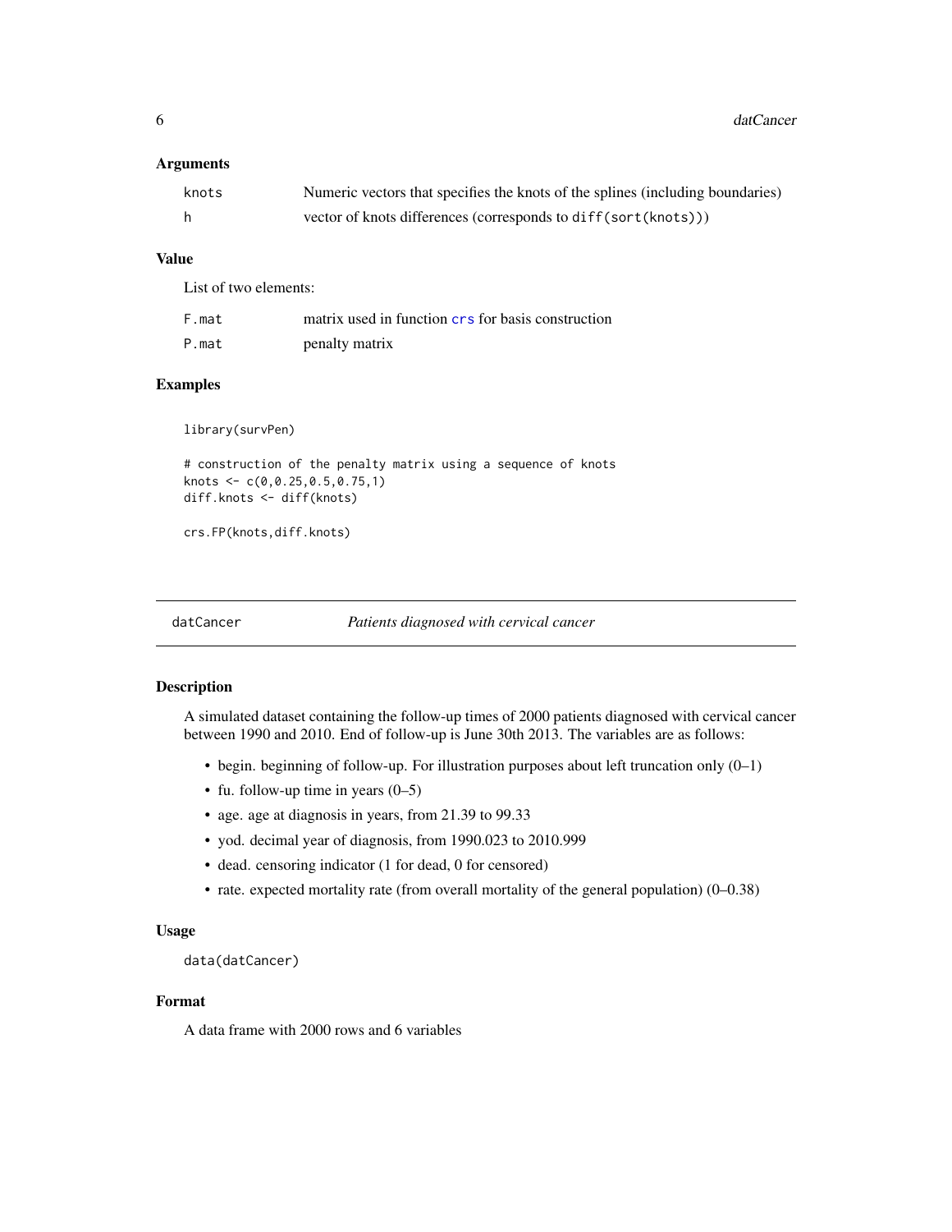### Arguments

| | |
|---|---|
| knots | Numeric vectors that specifies the knots of the splines (including boundaries) |
| h | vector of knots differences (corresponds to `diff(sort(knots))`) |

### Value

List of two elements:

| | |
|---|---|
| F.mat | matrix used in function `crs` for basis construction |
| P.mat | penalty matrix |

### Examples

```
library(survPen)

# construction of the penalty matrix using a sequence of knots
knots <- c(0,0.25,0.5,0.75,1)
diff.knots <- diff(knots)

crs.FP(knots,diff.knots)
```

---

## datCancer — *Patients diagnosed with cervical cancer*

### Description

A simulated dataset containing the follow-up times of 2000 patients diagnosed with cervical cancer between 1990 and 2010. End of follow-up is June 30th 2013. The variables are as follows:

- begin. beginning of follow-up. For illustration purposes about left truncation only (0–1)
- fu. follow-up time in years (0–5)
- age. age at diagnosis in years, from 21.39 to 99.33
- yod. decimal year of diagnosis, from 1990.023 to 2010.999
- dead. censoring indicator (1 for dead, 0 for censored)
- rate. expected mortality rate (from overall mortality of the general population) (0–0.38)

### Usage

```
data(datCancer)
```

### Format

A data frame with 2000 rows and 6 variables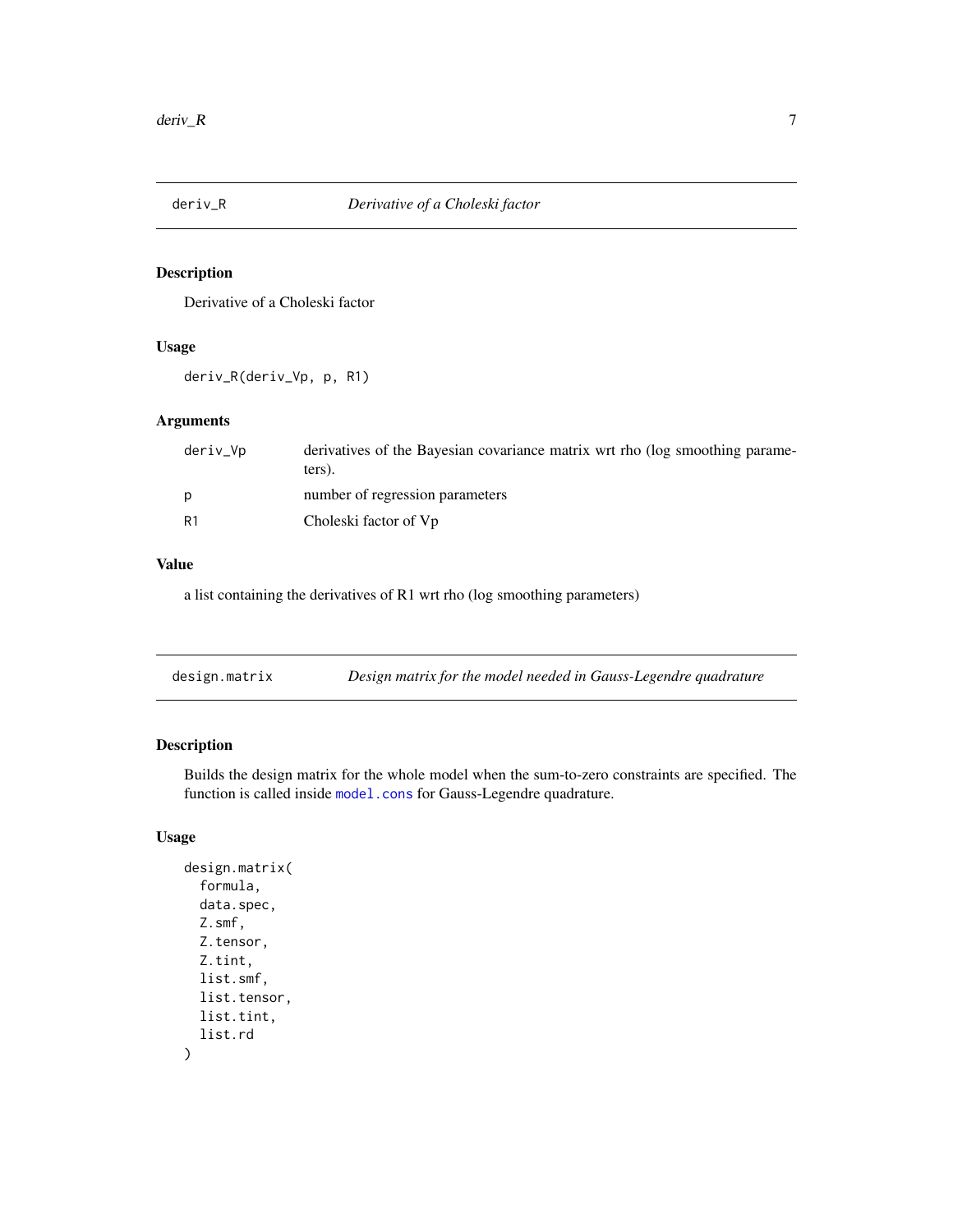## deriv_R — *Derivative of a Choleski factor*

### Description

Derivative of a Choleski factor

### Usage

```
deriv_R(deriv_Vp, p, R1)
```

### Arguments

| | |
|---|---|
| deriv_Vp | derivatives of the Bayesian covariance matrix wrt rho (log smoothing parameters). |
| p | number of regression parameters |
| R1 | Choleski factor of Vp |

### Value

a list containing the derivatives of R1 wrt rho (log smoothing parameters)

## design.matrix — *Design matrix for the model needed in Gauss-Legendre quadrature*

### Description

Builds the design matrix for the whole model when the sum-to-zero constraints are specified. The function is called inside model.cons for Gauss-Legendre quadrature.

### Usage

```
design.matrix(
  formula,
  data.spec,
  Z.smf,
  Z.tensor,
  Z.tint,
  list.smf,
  list.tensor,
  list.tint,
  list.rd
)
```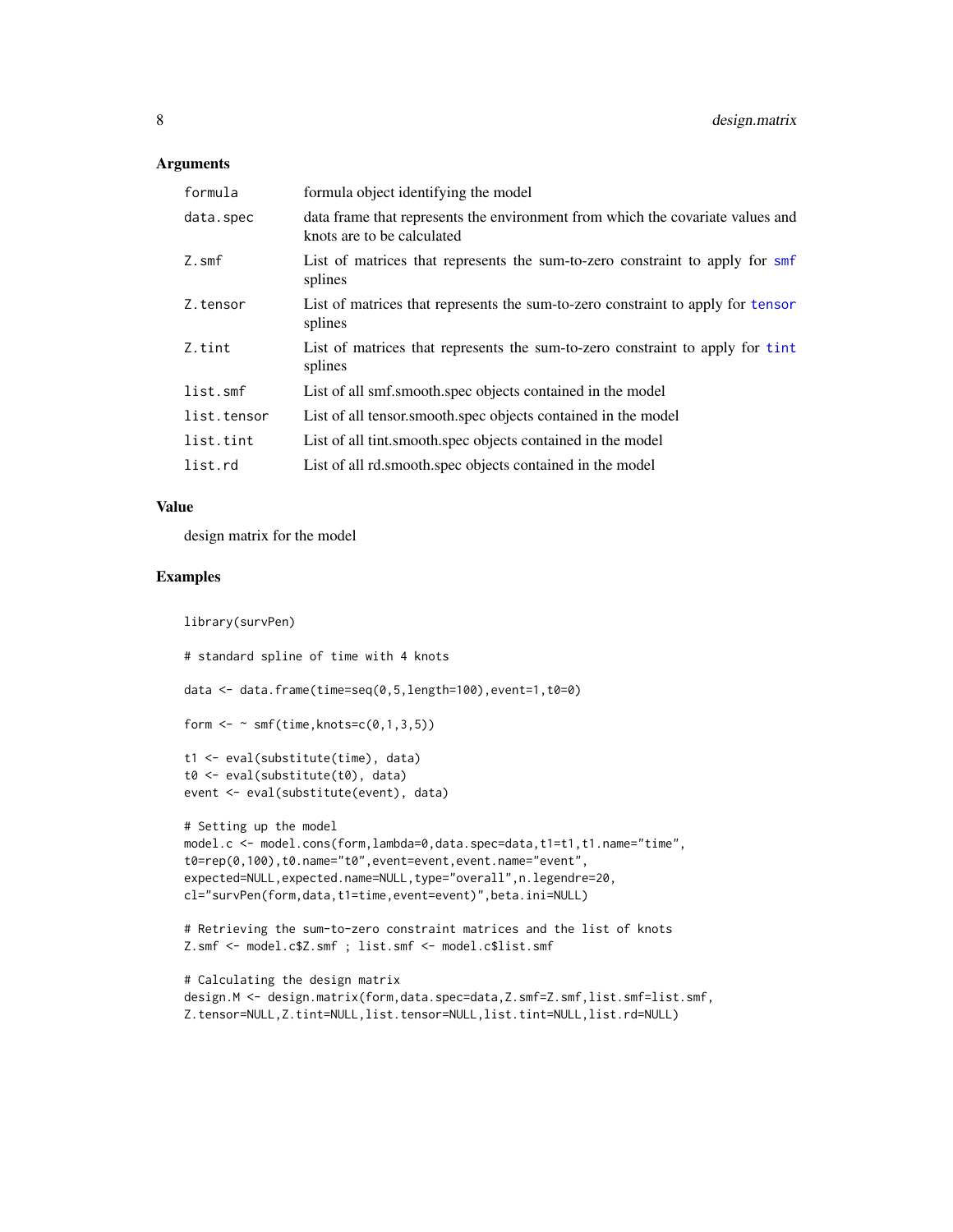### Arguments

| | |
|---|---|
| formula | formula object identifying the model |
| data.spec | data frame that represents the environment from which the covariate values and knots are to be calculated |
| Z.smf | List of matrices that represents the sum-to-zero constraint to apply for smf splines |
| Z.tensor | List of matrices that represents the sum-to-zero constraint to apply for tensor splines |
| Z.tint | List of matrices that represents the sum-to-zero constraint to apply for tint splines |
| list.smf | List of all smf.smooth.spec objects contained in the model |
| list.tensor | List of all tensor.smooth.spec objects contained in the model |
| list.tint | List of all tint.smooth.spec objects contained in the model |
| list.rd | List of all rd.smooth.spec objects contained in the model |

### Value

design matrix for the model

### Examples

```
library(survPen)

# standard spline of time with 4 knots

data <- data.frame(time=seq(0,5,length=100),event=1,t0=0)

form <- ~ smf(time,knots=c(0,1,3,5))

t1 <- eval(substitute(time), data)
t0 <- eval(substitute(t0), data)
event <- eval(substitute(event), data)

# Setting up the model
model.c <- model.cons(form,lambda=0,data.spec=data,t1=t1,t1.name="time",
t0=rep(0,100),t0.name="t0",event=event,event.name="event",
expected=NULL,expected.name=NULL,type="overall",n.legendre=20,
cl="survPen(form,data,t1=time,event=event)",beta.ini=NULL)

# Retrieving the sum-to-zero constraint matrices and the list of knots
Z.smf <- model.c$Z.smf ; list.smf <- model.c$list.smf

# Calculating the design matrix
design.M <- design.matrix(form,data.spec=data,Z.smf=Z.smf,list.smf=list.smf,
Z.tensor=NULL,Z.tint=NULL,list.tensor=NULL,list.tint=NULL,list.rd=NULL)
```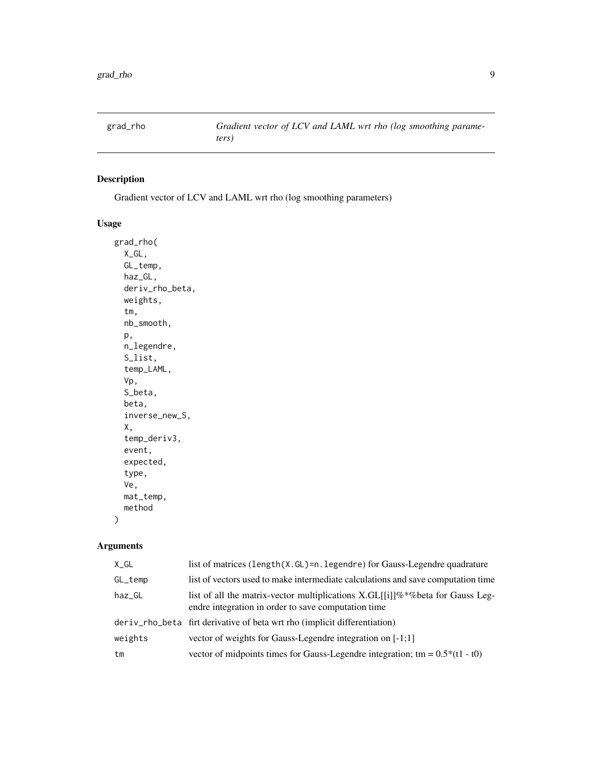# grad_rho

*Gradient vector of LCV and LAML wrt rho (log smoothing parameters)*

## Description

Gradient vector of LCV and LAML wrt rho (log smoothing parameters)

## Usage

```
grad_rho(
  X_GL,
  GL_temp,
  haz_GL,
  deriv_rho_beta,
  weights,
  tm,
  nb_smooth,
  p,
  n_legendre,
  S_list,
  temp_LAML,
  Vp,
  S_beta,
  beta,
  inverse_new_S,
  X,
  temp_deriv3,
  event,
  expected,
  type,
  Ve,
  mat_temp,
  method
)
```

## Arguments

| | |
|---|---|
| X_GL | list of matrices (length(X.GL)=n.legendre) for Gauss-Legendre quadrature |
| GL_temp | list of vectors used to make intermediate calculations and save computation time |
| haz_GL | list of all the matrix-vector multiplications X.GL[[i]]%*%beta for Gauss Legendre integration in order to save computation time |
| deriv_rho_beta | firt derivative of beta wrt rho (implicit differentiation) |
| weights | vector of weights for Gauss-Legendre integration on [-1;1] |
| tm | vector of midpoints times for Gauss-Legendre integration; tm = 0.5*(t1 - t0) |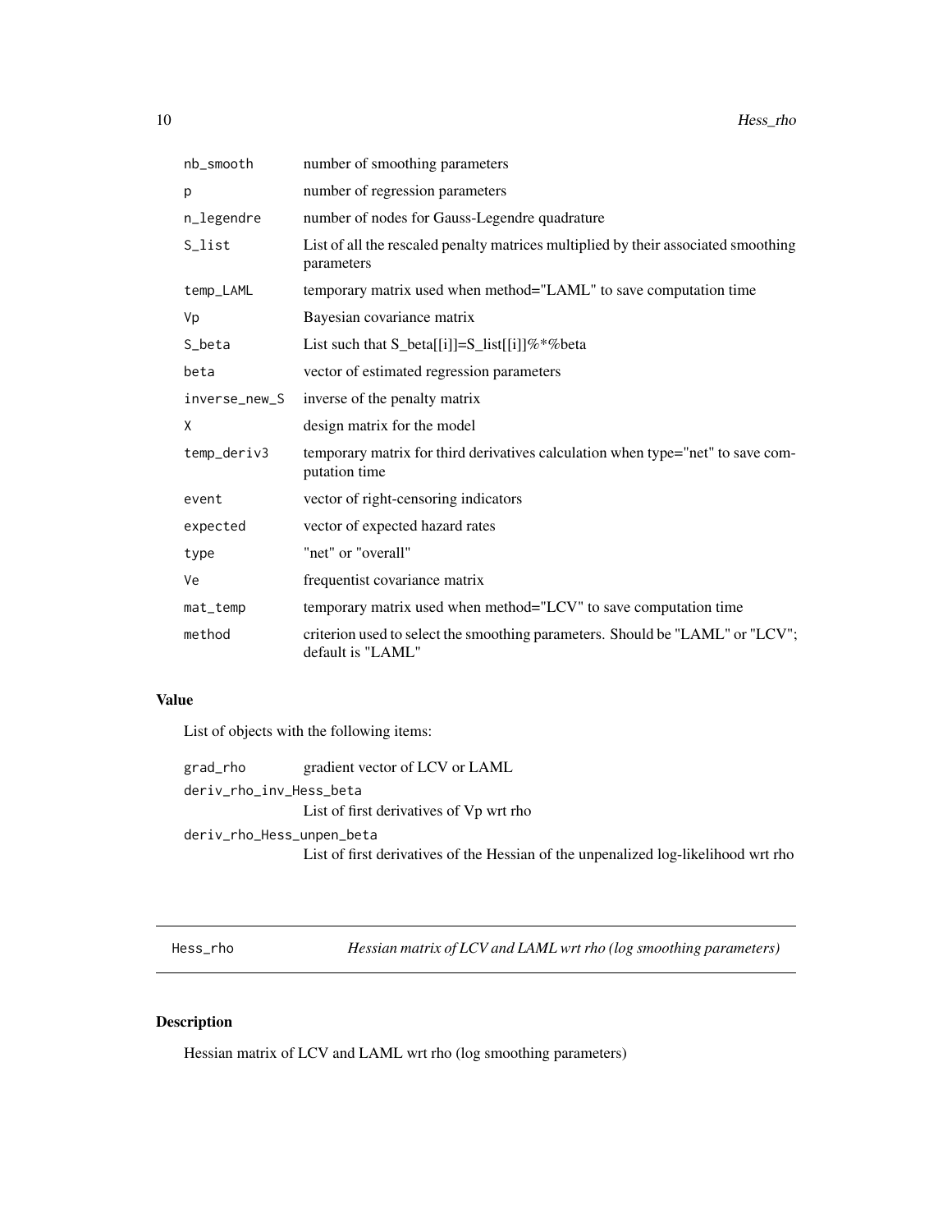| | |
|---|---|
| nb_smooth | number of smoothing parameters |
| p | number of regression parameters |
| n_legendre | number of nodes for Gauss-Legendre quadrature |
| S_list | List of all the rescaled penalty matrices multiplied by their associated smoothing parameters |
| temp_LAML | temporary matrix used when method="LAML" to save computation time |
| Vp | Bayesian covariance matrix |
| S_beta | List such that S_beta[[i]]=S_list[[i]]%*%beta |
| beta | vector of estimated regression parameters |
| inverse_new_S | inverse of the penalty matrix |
| X | design matrix for the model |
| temp_deriv3 | temporary matrix for third derivatives calculation when type="net" to save computation time |
| event | vector of right-censoring indicators |
| expected | vector of expected hazard rates |
| type | "net" or "overall" |
| Ve | frequentist covariance matrix |
| mat_temp | temporary matrix used when method="LCV" to save computation time |
| method | criterion used to select the smoothing parameters. Should be "LAML" or "LCV"; default is "LAML" |

### Value

List of objects with the following items:

| | |
|---|---|
| grad_rho | gradient vector of LCV or LAML |
| deriv_rho_inv_Hess_beta | List of first derivatives of Vp wrt rho |
| deriv_rho_Hess_unpen_beta | List of first derivatives of the Hessian of the unpenalized log-likelihood wrt rho |

---

## Hess_rho — *Hessian matrix of LCV and LAML wrt rho (log smoothing parameters)*

### Description

Hessian matrix of LCV and LAML wrt rho (log smoothing parameters)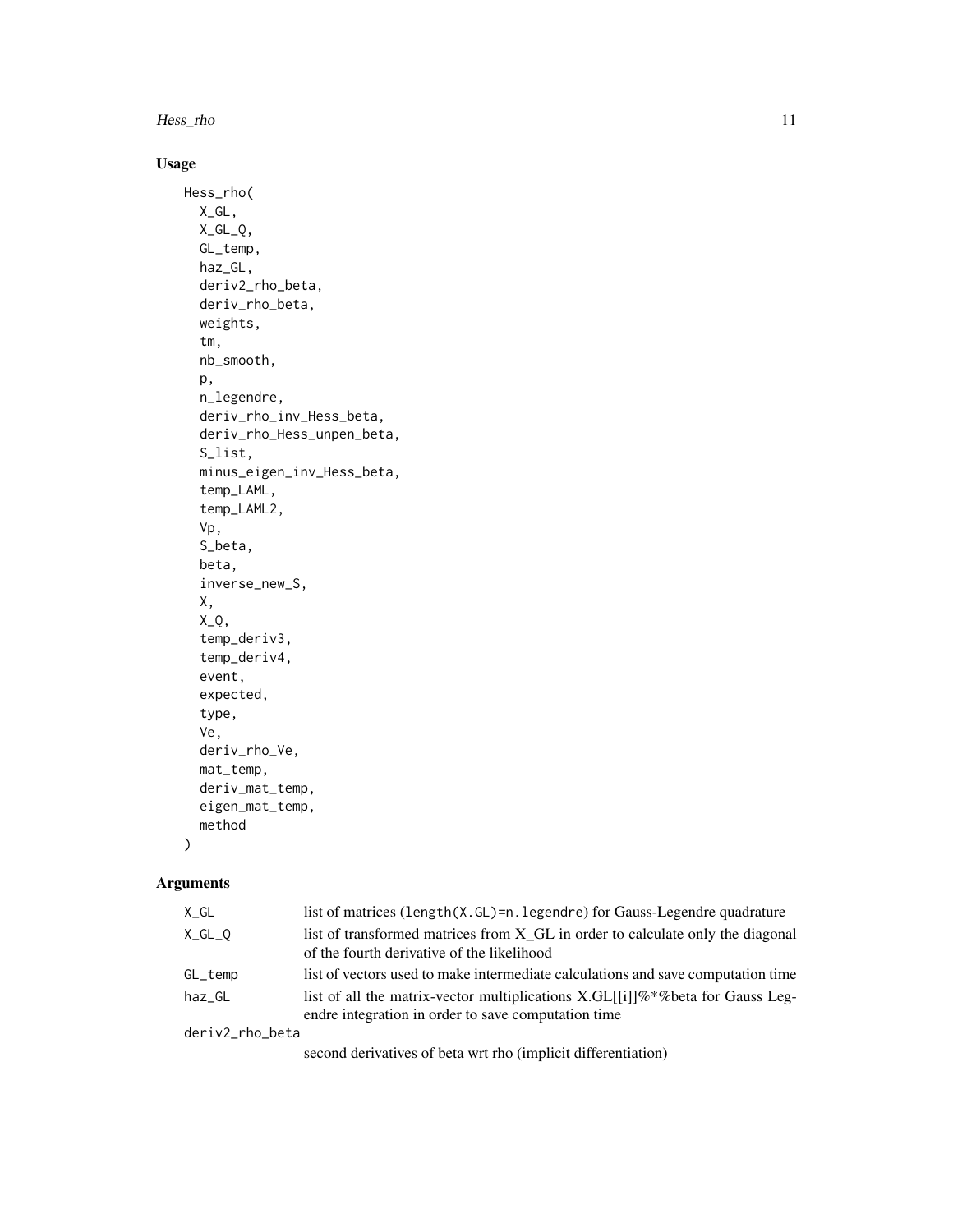## Usage

```
Hess_rho(
  X_GL,
  X_GL_Q,
  GL_temp,
  haz_GL,
  deriv2_rho_beta,
  deriv_rho_beta,
  weights,
  tm,
  nb_smooth,
  p,
  n_legendre,
  deriv_rho_inv_Hess_beta,
  deriv_rho_Hess_unpen_beta,
  S_list,
  minus_eigen_inv_Hess_beta,
  temp_LAML,
  temp_LAML2,
  Vp,
  S_beta,
  beta,
  inverse_new_S,
  X,
  X_Q,
  temp_deriv3,
  temp_deriv4,
  event,
  expected,
  type,
  Ve,
  deriv_rho_Ve,
  mat_temp,
  deriv_mat_temp,
  eigen_mat_temp,
  method
)
```

## Arguments

| Argument | Description |
|---|---|
| X_GL | list of matrices (length(X.GL)=n.legendre) for Gauss-Legendre quadrature |
| X_GL_Q | list of transformed matrices from X_GL in order to calculate only the diagonal of the fourth derivative of the likelihood |
| GL_temp | list of vectors used to make intermediate calculations and save computation time |
| haz_GL | list of all the matrix-vector multiplications X.GL[[i]]%*%beta for Gauss Legendre integration in order to save computation time |
| deriv2_rho_beta | second derivatives of beta wrt rho (implicit differentiation) |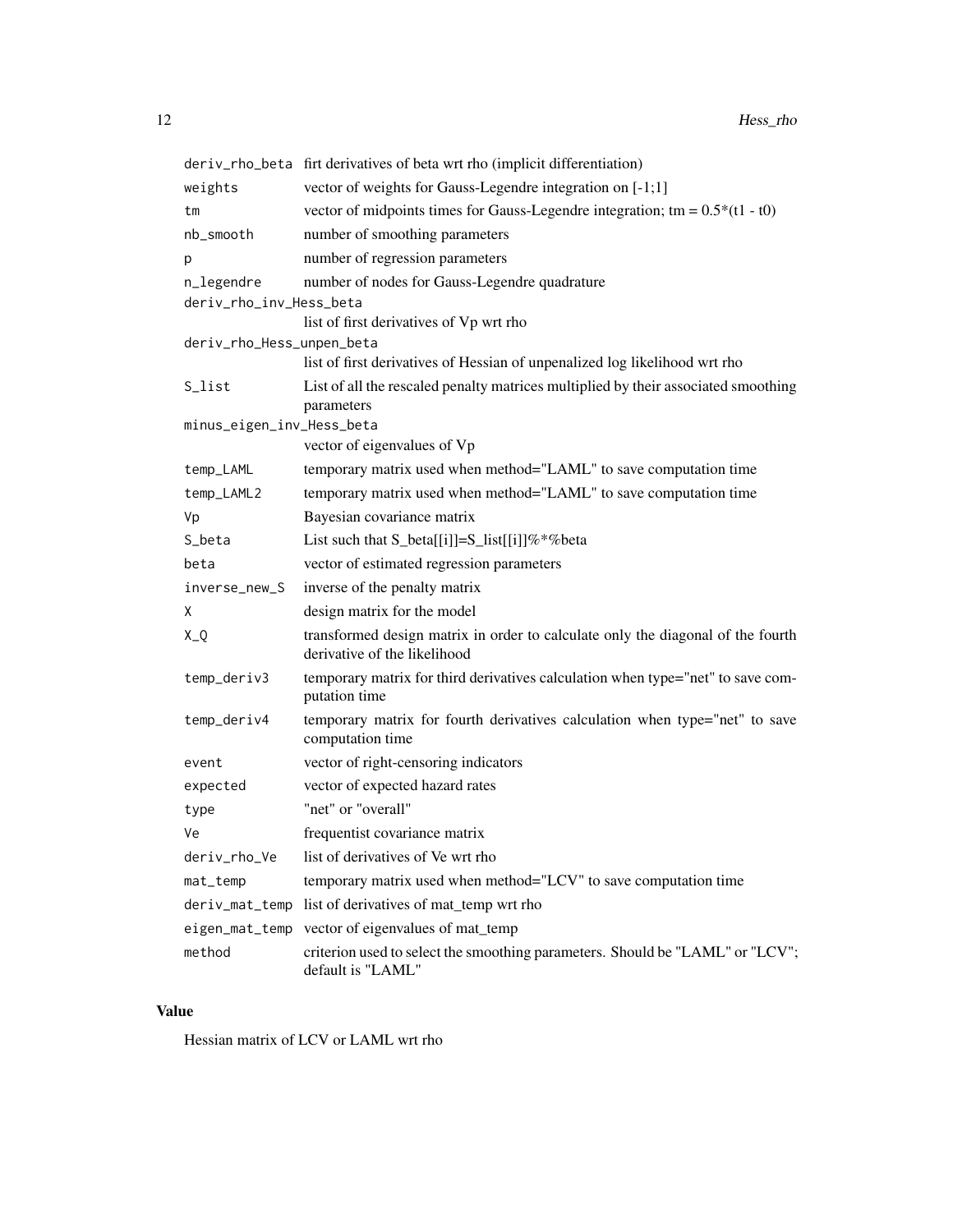| | |
|---|---|
| deriv_rho_beta | firt derivatives of beta wrt rho (implicit differentiation) |
| weights | vector of weights for Gauss-Legendre integration on [-1;1] |
| tm | vector of midpoints times for Gauss-Legendre integration; tm = 0.5*(t1 - t0) |
| nb_smooth | number of smoothing parameters |
| p | number of regression parameters |
| n_legendre | number of nodes for Gauss-Legendre quadrature |
| deriv_rho_inv_Hess_beta | list of first derivatives of Vp wrt rho |
| deriv_rho_Hess_unpen_beta | list of first derivatives of Hessian of unpenalized log likelihood wrt rho |
| S_list | List of all the rescaled penalty matrices multiplied by their associated smoothing parameters |
| minus_eigen_inv_Hess_beta | vector of eigenvalues of Vp |
| temp_LAML | temporary matrix used when method="LAML" to save computation time |
| temp_LAML2 | temporary matrix used when method="LAML" to save computation time |
| Vp | Bayesian covariance matrix |
| S_beta | List such that S_beta[[i]]=S_list[[i]]%*%beta |
| beta | vector of estimated regression parameters |
| inverse_new_S | inverse of the penalty matrix |
| X | design matrix for the model |
| X_Q | transformed design matrix in order to calculate only the diagonal of the fourth derivative of the likelihood |
| temp_deriv3 | temporary matrix for third derivatives calculation when type="net" to save computation time |
| temp_deriv4 | temporary matrix for fourth derivatives calculation when type="net" to save computation time |
| event | vector of right-censoring indicators |
| expected | vector of expected hazard rates |
| type | "net" or "overall" |
| Ve | frequentist covariance matrix |
| deriv_rho_Ve | list of derivatives of Ve wrt rho |
| mat_temp | temporary matrix used when method="LCV" to save computation time |
| deriv_mat_temp | list of derivatives of mat_temp wrt rho |
| eigen_mat_temp | vector of eigenvalues of mat_temp |
| method | criterion used to select the smoothing parameters. Should be "LAML" or "LCV"; default is "LAML" |

## Value

Hessian matrix of LCV or LAML wrt rho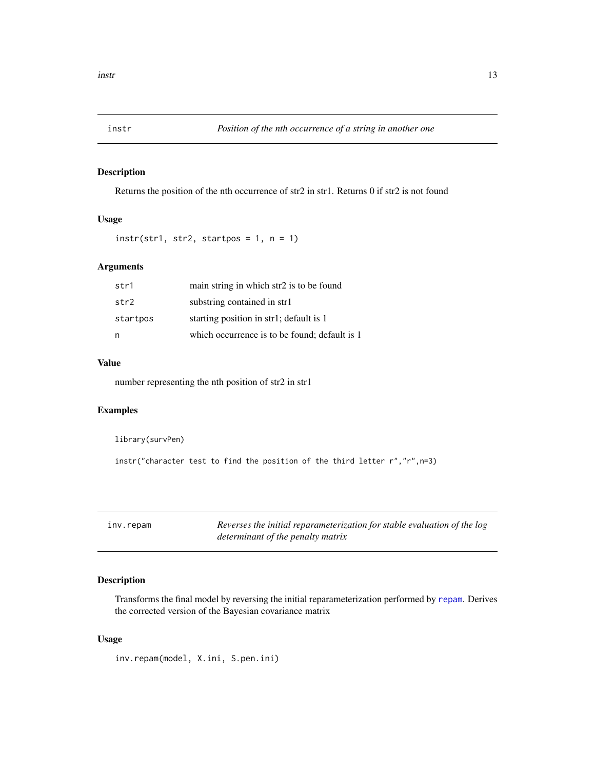## instr — *Position of the nth occurrence of a string in another one*

### Description

Returns the position of the nth occurrence of str2 in str1. Returns 0 if str2 is not found

### Usage

```
instr(str1, str2, startpos = 1, n = 1)
```

### Arguments

| | |
|---|---|
| str1 | main string in which str2 is to be found |
| str2 | substring contained in str1 |
| startpos | starting position in str1; default is 1 |
| n | which occurrence is to be found; default is 1 |

### Value

number representing the nth position of str2 in str1

### Examples

```
library(survPen)

instr("character test to find the position of the third letter r","r",n=3)
```

## inv.repam — *Reverses the initial reparameterization for stable evaluation of the log determinant of the penalty matrix*

### Description

Transforms the final model by reversing the initial reparameterization performed by repam. Derives the corrected version of the Bayesian covariance matrix

### Usage

```
inv.repam(model, X.ini, S.pen.ini)
```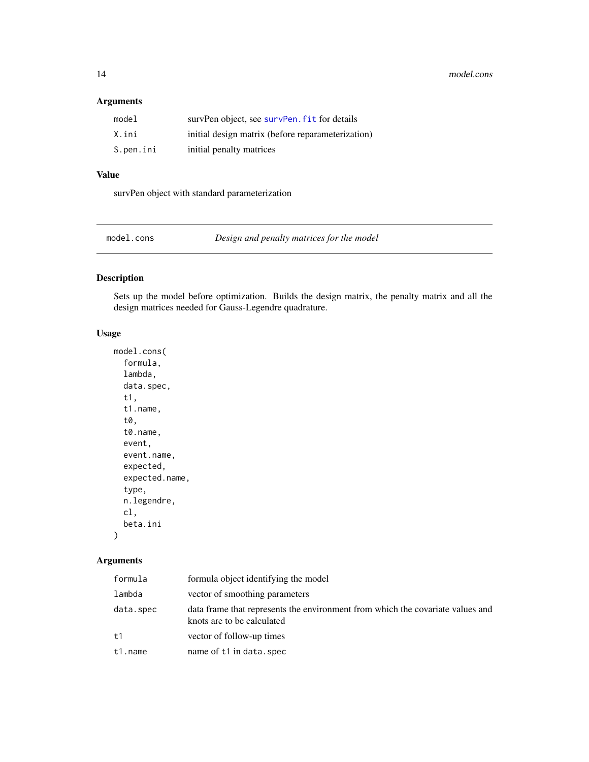### Arguments

| | |
|---|---|
| `model` | survPen object, see `survPen.fit` for details |
| `X.ini` | initial design matrix (before reparameterization) |
| `S.pen.ini` | initial penalty matrices |

### Value

survPen object with standard parameterization

---

## model.cons — *Design and penalty matrices for the model*

### Description

Sets up the model before optimization. Builds the design matrix, the penalty matrix and all the design matrices needed for Gauss-Legendre quadrature.

### Usage

```
model.cons(
  formula,
  lambda,
  data.spec,
  t1,
  t1.name,
  t0,
  t0.name,
  event,
  event.name,
  expected,
  expected.name,
  type,
  n.legendre,
  cl,
  beta.ini
)
```

### Arguments

| | |
|---|---|
| `formula` | formula object identifying the model |
| `lambda` | vector of smoothing parameters |
| `data.spec` | data frame that represents the environment from which the covariate values and knots are to be calculated |
| `t1` | vector of follow-up times |
| `t1.name` | name of `t1` in `data.spec` |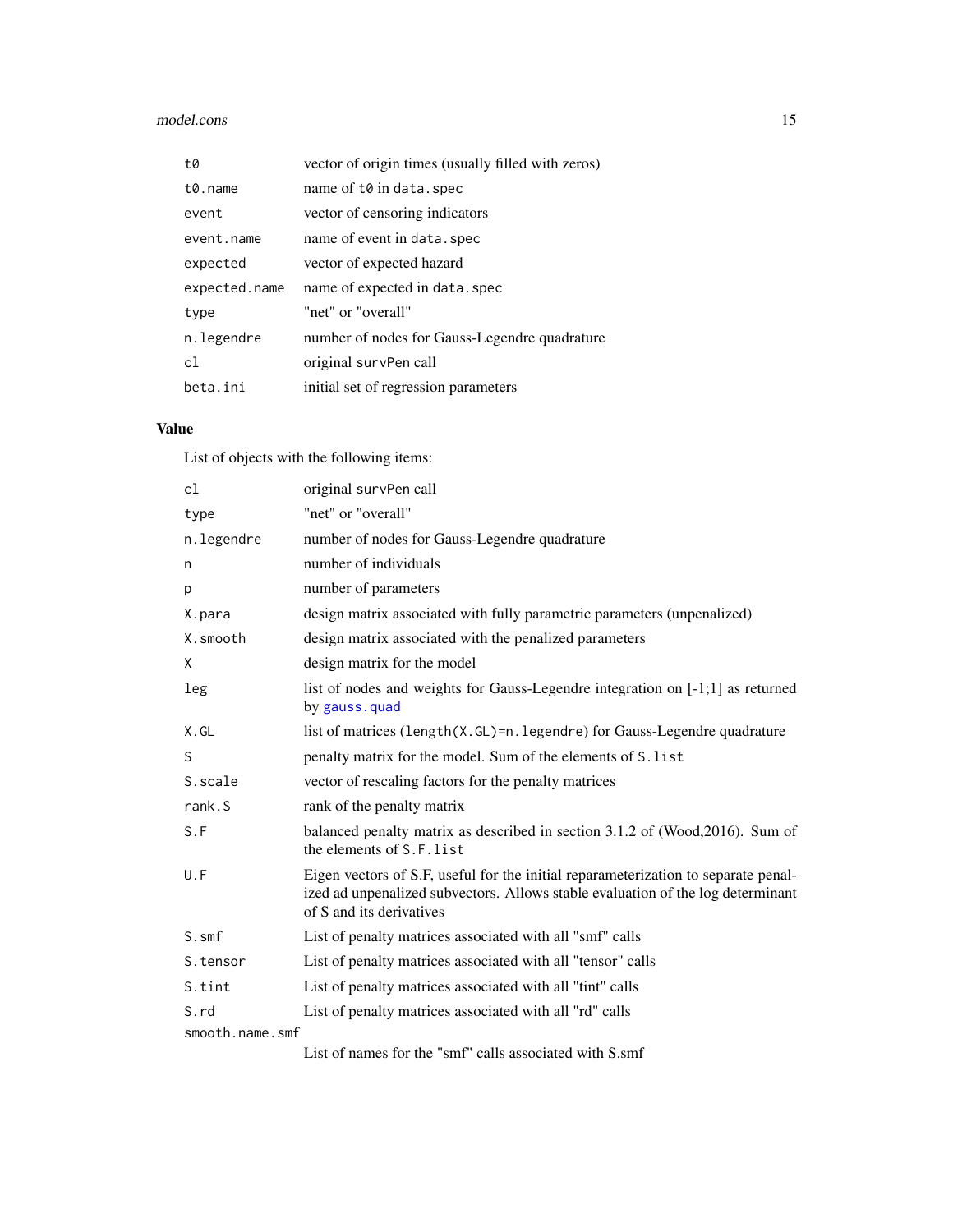| | |
|---|---|
| `t0` | vector of origin times (usually filled with zeros) |
| `t0.name` | name of `t0` in `data.spec` |
| `event` | vector of censoring indicators |
| `event.name` | name of event in `data.spec` |
| `expected` | vector of expected hazard |
| `expected.name` | name of expected in `data.spec` |
| `type` | "net" or "overall" |
| `n.legendre` | number of nodes for Gauss-Legendre quadrature |
| `cl` | original `survPen` call |
| `beta.ini` | initial set of regression parameters |

## Value

List of objects with the following items:

| | |
|---|---|
| `cl` | original `survPen` call |
| `type` | "net" or "overall" |
| `n.legendre` | number of nodes for Gauss-Legendre quadrature |
| `n` | number of individuals |
| `p` | number of parameters |
| `X.para` | design matrix associated with fully parametric parameters (unpenalized) |
| `X.smooth` | design matrix associated with the penalized parameters |
| `X` | design matrix for the model |
| `leg` | list of nodes and weights for Gauss-Legendre integration on [-1;1] as returned by `gauss.quad` |
| `X.GL` | list of matrices (`length(X.GL)=n.legendre`) for Gauss-Legendre quadrature |
| `S` | penalty matrix for the model. Sum of the elements of `S.list` |
| `S.scale` | vector of rescaling factors for the penalty matrices |
| `rank.S` | rank of the penalty matrix |
| `S.F` | balanced penalty matrix as described in section 3.1.2 of (Wood,2016). Sum of the elements of `S.F.list` |
| `U.F` | Eigen vectors of S.F, useful for the initial reparameterization to separate penalized ad unpenalized subvectors. Allows stable evaluation of the log determinant of S and its derivatives |
| `S.smf` | List of penalty matrices associated with all "smf" calls |
| `S.tensor` | List of penalty matrices associated with all "tensor" calls |
| `S.tint` | List of penalty matrices associated with all "tint" calls |
| `S.rd` | List of penalty matrices associated with all "rd" calls |
| `smooth.name.smf` | List of names for the "smf" calls associated with S.smf |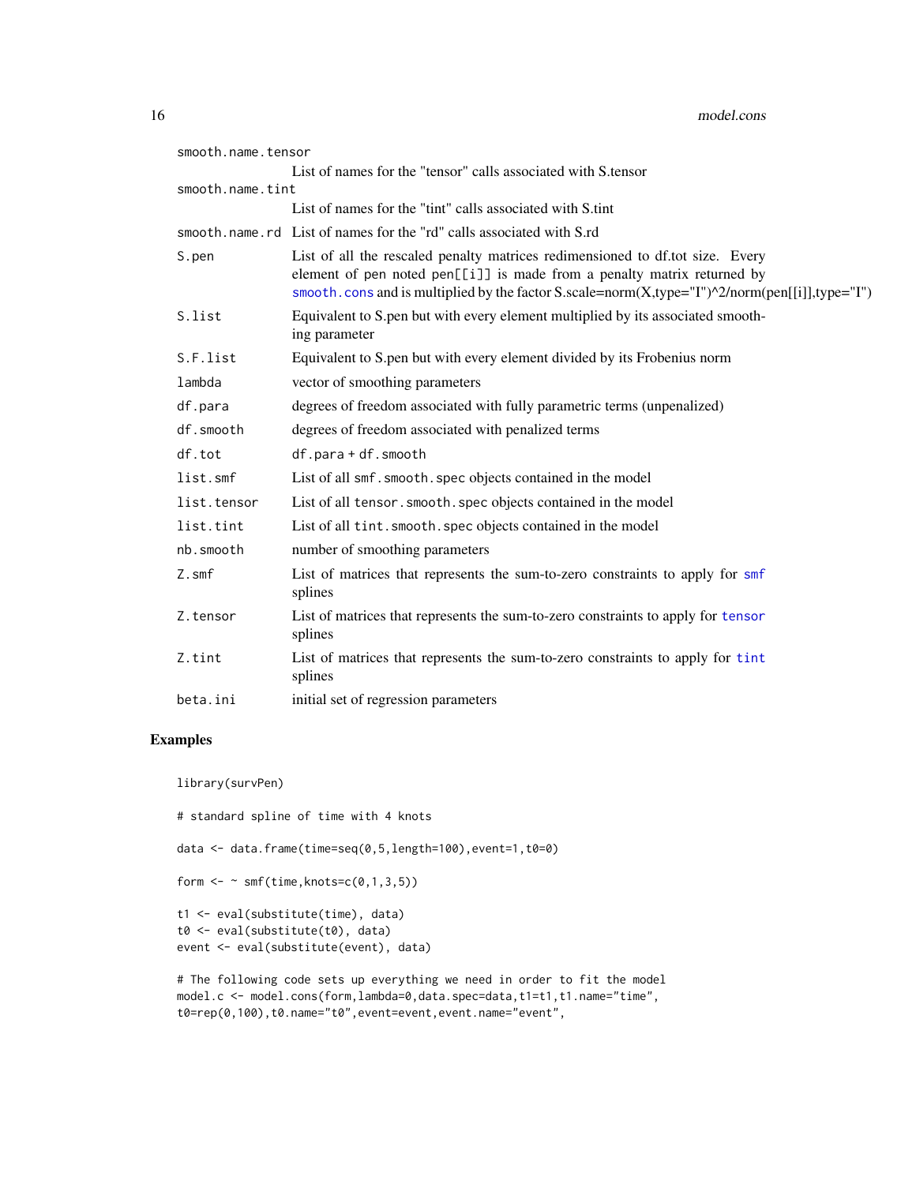| | |
|---|---|
| smooth.name.tensor | List of names for the "tensor" calls associated with S.tensor |
| smooth.name.tint | List of names for the "tint" calls associated with S.tint |
| smooth.name.rd | List of names for the "rd" calls associated with S.rd |
| S.pen | List of all the rescaled penalty matrices redimensioned to df.tot size. Every element of pen noted pen[[i]] is made from a penalty matrix returned by smooth.cons and is multiplied by the factor S.scale=norm(X,type="I")^2/norm(pen[[i]],type="I") |
| S.list | Equivalent to S.pen but with every element multiplied by its associated smoothing parameter |
| S.F.list | Equivalent to S.pen but with every element divided by its Frobenius norm |
| lambda | vector of smoothing parameters |
| df.para | degrees of freedom associated with fully parametric terms (unpenalized) |
| df.smooth | degrees of freedom associated with penalized terms |
| df.tot | df.para + df.smooth |
| list.smf | List of all smf.smooth.spec objects contained in the model |
| list.tensor | List of all tensor.smooth.spec objects contained in the model |
| list.tint | List of all tint.smooth.spec objects contained in the model |
| nb.smooth | number of smoothing parameters |
| Z.smf | List of matrices that represents the sum-to-zero constraints to apply for smf splines |
| Z.tensor | List of matrices that represents the sum-to-zero constraints to apply for tensor splines |
| Z.tint | List of matrices that represents the sum-to-zero constraints to apply for tint splines |
| beta.ini | initial set of regression parameters |

## Examples

```
library(survPen)

# standard spline of time with 4 knots

data <- data.frame(time=seq(0,5,length=100),event=1,t0=0)

form <- ~ smf(time,knots=c(0,1,3,5))

t1 <- eval(substitute(time), data)
t0 <- eval(substitute(t0), data)
event <- eval(substitute(event), data)

# The following code sets up everything we need in order to fit the model
model.c <- model.cons(form,lambda=0,data.spec=data,t1=t1,t1.name="time",
t0=rep(0,100),t0.name="t0",event=event,event.name="event",
```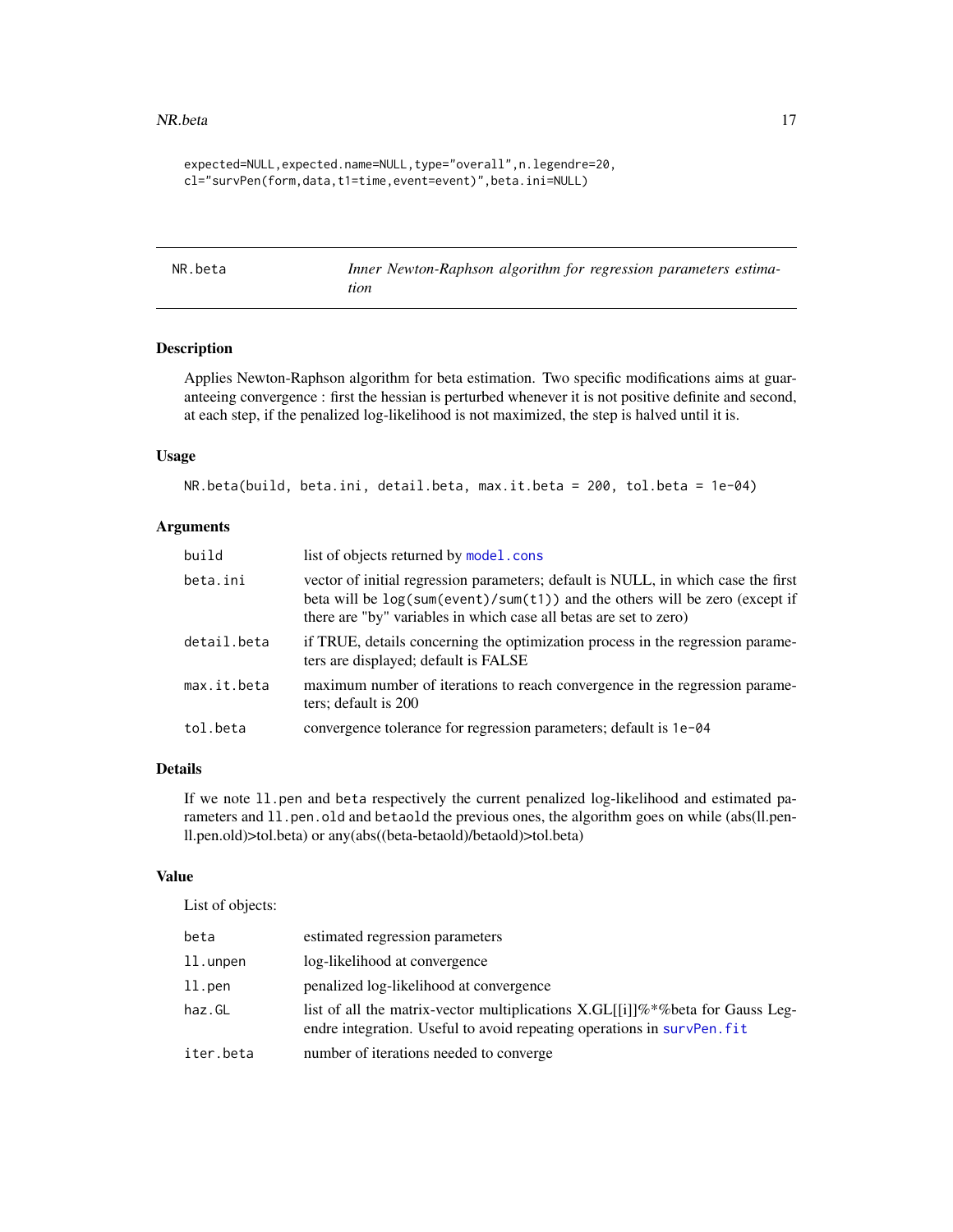```
expected=NULL,expected.name=NULL,type="overall",n.legendre=20,
cl="survPen(form,data,t1=time,event=event)",beta.ini=NULL)
```

---

## NR.beta — *Inner Newton-Raphson algorithm for regression parameters estimation*

### Description

Applies Newton-Raphson algorithm for beta estimation. Two specific modifications aims at guaranteeing convergence : first the hessian is perturbed whenever it is not positive definite and second, at each step, if the penalized log-likelihood is not maximized, the step is halved until it is.

### Usage

```
NR.beta(build, beta.ini, detail.beta, max.it.beta = 200, tol.beta = 1e-04)
```

### Arguments

| | |
|---|---|
| `build` | list of objects returned by `model.cons` |
| `beta.ini` | vector of initial regression parameters; default is NULL, in which case the first beta will be `log(sum(event)/sum(t1))` and the others will be zero (except if there are "by" variables in which case all betas are set to zero) |
| `detail.beta` | if TRUE, details concerning the optimization process in the regression parameters are displayed; default is FALSE |
| `max.it.beta` | maximum number of iterations to reach convergence in the regression parameters; default is 200 |
| `tol.beta` | convergence tolerance for regression parameters; default is `1e-04` |

### Details

If we note `ll.pen` and `beta` respectively the current penalized log-likelihood and estimated parameters and `ll.pen.old` and `betaold` the previous ones, the algorithm goes on while (abs(ll.pen-ll.pen.old)>tol.beta) or any(abs((beta-betaold)/betaold)>tol.beta)

### Value

List of objects:

| | |
|---|---|
| `beta` | estimated regression parameters |
| `ll.unpen` | log-likelihood at convergence |
| `ll.pen` | penalized log-likelihood at convergence |
| `haz.GL` | list of all the matrix-vector multiplications X.GL[[i]]%*%beta for Gauss Legendre integration. Useful to avoid repeating operations in `survPen.fit` |
| `iter.beta` | number of iterations needed to converge |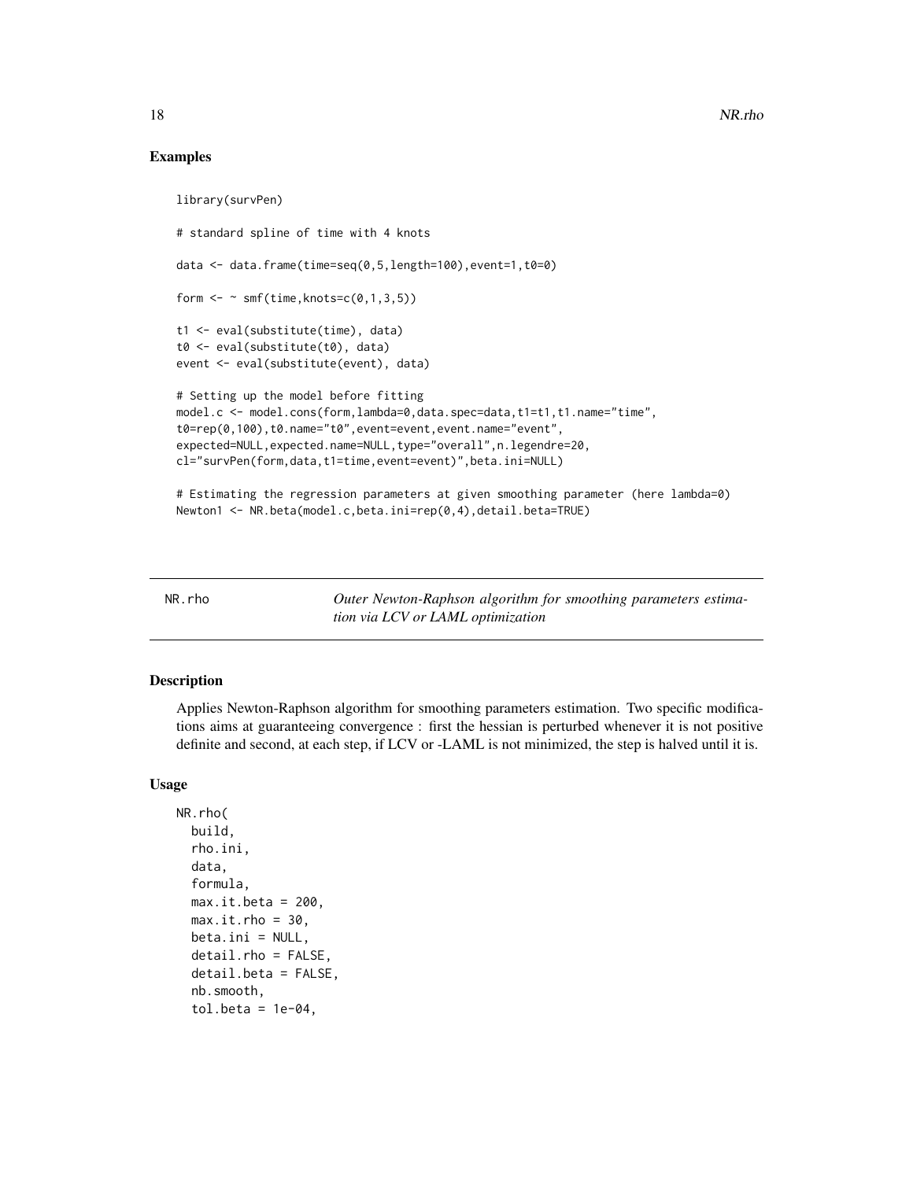## Examples

```
library(survPen)

# standard spline of time with 4 knots

data <- data.frame(time=seq(0,5,length=100),event=1,t0=0)

form <- ~ smf(time,knots=c(0,1,3,5))

t1 <- eval(substitute(time), data)
t0 <- eval(substitute(t0), data)
event <- eval(substitute(event), data)

# Setting up the model before fitting
model.c <- model.cons(form,lambda=0,data.spec=data,t1=t1,t1.name="time",
t0=rep(0,100),t0.name="t0",event=event,event.name="event",
expected=NULL,expected.name=NULL,type="overall",n.legendre=20,
cl="survPen(form,data,t1=time,event=event)",beta.ini=NULL)

# Estimating the regression parameters at given smoothing parameter (here lambda=0)
Newton1 <- NR.beta(model.c,beta.ini=rep(0,4),detail.beta=TRUE)
```

---

# NR.rho

*Outer Newton-Raphson algorithm for smoothing parameters estimation via LCV or LAML optimization*

---

## Description

Applies Newton-Raphson algorithm for smoothing parameters estimation. Two specific modifications aims at guaranteeing convergence : first the hessian is perturbed whenever it is not positive definite and second, at each step, if LCV or -LAML is not minimized, the step is halved until it is.

## Usage

```
NR.rho(
  build,
  rho.ini,
  data,
  formula,
  max.it.beta = 200,
  max.it.rho = 30,
  beta.ini = NULL,
  detail.rho = FALSE,
  detail.beta = FALSE,
  nb.smooth,
  tol.beta = 1e-04,
```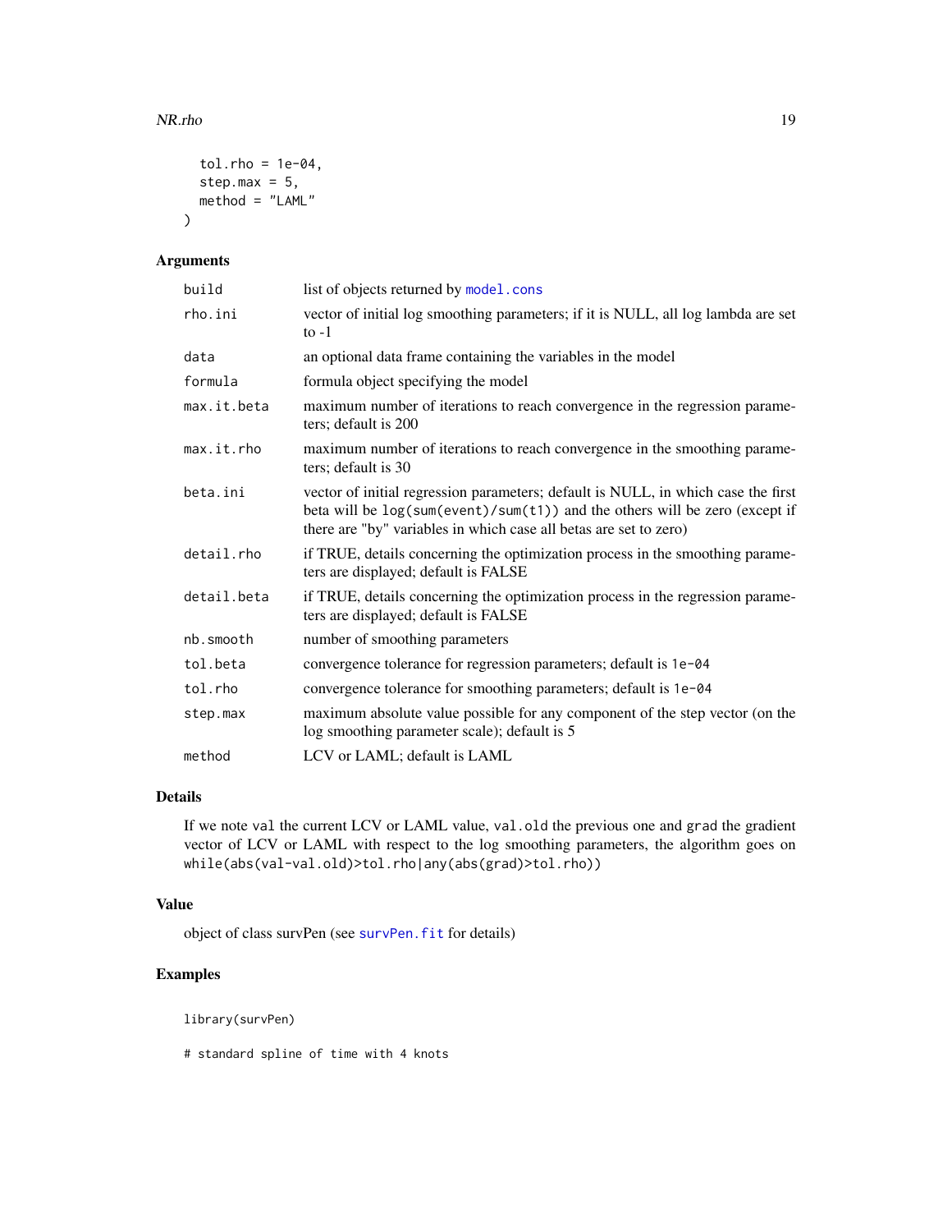```
  tol.rho = 1e-04,
  step.max = 5,
  method = "LAML"
)
```

### Arguments

| | |
|---|---|
| build | list of objects returned by model.cons |
| rho.ini | vector of initial log smoothing parameters; if it is NULL, all log lambda are set to -1 |
| data | an optional data frame containing the variables in the model |
| formula | formula object specifying the model |
| max.it.beta | maximum number of iterations to reach convergence in the regression parameters; default is 200 |
| max.it.rho | maximum number of iterations to reach convergence in the smoothing parameters; default is 30 |
| beta.ini | vector of initial regression parameters; default is NULL, in which case the first beta will be `log(sum(event)/sum(t1))` and the others will be zero (except if there are "by" variables in which case all betas are set to zero) |
| detail.rho | if TRUE, details concerning the optimization process in the smoothing parameters are displayed; default is FALSE |
| detail.beta | if TRUE, details concerning the optimization process in the regression parameters are displayed; default is FALSE |
| nb.smooth | number of smoothing parameters |
| tol.beta | convergence tolerance for regression parameters; default is `1e-04` |
| tol.rho | convergence tolerance for smoothing parameters; default is `1e-04` |
| step.max | maximum absolute value possible for any component of the step vector (on the log smoothing parameter scale); default is 5 |
| method | LCV or LAML; default is LAML |

### Details

If we note `val` the current LCV or LAML value, `val.old` the previous one and `grad` the gradient vector of LCV or LAML with respect to the log smoothing parameters, the algorithm goes on `while(abs(val-val.old)>tol.rho|any(abs(grad)>tol.rho))`

### Value

object of class survPen (see survPen.fit for details)

### Examples

```
library(survPen)

# standard spline of time with 4 knots
```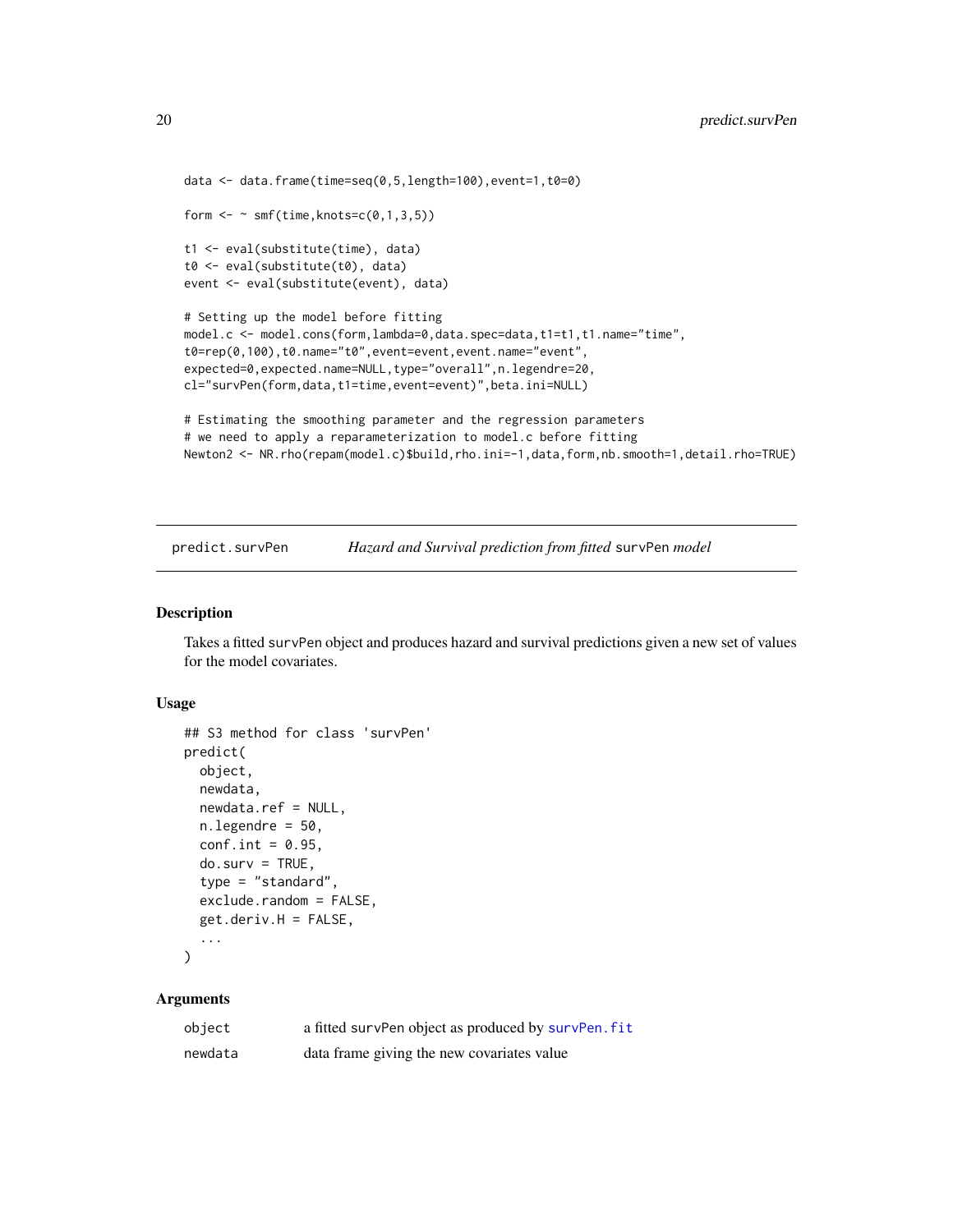```
data <- data.frame(time=seq(0,5,length=100),event=1,t0=0)

form <- ~ smf(time,knots=c(0,1,3,5))

t1 <- eval(substitute(time), data)
t0 <- eval(substitute(t0), data)
event <- eval(substitute(event), data)

# Setting up the model before fitting
model.c <- model.cons(form,lambda=0,data.spec=data,t1=t1,t1.name="time",
t0=rep(0,100),t0.name="t0",event=event,event.name="event",
expected=0,expected.name=NULL,type="overall",n.legendre=20,
cl="survPen(form,data,t1=time,event=event)",beta.ini=NULL)

# Estimating the smoothing parameter and the regression parameters
# we need to apply a reparameterization to model.c before fitting
Newton2 <- NR.rho(repam(model.c)$build,rho.ini=-1,data,form,nb.smooth=1,detail.rho=TRUE)
```

## predict.survPen — *Hazard and Survival prediction from fitted* survPen *model*

### Description

Takes a fitted survPen object and produces hazard and survival predictions given a new set of values for the model covariates.

### Usage

```
## S3 method for class 'survPen'
predict(
  object,
  newdata,
  newdata.ref = NULL,
  n.legendre = 50,
  conf.int = 0.95,
  do.surv = TRUE,
  type = "standard",
  exclude.random = FALSE,
  get.deriv.H = FALSE,
  ...
)
```

### Arguments

| | |
|---|---|
| object | a fitted survPen object as produced by survPen.fit |
| newdata | data frame giving the new covariates value |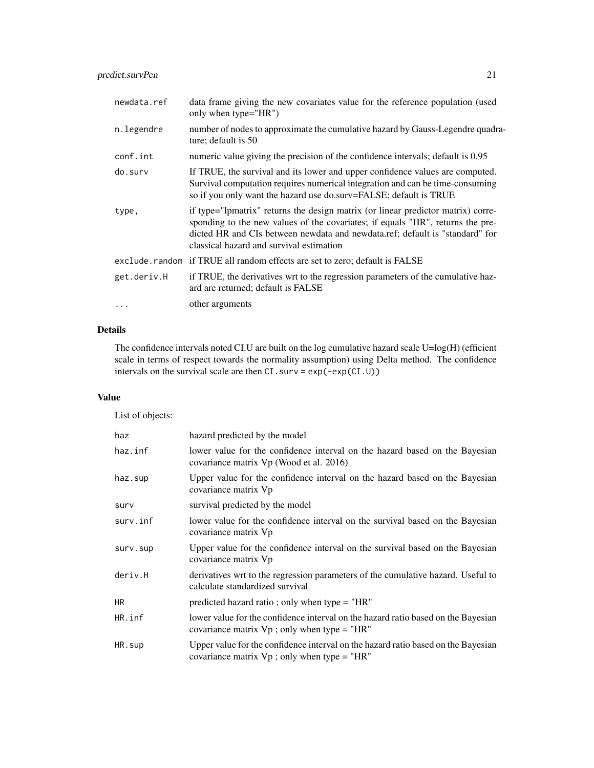| | |
|---|---|
| newdata.ref | data frame giving the new covariates value for the reference population (used only when type="HR") |
| n.legendre | number of nodes to approximate the cumulative hazard by Gauss-Legendre quadrature; default is 50 |
| conf.int | numeric value giving the precision of the confidence intervals; default is 0.95 |
| do.surv | If TRUE, the survival and its lower and upper confidence values are computed. Survival computation requires numerical integration and can be time-consuming so if you only want the hazard use do.surv=FALSE; default is TRUE |
| type, | if type="lpmatrix" returns the design matrix (or linear predictor matrix) corresponding to the new values of the covariates; if equals "HR", returns the predicted HR and CIs between newdata and newdata.ref; default is "standard" for classical hazard and survival estimation |
| exclude.random | if TRUE all random effects are set to zero; default is FALSE |
| get.deriv.H | if TRUE, the derivatives wrt to the regression parameters of the cumulative hazard are returned; default is FALSE |
| ... | other arguments |

## Details

The confidence intervals noted CI.U are built on the log cumulative hazard scale U=log(H) (efficient scale in terms of respect towards the normality assumption) using Delta method. The confidence intervals on the survival scale are then `CI.surv = exp(-exp(CI.U))`

## Value

List of objects:

| | |
|---|---|
| haz | hazard predicted by the model |
| haz.inf | lower value for the confidence interval on the hazard based on the Bayesian covariance matrix Vp (Wood et al. 2016) |
| haz.sup | Upper value for the confidence interval on the hazard based on the Bayesian covariance matrix Vp |
| surv | survival predicted by the model |
| surv.inf | lower value for the confidence interval on the survival based on the Bayesian covariance matrix Vp |
| surv.sup | Upper value for the confidence interval on the survival based on the Bayesian covariance matrix Vp |
| deriv.H | derivatives wrt to the regression parameters of the cumulative hazard. Useful to calculate standardized survival |
| HR | predicted hazard ratio ; only when type = "HR" |
| HR.inf | lower value for the confidence interval on the hazard ratio based on the Bayesian covariance matrix Vp ; only when type = "HR" |
| HR.sup | Upper value for the confidence interval on the hazard ratio based on the Bayesian covariance matrix Vp ; only when type = "HR" |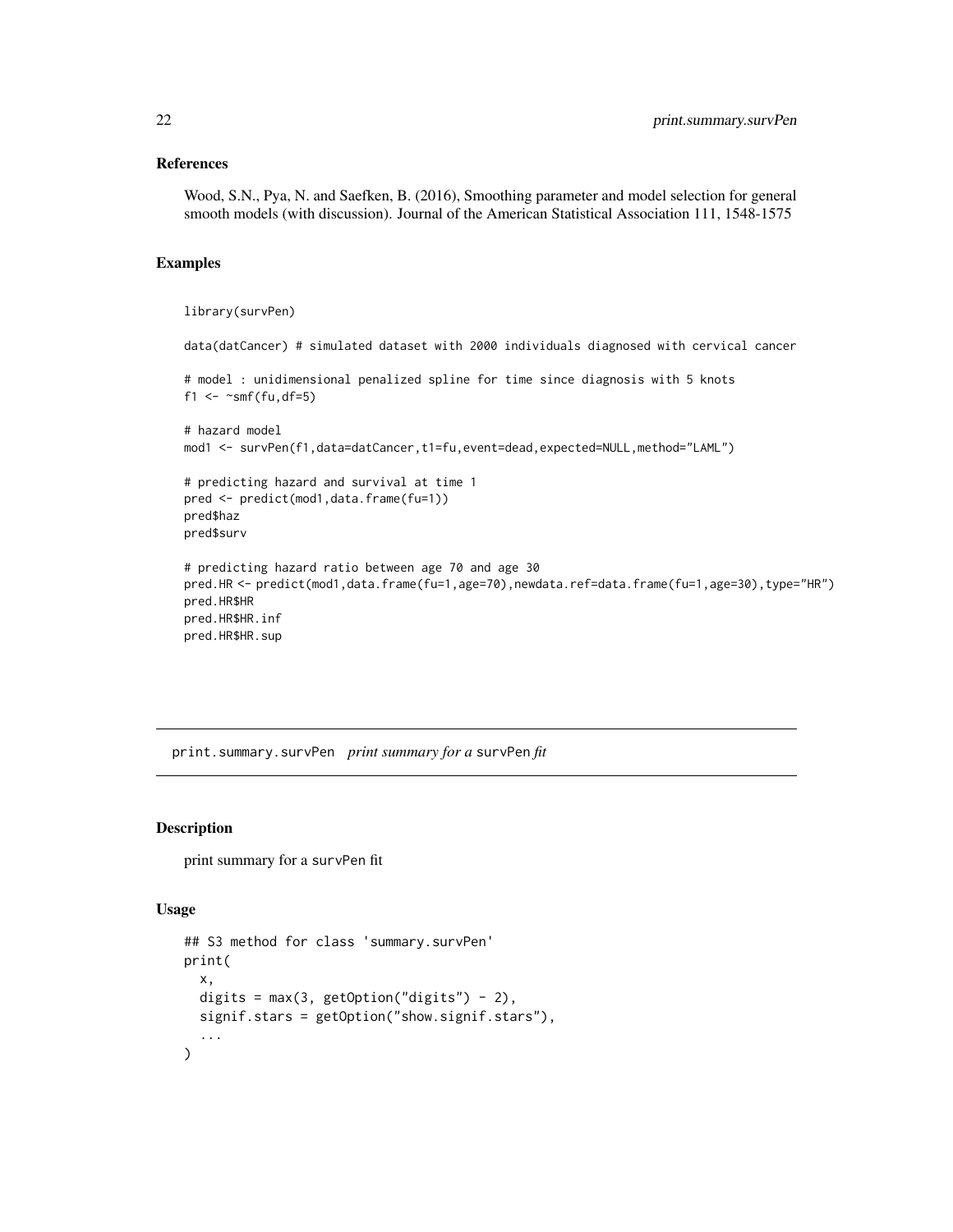### References

Wood, S.N., Pya, N. and Saefken, B. (2016), Smoothing parameter and model selection for general smooth models (with discussion). Journal of the American Statistical Association 111, 1548-1575

### Examples

```
library(survPen)

data(datCancer) # simulated dataset with 2000 individuals diagnosed with cervical cancer

# model : unidimensional penalized spline for time since diagnosis with 5 knots
f1 <- ~smf(fu,df=5)

# hazard model
mod1 <- survPen(f1,data=datCancer,t1=fu,event=dead,expected=NULL,method="LAML")

# predicting hazard and survival at time 1
pred <- predict(mod1,data.frame(fu=1))
pred$haz
pred$surv

# predicting hazard ratio between age 70 and age 30
pred.HR <- predict(mod1,data.frame(fu=1,age=70),newdata.ref=data.frame(fu=1,age=30),type="HR")
pred.HR$HR
pred.HR$HR.inf
pred.HR$HR.sup
```

---

## print.summary.survPen *print summary for a* survPen *fit*

### Description

print summary for a survPen fit

### Usage

```
## S3 method for class 'summary.survPen'
print(
  x,
  digits = max(3, getOption("digits") - 2),
  signif.stars = getOption("show.signif.stars"),
  ...
)
```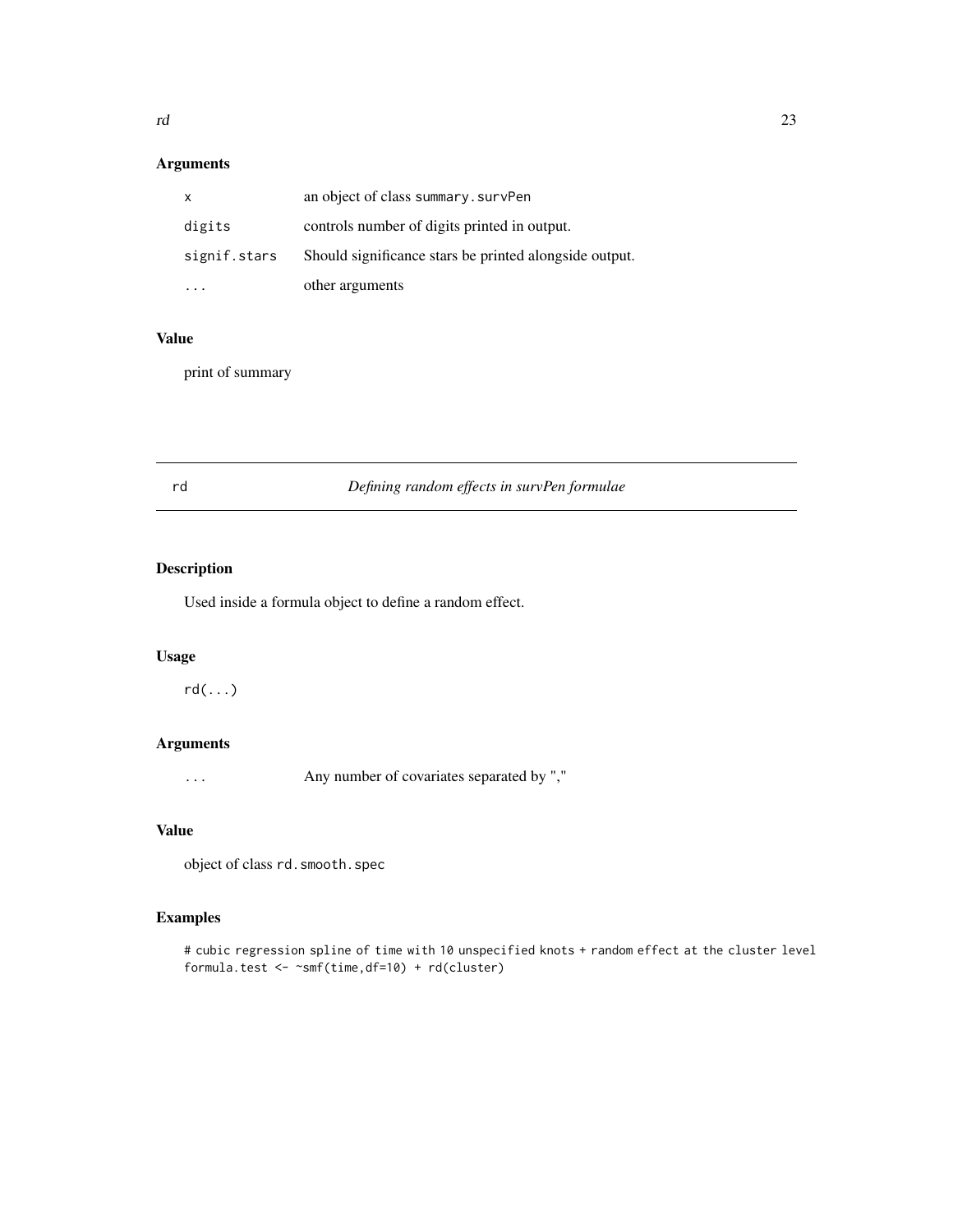## Arguments

| | |
|---|---|
| x | an object of class summary.survPen |
| digits | controls number of digits printed in output. |
| signif.stars | Should significance stars be printed alongside output. |
| ... | other arguments |

## Value

print of summary

---

# rd — *Defining random effects in survPen formulae*

---

## Description

Used inside a formula object to define a random effect.

## Usage

```
rd(...)
```

## Arguments

| | |
|---|---|
| ... | Any number of covariates separated by "," |

## Value

object of class rd.smooth.spec

## Examples

```
# cubic regression spline of time with 10 unspecified knots + random effect at the cluster level
formula.test <- ~smf(time,df=10) + rd(cluster)
```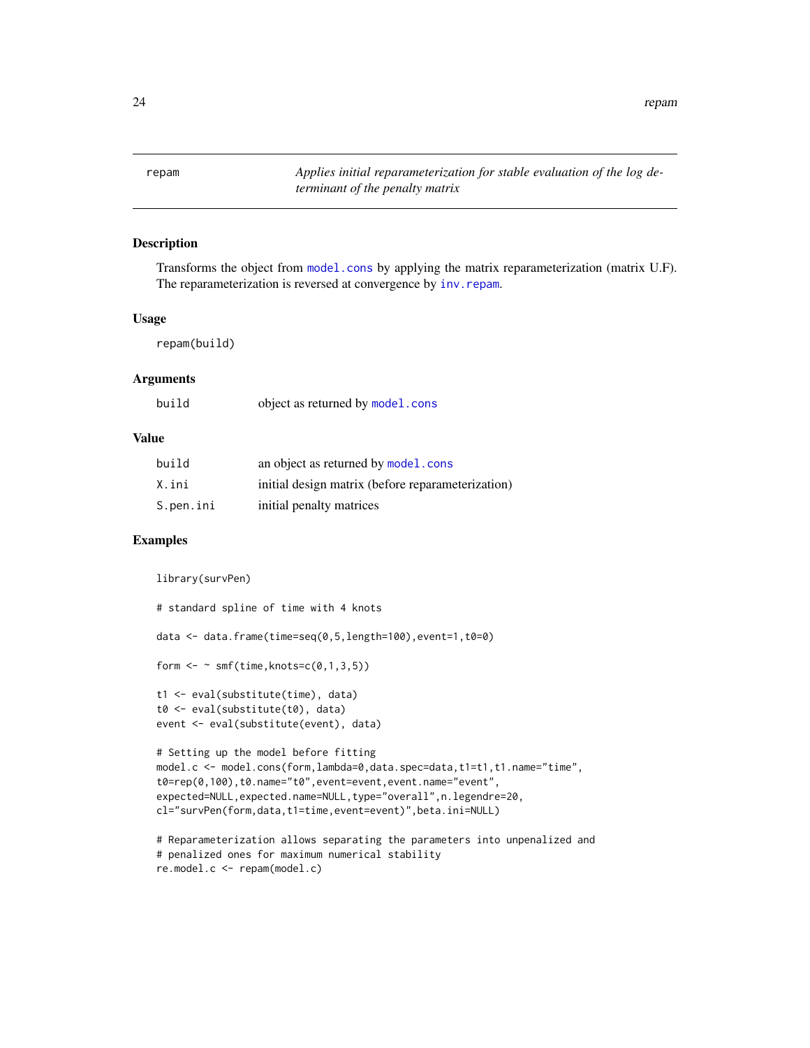## repam — *Applies initial reparameterization for stable evaluation of the log determinant of the penalty matrix*

### Description

Transforms the object from `model.cons` by applying the matrix reparameterization (matrix U.F). The reparameterization is reversed at convergence by `inv.repam`.

### Usage

```
repam(build)
```

### Arguments

| | |
|---|---|
| `build` | object as returned by `model.cons` |

### Value

| | |
|---|---|
| `build` | an object as returned by `model.cons` |
| `X.ini` | initial design matrix (before reparameterization) |
| `S.pen.ini` | initial penalty matrices |

### Examples

```
library(survPen)

# standard spline of time with 4 knots

data <- data.frame(time=seq(0,5,length=100),event=1,t0=0)

form <- ~ smf(time,knots=c(0,1,3,5))

t1 <- eval(substitute(time), data)
t0 <- eval(substitute(t0), data)
event <- eval(substitute(event), data)

# Setting up the model before fitting
model.c <- model.cons(form,lambda=0,data.spec=data,t1=t1,t1.name="time",
t0=rep(0,100),t0.name="t0",event=event,event.name="event",
expected=NULL,expected.name=NULL,type="overall",n.legendre=20,
cl="survPen(form,data,t1=time,event=event)",beta.ini=NULL)

# Reparameterization allows separating the parameters into unpenalized and
# penalized ones for maximum numerical stability
re.model.c <- repam(model.c)
```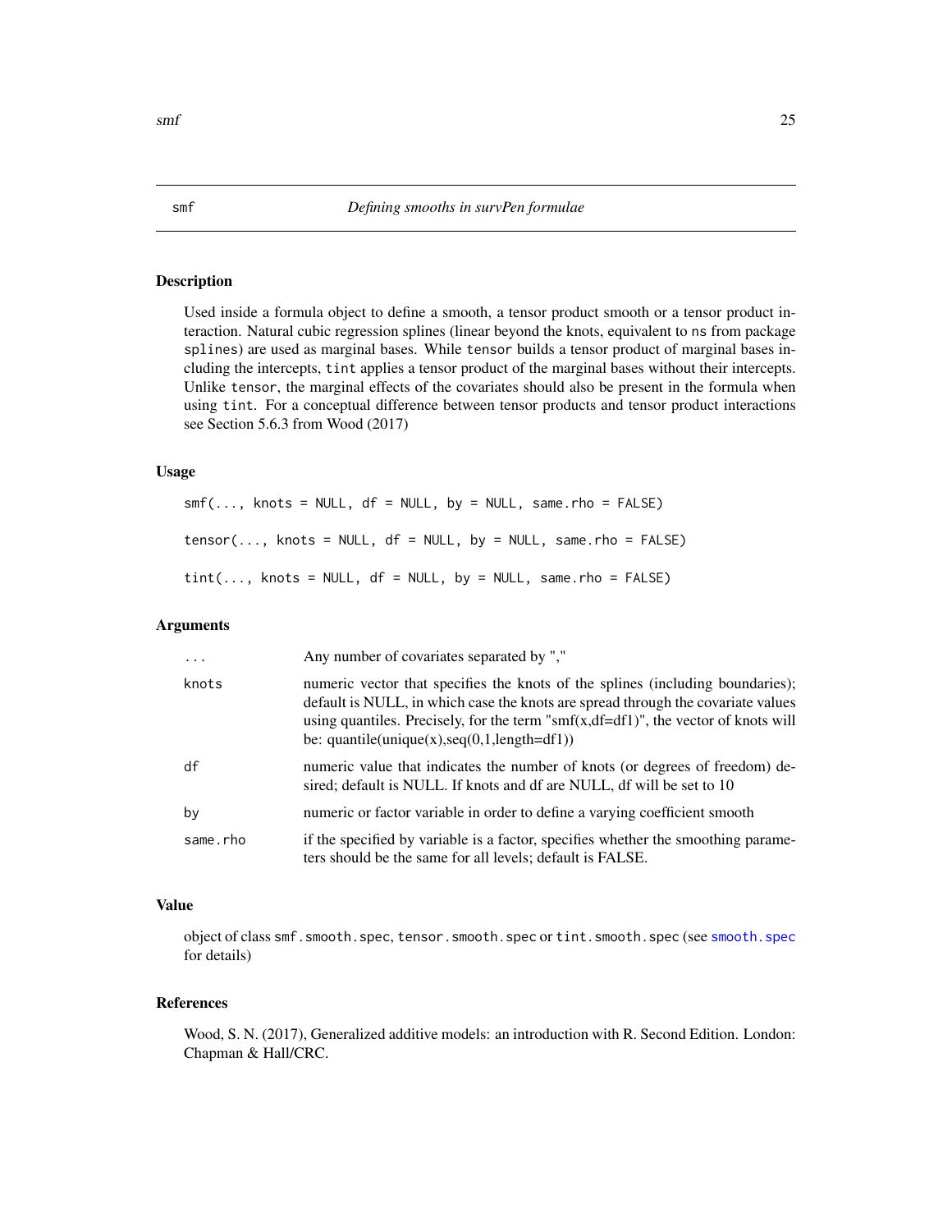smf *Defining smooths in survPen formulae*

## Description

Used inside a formula object to define a smooth, a tensor product smooth or a tensor product interaction. Natural cubic regression splines (linear beyond the knots, equivalent to `ns` from package `splines`) are used as marginal bases. While `tensor` builds a tensor product of marginal bases including the intercepts, `tint` applies a tensor product of the marginal bases without their intercepts. Unlike `tensor`, the marginal effects of the covariates should also be present in the formula when using `tint`. For a conceptual difference between tensor products and tensor product interactions see Section 5.6.3 from Wood (2017)

## Usage

```
smf(..., knots = NULL, df = NULL, by = NULL, same.rho = FALSE)

tensor(..., knots = NULL, df = NULL, by = NULL, same.rho = FALSE)

tint(..., knots = NULL, df = NULL, by = NULL, same.rho = FALSE)
```

## Arguments

| | |
|---|---|
| `...` | Any number of covariates separated by "," |
| `knots` | numeric vector that specifies the knots of the splines (including boundaries); default is NULL, in which case the knots are spread through the covariate values using quantiles. Precisely, for the term "smf(x,df=df1)", the vector of knots will be: quantile(unique(x),seq(0,1,length=df1)) |
| `df` | numeric value that indicates the number of knots (or degrees of freedom) desired; default is NULL. If knots and df are NULL, df will be set to 10 |
| `by` | numeric or factor variable in order to define a varying coefficient smooth |
| `same.rho` | if the specified by variable is a factor, specifies whether the smoothing parameters should be the same for all levels; default is FALSE. |

## Value

object of class `smf.smooth.spec`, `tensor.smooth.spec` or `tint.smooth.spec` (see `smooth.spec` for details)

## References

Wood, S. N. (2017), Generalized additive models: an introduction with R. Second Edition. London: Chapman & Hall/CRC.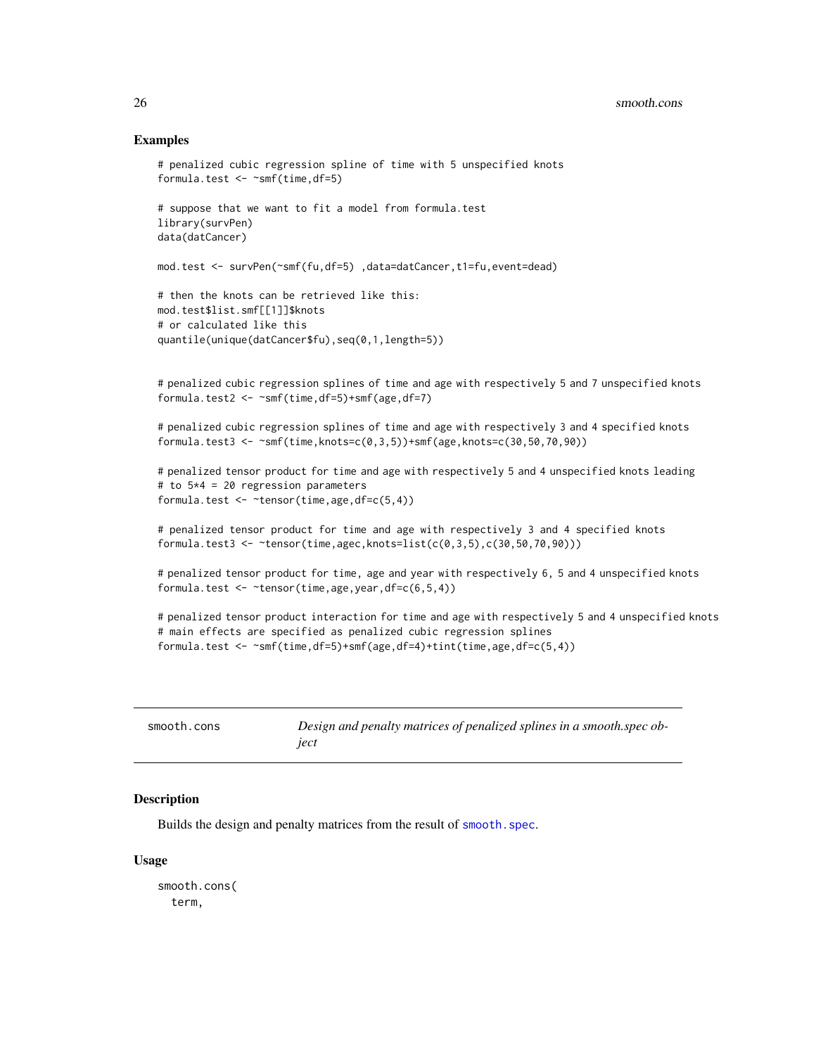### Examples

```
# penalized cubic regression spline of time with 5 unspecified knots
formula.test <- ~smf(time,df=5)

# suppose that we want to fit a model from formula.test
library(survPen)
data(datCancer)

mod.test <- survPen(~smf(fu,df=5) ,data=datCancer,t1=fu,event=dead)

# then the knots can be retrieved like this:
mod.test$list.smf[[1]]$knots
# or calculated like this
quantile(unique(datCancer$fu),seq(0,1,length=5))


# penalized cubic regression splines of time and age with respectively 5 and 7 unspecified knots
formula.test2 <- ~smf(time,df=5)+smf(age,df=7)

# penalized cubic regression splines of time and age with respectively 3 and 4 specified knots
formula.test3 <- ~smf(time,knots=c(0,3,5))+smf(age,knots=c(30,50,70,90))

# penalized tensor product for time and age with respectively 5 and 4 unspecified knots leading
# to 5*4 = 20 regression parameters
formula.test <- ~tensor(time,age,df=c(5,4))

# penalized tensor product for time and age with respectively 3 and 4 specified knots
formula.test3 <- ~tensor(time,agec,knots=list(c(0,3,5),c(30,50,70,90)))

# penalized tensor product for time, age and year with respectively 6, 5 and 4 unspecified knots
formula.test <- ~tensor(time,age,year,df=c(6,5,4))

# penalized tensor product interaction for time and age with respectively 5 and 4 unspecified knots
# main effects are specified as penalized cubic regression splines
formula.test <- ~smf(time,df=5)+smf(age,df=4)+tint(time,age,df=c(5,4))
```

---

## smooth.cons — *Design and penalty matrices of penalized splines in a smooth.spec object*

### Description

Builds the design and penalty matrices from the result of smooth.spec.

### Usage

```
smooth.cons(
  term,
```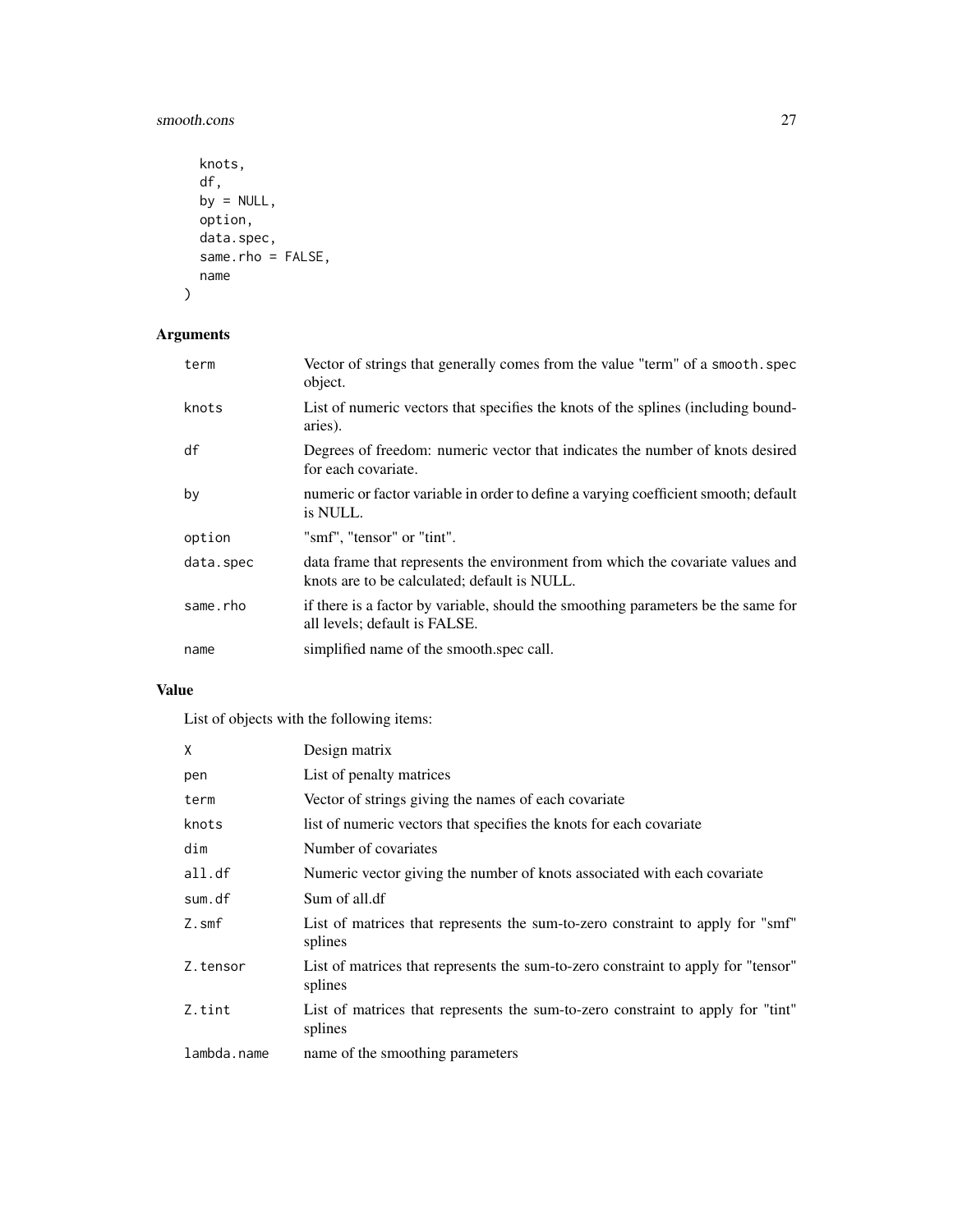```
  knots,
  df,
  by = NULL,
  option,
  data.spec,
  same.rho = FALSE,
  name
)
```

## Arguments

| | |
|---|---|
| term | Vector of strings that generally comes from the value "term" of a smooth.spec object. |
| knots | List of numeric vectors that specifies the knots of the splines (including boundaries). |
| df | Degrees of freedom: numeric vector that indicates the number of knots desired for each covariate. |
| by | numeric or factor variable in order to define a varying coefficient smooth; default is NULL. |
| option | "smf", "tensor" or "tint". |
| data.spec | data frame that represents the environment from which the covariate values and knots are to be calculated; default is NULL. |
| same.rho | if there is a factor by variable, should the smoothing parameters be the same for all levels; default is FALSE. |
| name | simplified name of the smooth.spec call. |

## Value

List of objects with the following items:

| | |
|---|---|
| X | Design matrix |
| pen | List of penalty matrices |
| term | Vector of strings giving the names of each covariate |
| knots | list of numeric vectors that specifies the knots for each covariate |
| dim | Number of covariates |
| all.df | Numeric vector giving the number of knots associated with each covariate |
| sum.df | Sum of all.df |
| Z.smf | List of matrices that represents the sum-to-zero constraint to apply for "smf" splines |
| Z.tensor | List of matrices that represents the sum-to-zero constraint to apply for "tensor" splines |
| Z.tint | List of matrices that represents the sum-to-zero constraint to apply for "tint" splines |
| lambda.name | name of the smoothing parameters |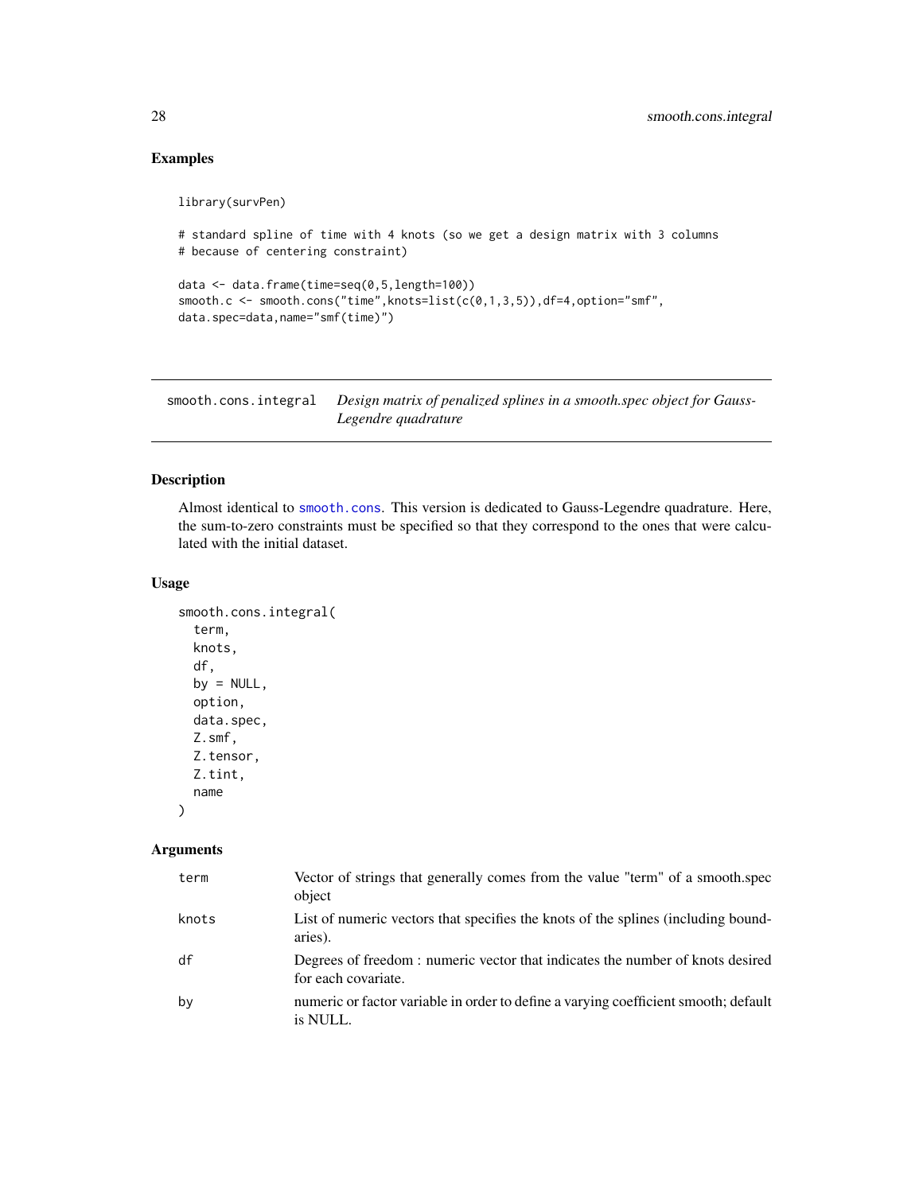## Examples

```
library(survPen)

# standard spline of time with 4 knots (so we get a design matrix with 3 columns
# because of centering constraint)

data <- data.frame(time=seq(0,5,length=100))
smooth.c <- smooth.cons("time",knots=list(c(0,1,3,5)),df=4,option="smf",
data.spec=data,name="smf(time)")
```

---

# smooth.cons.integral

*Design matrix of penalized splines in a smooth.spec object for Gauss-Legendre quadrature*

---

## Description

Almost identical to smooth.cons. This version is dedicated to Gauss-Legendre quadrature. Here, the sum-to-zero constraints must be specified so that they correspond to the ones that were calculated with the initial dataset.

## Usage

```
smooth.cons.integral(
  term,
  knots,
  df,
  by = NULL,
  option,
  data.spec,
  Z.smf,
  Z.tensor,
  Z.tint,
  name
)
```

## Arguments

| | |
|---|---|
| term | Vector of strings that generally comes from the value "term" of a smooth.spec object |
| knots | List of numeric vectors that specifies the knots of the splines (including boundaries). |
| df | Degrees of freedom : numeric vector that indicates the number of knots desired for each covariate. |
| by | numeric or factor variable in order to define a varying coefficient smooth; default is NULL. |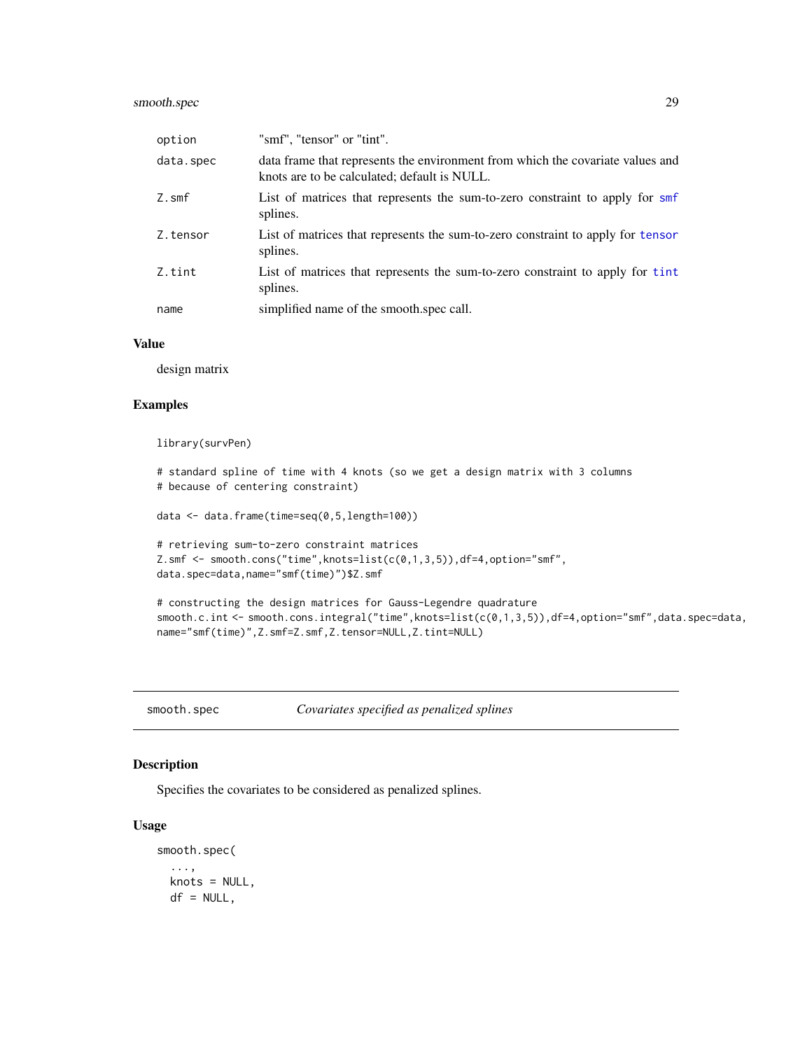| | |
|---|---|
| option | "smf", "tensor" or "tint". |
| data.spec | data frame that represents the environment from which the covariate values and knots are to be calculated; default is NULL. |
| Z.smf | List of matrices that represents the sum-to-zero constraint to apply for smf splines. |
| Z.tensor | List of matrices that represents the sum-to-zero constraint to apply for tensor splines. |
| Z.tint | List of matrices that represents the sum-to-zero constraint to apply for tint splines. |
| name | simplified name of the smooth.spec call. |

### Value

design matrix

### Examples

```
library(survPen)

# standard spline of time with 4 knots (so we get a design matrix with 3 columns
# because of centering constraint)

data <- data.frame(time=seq(0,5,length=100))

# retrieving sum-to-zero constraint matrices
Z.smf <- smooth.cons("time",knots=list(c(0,1,3,5)),df=4,option="smf",
data.spec=data,name="smf(time)")$Z.smf

# constructing the design matrices for Gauss-Legendre quadrature
smooth.c.int <- smooth.cons.integral("time",knots=list(c(0,1,3,5)),df=4,option="smf",data.spec=data,
name="smf(time)",Z.smf=Z.smf,Z.tensor=NULL,Z.tint=NULL)
```

---

## smooth.spec — *Covariates specified as penalized splines*

### Description

Specifies the covariates to be considered as penalized splines.

### Usage

```
smooth.spec(
  ...,
  knots = NULL,
  df = NULL,
```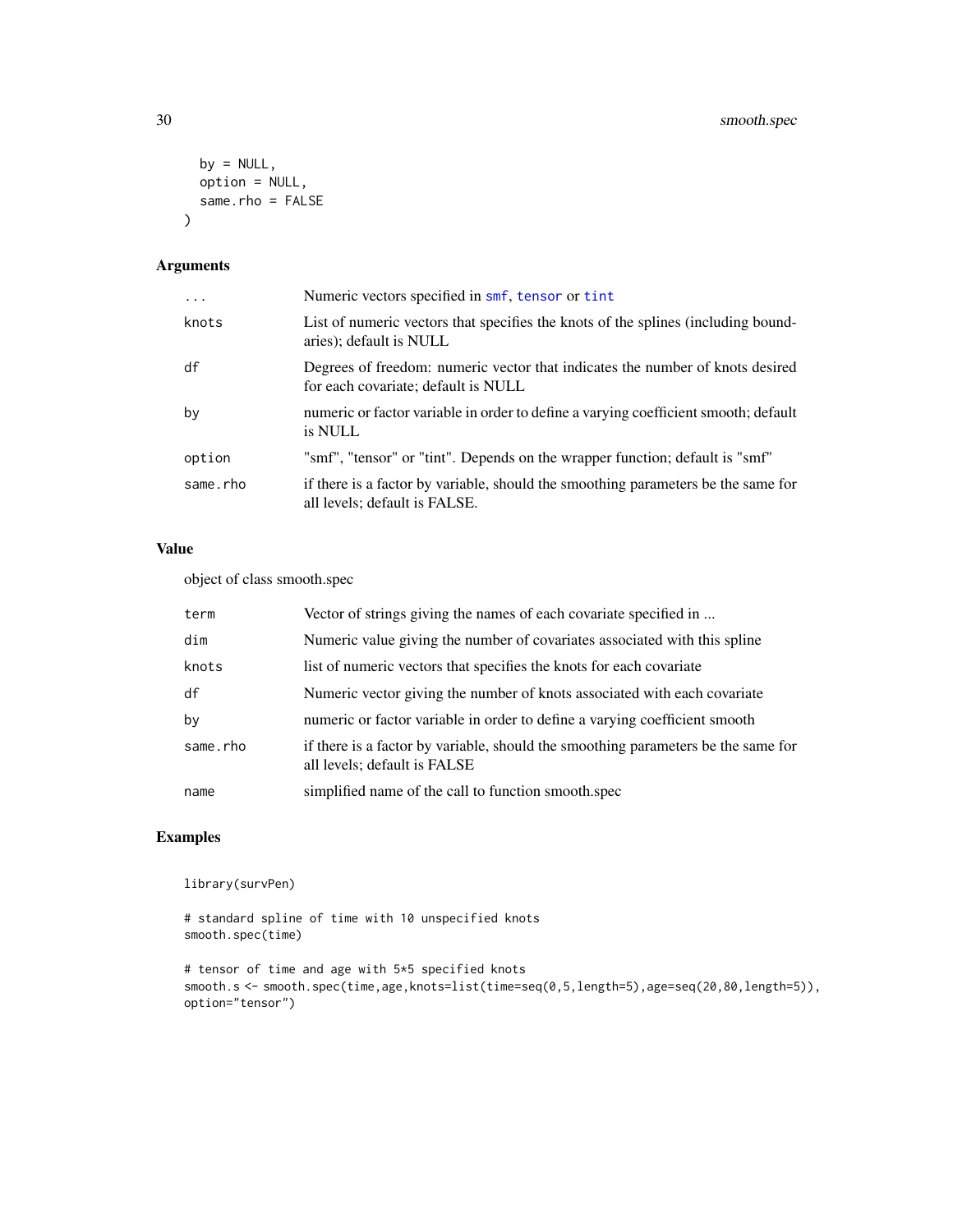```
  by = NULL,
  option = NULL,
  same.rho = FALSE
)
```

### Arguments

| | |
|---|---|
| ... | Numeric vectors specified in smf, tensor or tint |
| knots | List of numeric vectors that specifies the knots of the splines (including boundaries); default is NULL |
| df | Degrees of freedom: numeric vector that indicates the number of knots desired for each covariate; default is NULL |
| by | numeric or factor variable in order to define a varying coefficient smooth; default is NULL |
| option | "smf", "tensor" or "tint". Depends on the wrapper function; default is "smf" |
| same.rho | if there is a factor by variable, should the smoothing parameters be the same for all levels; default is FALSE. |

### Value

object of class smooth.spec

| | |
|---|---|
| term | Vector of strings giving the names of each covariate specified in ... |
| dim | Numeric value giving the number of covariates associated with this spline |
| knots | list of numeric vectors that specifies the knots for each covariate |
| df | Numeric vector giving the number of knots associated with each covariate |
| by | numeric or factor variable in order to define a varying coefficient smooth |
| same.rho | if there is a factor by variable, should the smoothing parameters be the same for all levels; default is FALSE |
| name | simplified name of the call to function smooth.spec |

### Examples

```
library(survPen)

# standard spline of time with 10 unspecified knots
smooth.spec(time)

# tensor of time and age with 5*5 specified knots
smooth.s <- smooth.spec(time,age,knots=list(time=seq(0,5,length=5),age=seq(20,80,length=5)),
option="tensor")
```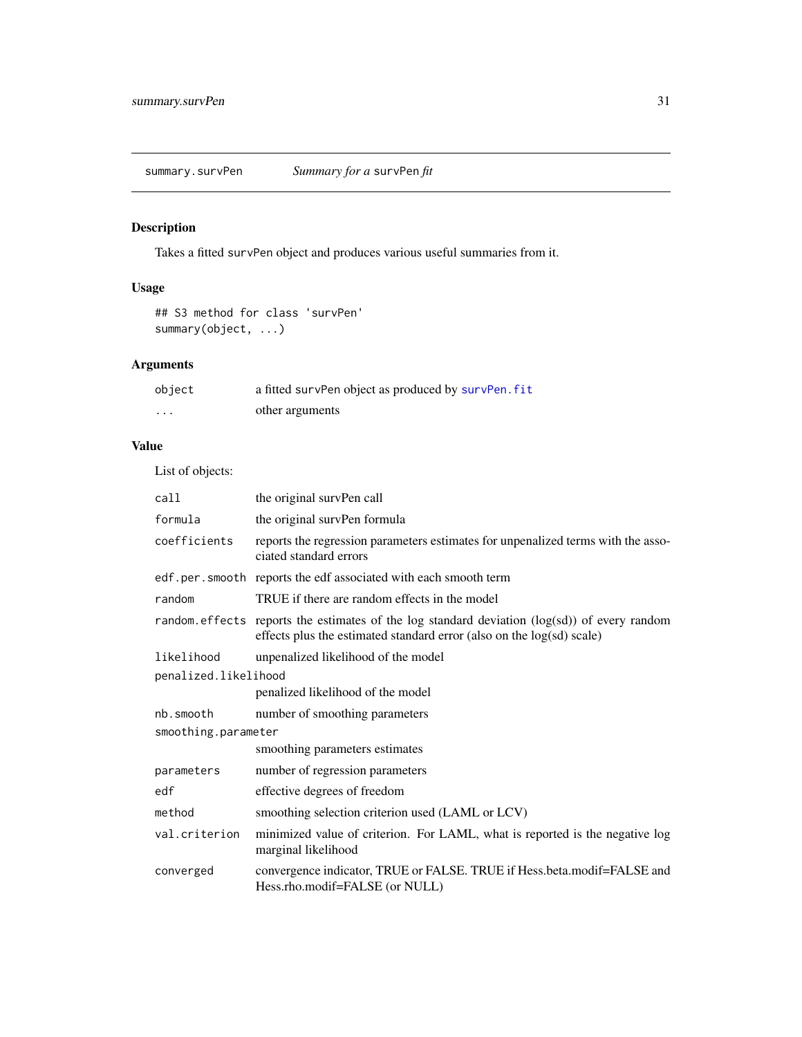## summary.survPen — *Summary for a* survPen *fit*

### Description

Takes a fitted survPen object and produces various useful summaries from it.

### Usage

```
## S3 method for class 'survPen'
summary(object, ...)
```

### Arguments

| | |
|---|---|
| object | a fitted survPen object as produced by survPen.fit |
| ... | other arguments |

### Value

List of objects:

| | |
|---|---|
| call | the original survPen call |
| formula | the original survPen formula |
| coefficients | reports the regression parameters estimates for unpenalized terms with the associated standard errors |
| edf.per.smooth | reports the edf associated with each smooth term |
| random | TRUE if there are random effects in the model |
| random.effects | reports the estimates of the log standard deviation (log(sd)) of every random effects plus the estimated standard error (also on the log(sd) scale) |
| likelihood | unpenalized likelihood of the model |
| penalized.likelihood | penalized likelihood of the model |
| nb.smooth | number of smoothing parameters |
| smoothing.parameter | smoothing parameters estimates |
| parameters | number of regression parameters |
| edf | effective degrees of freedom |
| method | smoothing selection criterion used (LAML or LCV) |
| val.criterion | minimized value of criterion. For LAML, what is reported is the negative log marginal likelihood |
| converged | convergence indicator, TRUE or FALSE. TRUE if Hess.beta.modif=FALSE and Hess.rho.modif=FALSE (or NULL) |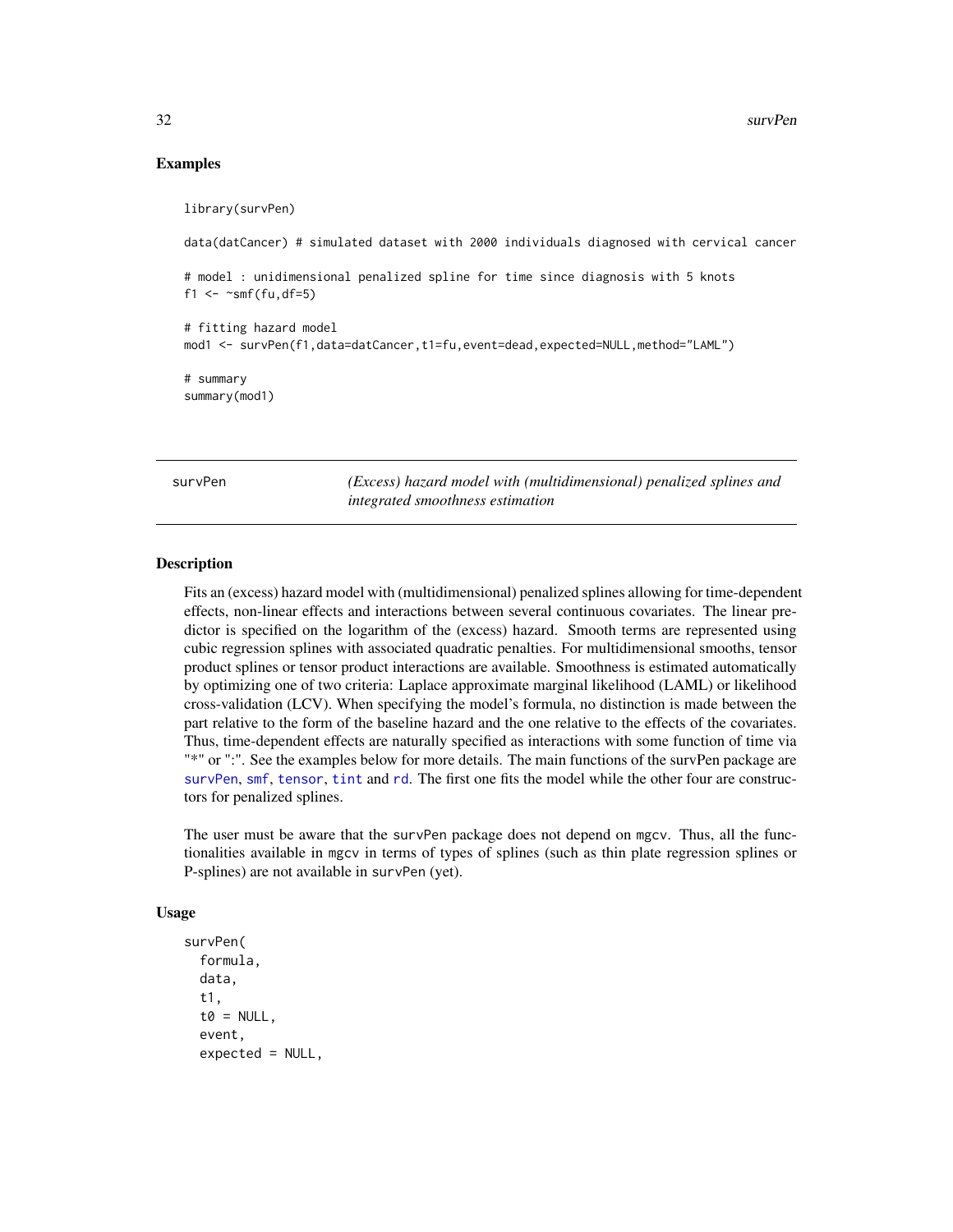## Examples

```
library(survPen)

data(datCancer) # simulated dataset with 2000 individuals diagnosed with cervical cancer

# model : unidimensional penalized spline for time since diagnosis with 5 knots
f1 <- ~smf(fu,df=5)

# fitting hazard model
mod1 <- survPen(f1,data=datCancer,t1=fu,event=dead,expected=NULL,method="LAML")

# summary
summary(mod1)
```

---

# survPen — *(Excess) hazard model with (multidimensional) penalized splines and integrated smoothness estimation*

---

## Description

Fits an (excess) hazard model with (multidimensional) penalized splines allowing for time-dependent effects, non-linear effects and interactions between several continuous covariates. The linear predictor is specified on the logarithm of the (excess) hazard. Smooth terms are represented using cubic regression splines with associated quadratic penalties. For multidimensional smooths, tensor product splines or tensor product interactions are available. Smoothness is estimated automatically by optimizing one of two criteria: Laplace approximate marginal likelihood (LAML) or likelihood cross-validation (LCV). When specifying the model's formula, no distinction is made between the part relative to the form of the baseline hazard and the one relative to the effects of the covariates. Thus, time-dependent effects are naturally specified as interactions with some function of time via "*" or ":". See the examples below for more details. The main functions of the survPen package are survPen, smf, tensor, tint and rd. The first one fits the model while the other four are constructors for penalized splines.

The user must be aware that the survPen package does not depend on mgcv. Thus, all the functionalities available in mgcv in terms of types of splines (such as thin plate regression splines or P-splines) are not available in survPen (yet).

## Usage

```
survPen(
  formula,
  data,
  t1,
  t0 = NULL,
  event,
  expected = NULL,
```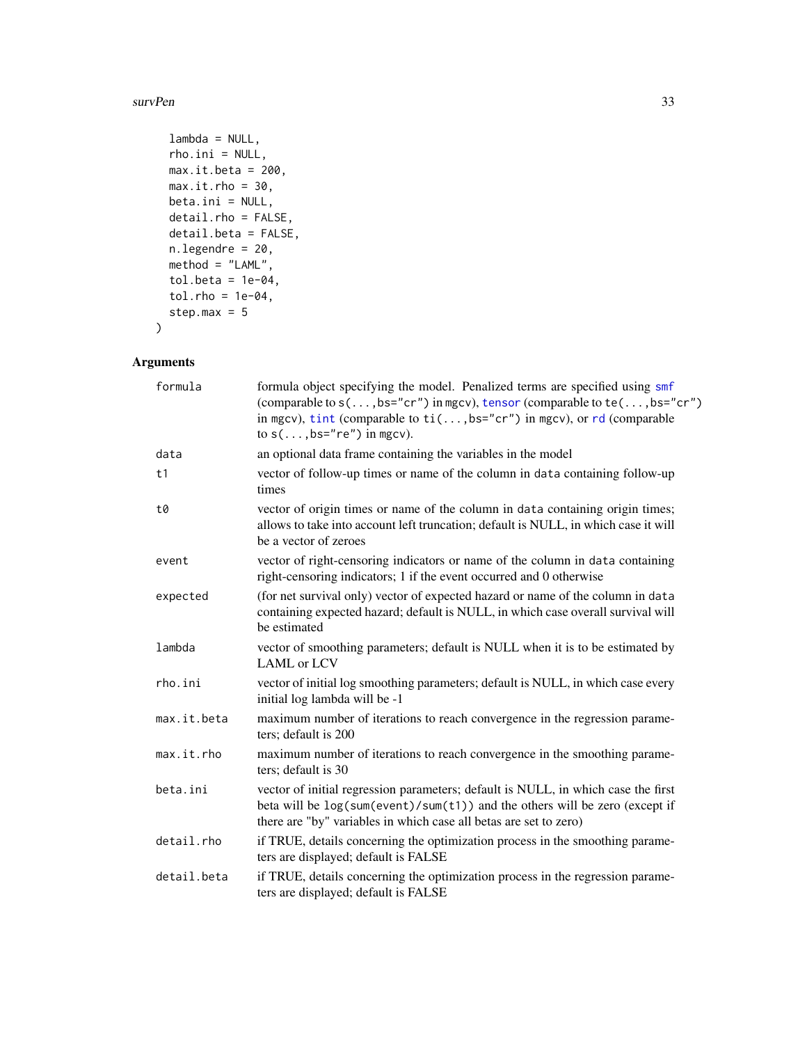```
  lambda = NULL,
  rho.ini = NULL,
  max.it.beta = 200,
  max.it.rho = 30,
  beta.ini = NULL,
  detail.rho = FALSE,
  detail.beta = FALSE,
  n.legendre = 20,
  method = "LAML",
  tol.beta = 1e-04,
  tol.rho = 1e-04,
  step.max = 5
)
```

## Arguments

| | |
|---|---|
| `formula` | formula object specifying the model. Penalized terms are specified using `smf` (comparable to `s(...,bs="cr")` in `mgcv`), `tensor` (comparable to `te(...,bs="cr")` in `mgcv`), `tint` (comparable to `ti(...,bs="cr")` in `mgcv`), or `rd` (comparable to `s(...,bs="re")` in `mgcv`). |
| `data` | an optional data frame containing the variables in the model |
| `t1` | vector of follow-up times or name of the column in `data` containing follow-up times |
| `t0` | vector of origin times or name of the column in `data` containing origin times; allows to take into account left truncation; default is NULL, in which case it will be a vector of zeroes |
| `event` | vector of right-censoring indicators or name of the column in `data` containing right-censoring indicators; 1 if the event occurred and 0 otherwise |
| `expected` | (for net survival only) vector of expected hazard or name of the column in `data` containing expected hazard; default is NULL, in which case overall survival will be estimated |
| `lambda` | vector of smoothing parameters; default is NULL when it is to be estimated by LAML or LCV |
| `rho.ini` | vector of initial log smoothing parameters; default is NULL, in which case every initial log lambda will be -1 |
| `max.it.beta` | maximum number of iterations to reach convergence in the regression parameters; default is 200 |
| `max.it.rho` | maximum number of iterations to reach convergence in the smoothing parameters; default is 30 |
| `beta.ini` | vector of initial regression parameters; default is NULL, in which case the first beta will be `log(sum(event)/sum(t1))` and the others will be zero (except if there are "by" variables in which case all betas are set to zero) |
| `detail.rho` | if TRUE, details concerning the optimization process in the smoothing parameters are displayed; default is FALSE |
| `detail.beta` | if TRUE, details concerning the optimization process in the regression parameters are displayed; default is FALSE |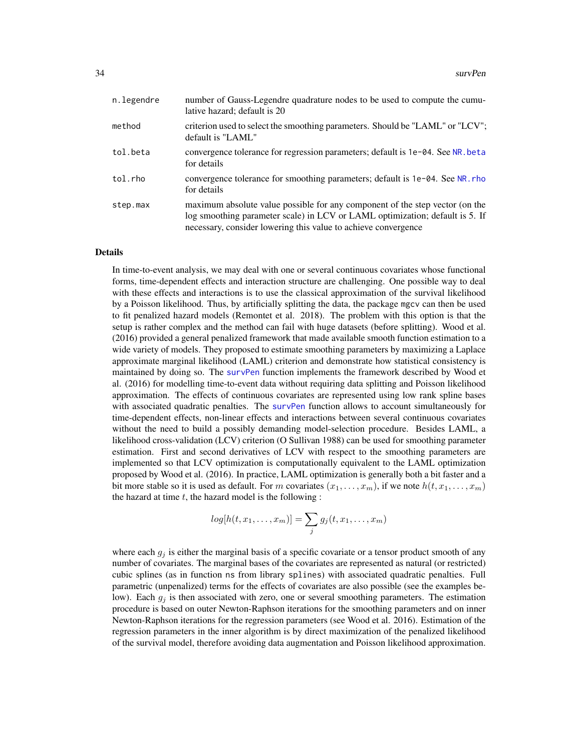| | |
|---|---|
| n.legendre | number of Gauss-Legendre quadrature nodes to be used to compute the cumulative hazard; default is 20 |
| method | criterion used to select the smoothing parameters. Should be "LAML" or "LCV"; default is "LAML" |
| tol.beta | convergence tolerance for regression parameters; default is `1e-04`. See NR.beta for details |
| tol.rho | convergence tolerance for smoothing parameters; default is `1e-04`. See NR.rho for details |
| step.max | maximum absolute value possible for any component of the step vector (on the log smoothing parameter scale) in LCV or LAML optimization; default is 5. If necessary, consider lowering this value to achieve convergence |

### Details

In time-to-event analysis, we may deal with one or several continuous covariates whose functional forms, time-dependent effects and interaction structure are challenging. One possible way to deal with these effects and interactions is to use the classical approximation of the survival likelihood by a Poisson likelihood. Thus, by artificially splitting the data, the package `mgcv` can then be used to fit penalized hazard models (Remontet et al. 2018). The problem with this option is that the setup is rather complex and the method can fail with huge datasets (before splitting). Wood et al. (2016) provided a general penalized framework that made available smooth function estimation to a wide variety of models. They proposed to estimate smoothing parameters by maximizing a Laplace approximate marginal likelihood (LAML) criterion and demonstrate how statistical consistency is maintained by doing so. The survPen function implements the framework described by Wood et al. (2016) for modelling time-to-event data without requiring data splitting and Poisson likelihood approximation. The effects of continuous covariates are represented using low rank spline bases with associated quadratic penalties. The survPen function allows to account simultaneously for time-dependent effects, non-linear effects and interactions between several continuous covariates without the need to build a possibly demanding model-selection procedure. Besides LAML, a likelihood cross-validation (LCV) criterion (O Sullivan 1988) can be used for smoothing parameter estimation. First and second derivatives of LCV with respect to the smoothing parameters are implemented so that LCV optimization is computationally equivalent to the LAML optimization proposed by Wood et al. (2016). In practice, LAML optimization is generally both a bit faster and a bit more stable so it is used as default. For $m$ covariates $(x_1, \ldots, x_m)$, if we note $h(t, x_1, \ldots, x_m)$ the hazard at time $t$, the hazard model is the following :

$$log[h(t, x_1, \ldots, x_m)] = \sum_j g_j(t, x_1, \ldots, x_m)$$

where each $g_j$ is either the marginal basis of a specific covariate or a tensor product smooth of any number of covariates. The marginal bases of the covariates are represented as natural (or restricted) cubic splines (as in function `ns` from library `splines`) with associated quadratic penalties. Full parametric (unpenalized) terms for the effects of covariates are also possible (see the examples below). Each $g_j$ is then associated with zero, one or several smoothing parameters. The estimation procedure is based on outer Newton-Raphson iterations for the smoothing parameters and on inner Newton-Raphson iterations for the regression parameters (see Wood et al. 2016). Estimation of the regression parameters in the inner algorithm is by direct maximization of the penalized likelihood of the survival model, therefore avoiding data augmentation and Poisson likelihood approximation.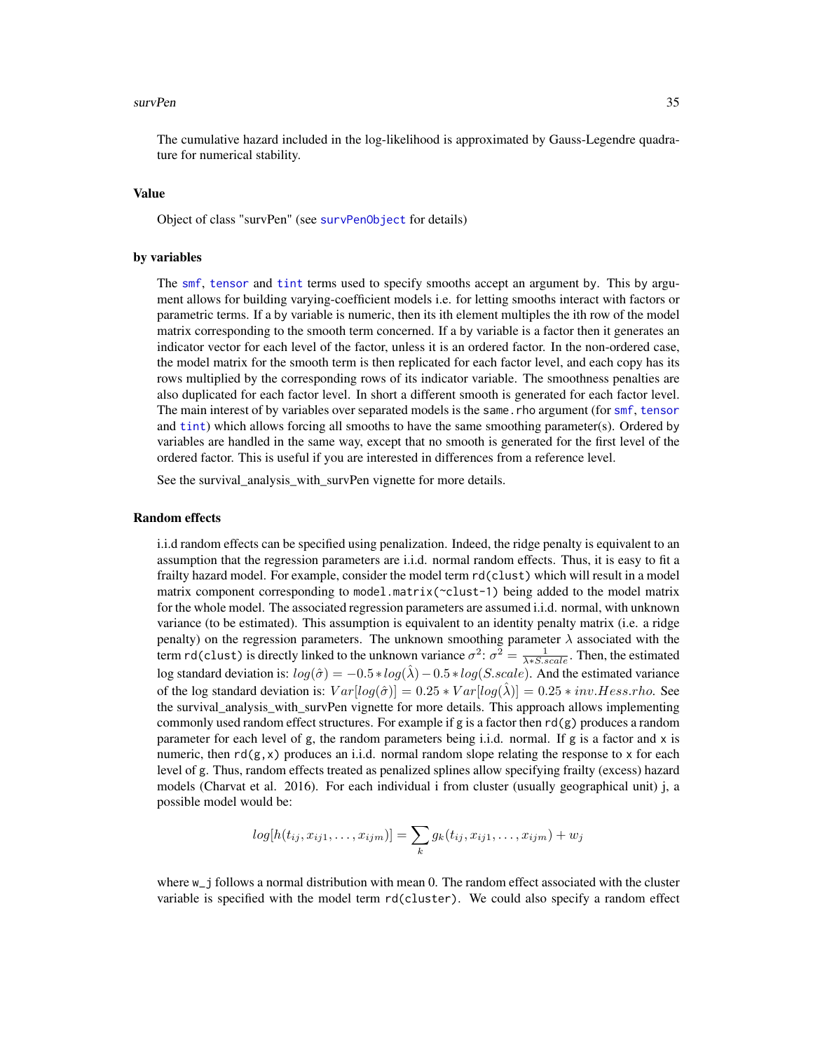The cumulative hazard included in the log-likelihood is approximated by Gauss-Legendre quadrature for numerical stability.

### Value

Object of class "survPen" (see survPenObject for details)

### by variables

The smf, tensor and tint terms used to specify smooths accept an argument by. This by argument allows for building varying-coefficient models i.e. for letting smooths interact with factors or parametric terms. If a by variable is numeric, then its ith element multiples the ith row of the model matrix corresponding to the smooth term concerned. If a by variable is a factor then it generates an indicator vector for each level of the factor, unless it is an ordered factor. In the non-ordered case, the model matrix for the smooth term is then replicated for each factor level, and each copy has its rows multiplied by the corresponding rows of its indicator variable. The smoothness penalties are also duplicated for each factor level. In short a different smooth is generated for each factor level. The main interest of by variables over separated models is the same.rho argument (for smf, tensor and tint) which allows forcing all smooths to have the same smoothing parameter(s). Ordered by variables are handled in the same way, except that no smooth is generated for the first level of the ordered factor. This is useful if you are interested in differences from a reference level.

See the survival_analysis_with_survPen vignette for more details.

### Random effects

i.i.d random effects can be specified using penalization. Indeed, the ridge penalty is equivalent to an assumption that the regression parameters are i.i.d. normal random effects. Thus, it is easy to fit a frailty hazard model. For example, consider the model term rd(clust) which will result in a model matrix component corresponding to model.matrix(~clust-1) being added to the model matrix for the whole model. The associated regression parameters are assumed i.i.d. normal, with unknown variance (to be estimated). This assumption is equivalent to an identity penalty matrix (i.e. a ridge penalty) on the regression parameters. The unknown smoothing parameter $\lambda$ associated with the term rd(clust) is directly linked to the unknown variance $\sigma^2$: $\sigma^2 = \frac{1}{\lambda * S.scale}$. Then, the estimated log standard deviation is: $log(\hat{\sigma}) = -0.5 * log(\hat{\lambda}) - 0.5 * log(S.scale)$. And the estimated variance of the log standard deviation is: $Var[log(\hat{\sigma})] = 0.25 * Var[log(\hat{\lambda})] = 0.25 * inv.Hess.rho$. See the survival_analysis_with_survPen vignette for more details. This approach allows implementing commonly used random effect structures. For example if g is a factor then rd(g) produces a random parameter for each level of g, the random parameters being i.i.d. normal. If g is a factor and x is numeric, then rd(g,x) produces an i.i.d. normal random slope relating the response to x for each level of g. Thus, random effects treated as penalized splines allow specifying frailty (excess) hazard models (Charvat et al. 2016). For each individual i from cluster (usually geographical unit) j, a possible model would be:

$$log[h(t_{ij}, x_{ij1}, \ldots, x_{ijm})] = \sum_k g_k(t_{ij}, x_{ij1}, \ldots, x_{ijm}) + w_j$$

where w_j follows a normal distribution with mean 0. The random effect associated with the cluster variable is specified with the model term rd(cluster). We could also specify a random effect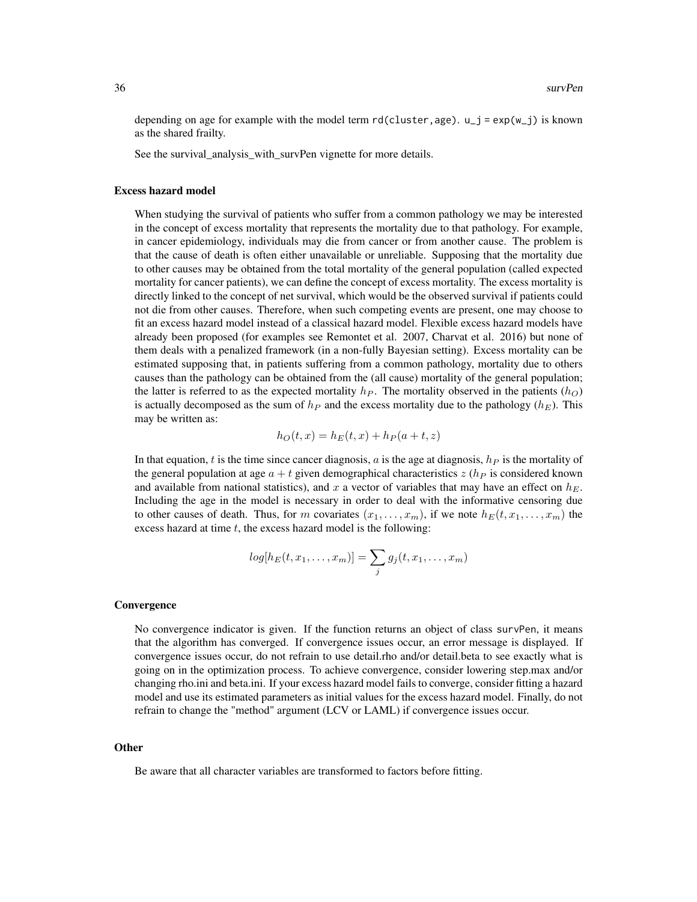depending on age for example with the model term `rd(cluster,age)`. `u_j = exp(w_j)` is known as the shared frailty.

See the survival_analysis_with_survPen vignette for more details.

### Excess hazard model

When studying the survival of patients who suffer from a common pathology we may be interested in the concept of excess mortality that represents the mortality due to that pathology. For example, in cancer epidemiology, individuals may die from cancer or from another cause. The problem is that the cause of death is often either unavailable or unreliable. Supposing that the mortality due to other causes may be obtained from the total mortality of the general population (called expected mortality for cancer patients), we can define the concept of excess mortality. The excess mortality is directly linked to the concept of net survival, which would be the observed survival if patients could not die from other causes. Therefore, when such competing events are present, one may choose to fit an excess hazard model instead of a classical hazard model. Flexible excess hazard models have already been proposed (for examples see Remontet et al. 2007, Charvat et al. 2016) but none of them deals with a penalized framework (in a non-fully Bayesian setting). Excess mortality can be estimated supposing that, in patients suffering from a common pathology, mortality due to others causes than the pathology can be obtained from the (all cause) mortality of the general population; the latter is referred to as the expected mortality $h_P$. The mortality observed in the patients ($h_O$) is actually decomposed as the sum of $h_P$ and the excess mortality due to the pathology ($h_E$). This may be written as:

$$h_O(t, x) = h_E(t, x) + h_P(a + t, z)$$

In that equation, $t$ is the time since cancer diagnosis, $a$ is the age at diagnosis, $h_P$ is the mortality of the general population at age $a + t$ given demographical characteristics $z$ ($h_P$ is considered known and available from national statistics), and $x$ a vector of variables that may have an effect on $h_E$. Including the age in the model is necessary in order to deal with the informative censoring due to other causes of death. Thus, for $m$ covariates $(x_1, \ldots, x_m)$, if we note $h_E(t, x_1, \ldots, x_m)$ the excess hazard at time $t$, the excess hazard model is the following:

$$log[h_E(t, x_1, \ldots, x_m)] = \sum_j g_j(t, x_1, \ldots, x_m)$$

### Convergence

No convergence indicator is given. If the function returns an object of class `survPen`, it means that the algorithm has converged. If convergence issues occur, an error message is displayed. If convergence issues occur, do not refrain to use detail.rho and/or detail.beta to see exactly what is going on in the optimization process. To achieve convergence, consider lowering step.max and/or changing rho.ini and beta.ini. If your excess hazard model fails to converge, consider fitting a hazard model and use its estimated parameters as initial values for the excess hazard model. Finally, do not refrain to change the "method" argument (LCV or LAML) if convergence issues occur.

### Other

Be aware that all character variables are transformed to factors before fitting.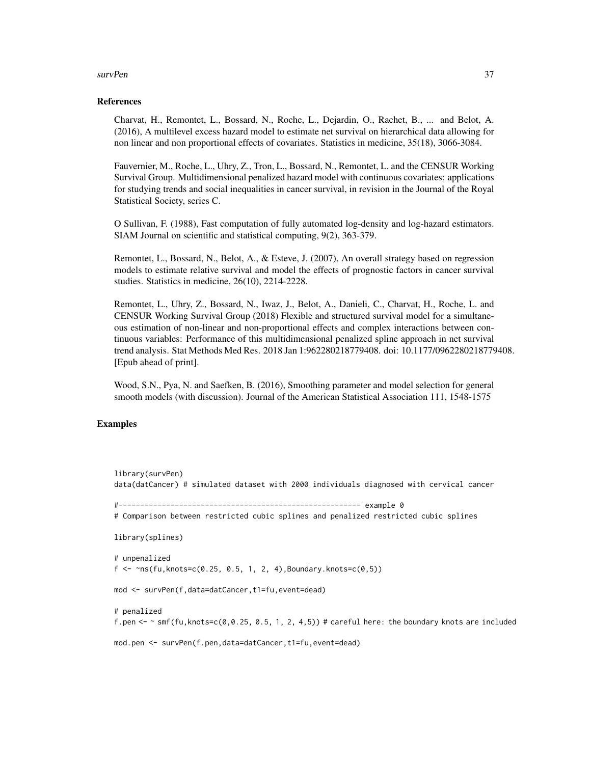## References

Charvat, H., Remontet, L., Bossard, N., Roche, L., Dejardin, O., Rachet, B., ... and Belot, A. (2016), A multilevel excess hazard model to estimate net survival on hierarchical data allowing for non linear and non proportional effects of covariates. Statistics in medicine, 35(18), 3066-3084.

Fauvernier, M., Roche, L., Uhry, Z., Tron, L., Bossard, N., Remontet, L. and the CENSUR Working Survival Group. Multidimensional penalized hazard model with continuous covariates: applications for studying trends and social inequalities in cancer survival, in revision in the Journal of the Royal Statistical Society, series C.

O Sullivan, F. (1988), Fast computation of fully automated log-density and log-hazard estimators. SIAM Journal on scientific and statistical computing, 9(2), 363-379.

Remontet, L., Bossard, N., Belot, A., & Esteve, J. (2007), An overall strategy based on regression models to estimate relative survival and model the effects of prognostic factors in cancer survival studies. Statistics in medicine, 26(10), 2214-2228.

Remontet, L., Uhry, Z., Bossard, N., Iwaz, J., Belot, A., Danieli, C., Charvat, H., Roche, L. and CENSUR Working Survival Group (2018) Flexible and structured survival model for a simultaneous estimation of non-linear and non-proportional effects and complex interactions between continuous variables: Performance of this multidimensional penalized spline approach in net survival trend analysis. Stat Methods Med Res. 2018 Jan 1:962280218779408. doi: 10.1177/0962280218779408. [Epub ahead of print].

Wood, S.N., Pya, N. and Saefken, B. (2016), Smoothing parameter and model selection for general smooth models (with discussion). Journal of the American Statistical Association 111, 1548-1575

## Examples

```
library(survPen)
data(datCancer) # simulated dataset with 2000 individuals diagnosed with cervical cancer

#-------------------------------------------------------- example 0
# Comparison between restricted cubic splines and penalized restricted cubic splines

library(splines)

# unpenalized
f <- ~ns(fu,knots=c(0.25, 0.5, 1, 2, 4),Boundary.knots=c(0,5))

mod <- survPen(f,data=datCancer,t1=fu,event=dead)

# penalized
f.pen <- ~ smf(fu,knots=c(0,0.25, 0.5, 1, 2, 4,5)) # careful here: the boundary knots are included

mod.pen <- survPen(f.pen,data=datCancer,t1=fu,event=dead)
```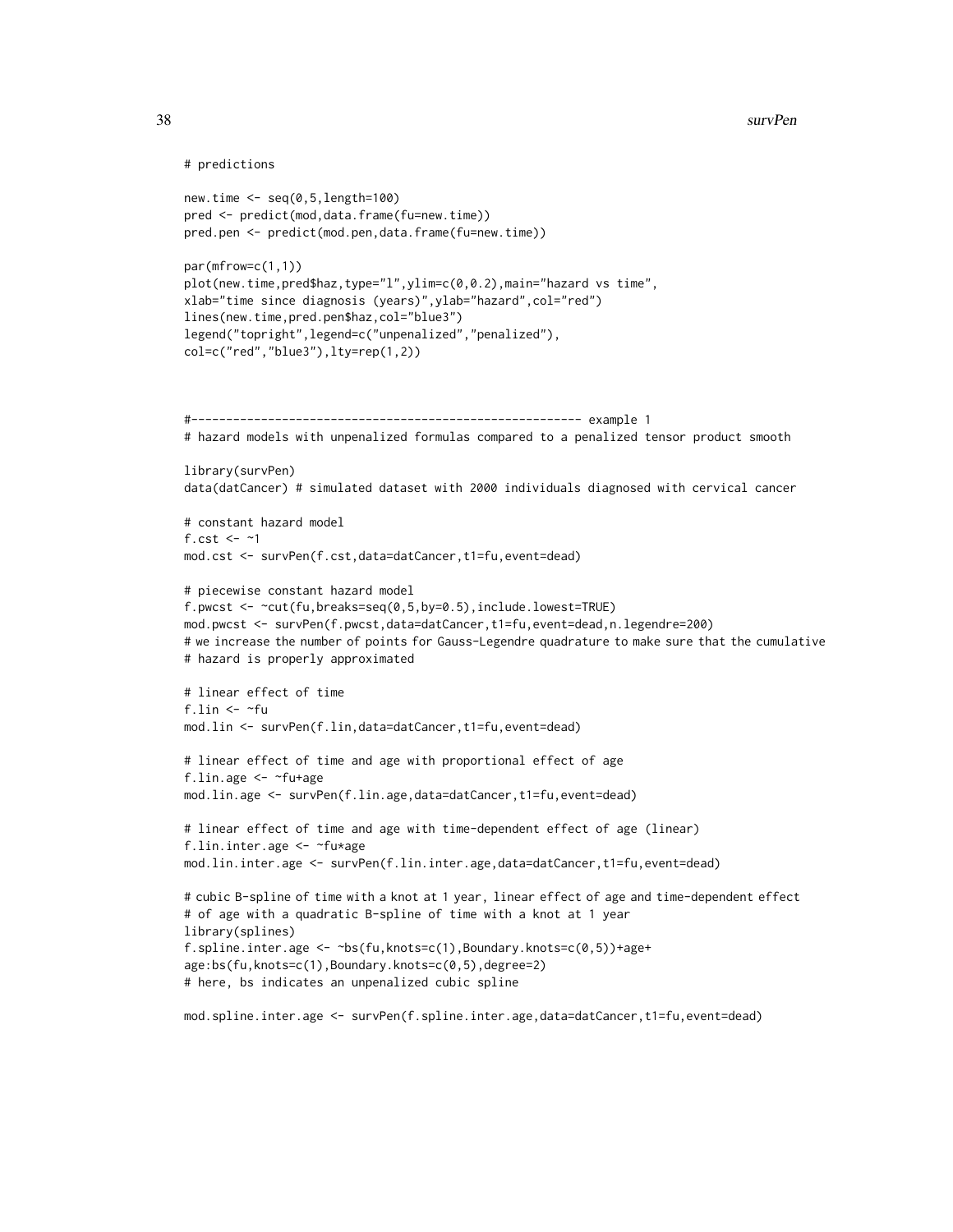```
# predictions

new.time <- seq(0,5,length=100)
pred <- predict(mod,data.frame(fu=new.time))
pred.pen <- predict(mod.pen,data.frame(fu=new.time))

par(mfrow=c(1,1))
plot(new.time,pred$haz,type="l",ylim=c(0,0.2),main="hazard vs time",
xlab="time since diagnosis (years)",ylab="hazard",col="red")
lines(new.time,pred.pen$haz,col="blue3")
legend("topright",legend=c("unpenalized","penalized"),
col=c("red","blue3"),lty=rep(1,2))



#-------------------------------------------------------- example 1
# hazard models with unpenalized formulas compared to a penalized tensor product smooth

library(survPen)
data(datCancer) # simulated dataset with 2000 individuals diagnosed with cervical cancer

# constant hazard model
f.cst <- ~1
mod.cst <- survPen(f.cst,data=datCancer,t1=fu,event=dead)

# piecewise constant hazard model
f.pwcst <- ~cut(fu,breaks=seq(0,5,by=0.5),include.lowest=TRUE)
mod.pwcst <- survPen(f.pwcst,data=datCancer,t1=fu,event=dead,n.legendre=200)
# we increase the number of points for Gauss-Legendre quadrature to make sure that the cumulative
# hazard is properly approximated

# linear effect of time
f.lin <- ~fu
mod.lin <- survPen(f.lin,data=datCancer,t1=fu,event=dead)

# linear effect of time and age with proportional effect of age
f.lin.age <- ~fu+age
mod.lin.age <- survPen(f.lin.age,data=datCancer,t1=fu,event=dead)

# linear effect of time and age with time-dependent effect of age (linear)
f.lin.inter.age <- ~fu*age
mod.lin.inter.age <- survPen(f.lin.inter.age,data=datCancer,t1=fu,event=dead)

# cubic B-spline of time with a knot at 1 year, linear effect of age and time-dependent effect
# of age with a quadratic B-spline of time with a knot at 1 year
library(splines)
f.spline.inter.age <- ~bs(fu,knots=c(1),Boundary.knots=c(0,5))+age+
age:bs(fu,knots=c(1),Boundary.knots=c(0,5),degree=2)
# here, bs indicates an unpenalized cubic spline

mod.spline.inter.age <- survPen(f.spline.inter.age,data=datCancer,t1=fu,event=dead)
```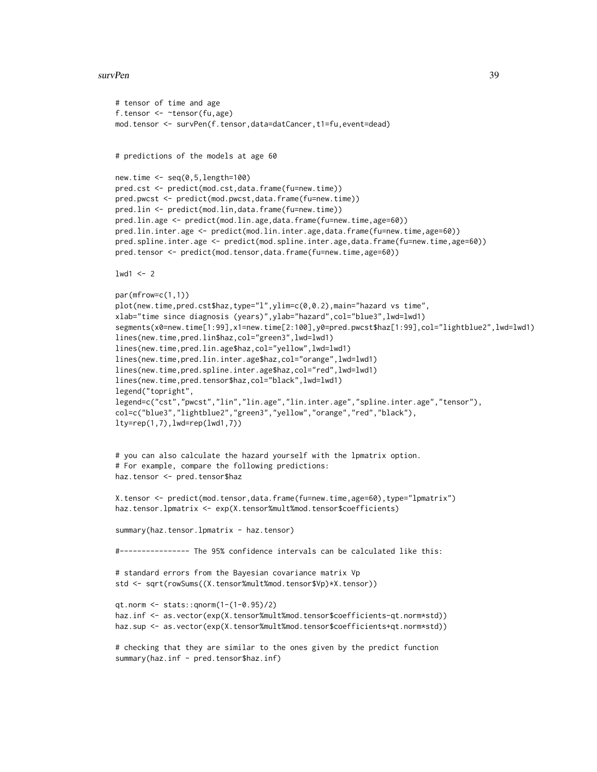```
# tensor of time and age
f.tensor <- ~tensor(fu,age)
mod.tensor <- survPen(f.tensor,data=datCancer,t1=fu,event=dead)


# predictions of the models at age 60

new.time <- seq(0,5,length=100)
pred.cst <- predict(mod.cst,data.frame(fu=new.time))
pred.pwcst <- predict(mod.pwcst,data.frame(fu=new.time))
pred.lin <- predict(mod.lin,data.frame(fu=new.time))
pred.lin.age <- predict(mod.lin.age,data.frame(fu=new.time,age=60))
pred.lin.inter.age <- predict(mod.lin.inter.age,data.frame(fu=new.time,age=60))
pred.spline.inter.age <- predict(mod.spline.inter.age,data.frame(fu=new.time,age=60))
pred.tensor <- predict(mod.tensor,data.frame(fu=new.time,age=60))

lwd1 <- 2

par(mfrow=c(1,1))
plot(new.time,pred.cst$haz,type="l",ylim=c(0,0.2),main="hazard vs time",
xlab="time since diagnosis (years)",ylab="hazard",col="blue3",lwd=lwd1)
segments(x0=new.time[1:99],x1=new.time[2:100],y0=pred.pwcst$haz[1:99],col="lightblue2",lwd=lwd1)
lines(new.time,pred.lin$haz,col="green3",lwd=lwd1)
lines(new.time,pred.lin.age$haz,col="yellow",lwd=lwd1)
lines(new.time,pred.lin.inter.age$haz,col="orange",lwd=lwd1)
lines(new.time,pred.spline.inter.age$haz,col="red",lwd=lwd1)
lines(new.time,pred.tensor$haz,col="black",lwd=lwd1)
legend("topright",
legend=c("cst","pwcst","lin","lin.age","lin.inter.age","spline.inter.age","tensor"),
col=c("blue3","lightblue2","green3","yellow","orange","red","black"),
lty=rep(1,7),lwd=rep(lwd1,7))


# you can also calculate the hazard yourself with the lpmatrix option.
# For example, compare the following predictions:
haz.tensor <- pred.tensor$haz

X.tensor <- predict(mod.tensor,data.frame(fu=new.time,age=60),type="lpmatrix")
haz.tensor.lpmatrix <- exp(X.tensor%mult%mod.tensor$coefficients)

summary(haz.tensor.lpmatrix - haz.tensor)

#---------------- The 95% confidence intervals can be calculated like this:

# standard errors from the Bayesian covariance matrix Vp
std <- sqrt(rowSums((X.tensor%mult%mod.tensor$Vp)*X.tensor))

qt.norm <- stats::qnorm(1-(1-0.95)/2)
haz.inf <- as.vector(exp(X.tensor%mult%mod.tensor$coefficients-qt.norm*std))
haz.sup <- as.vector(exp(X.tensor%mult%mod.tensor$coefficients+qt.norm*std))

# checking that they are similar to the ones given by the predict function
summary(haz.inf - pred.tensor$haz.inf)
```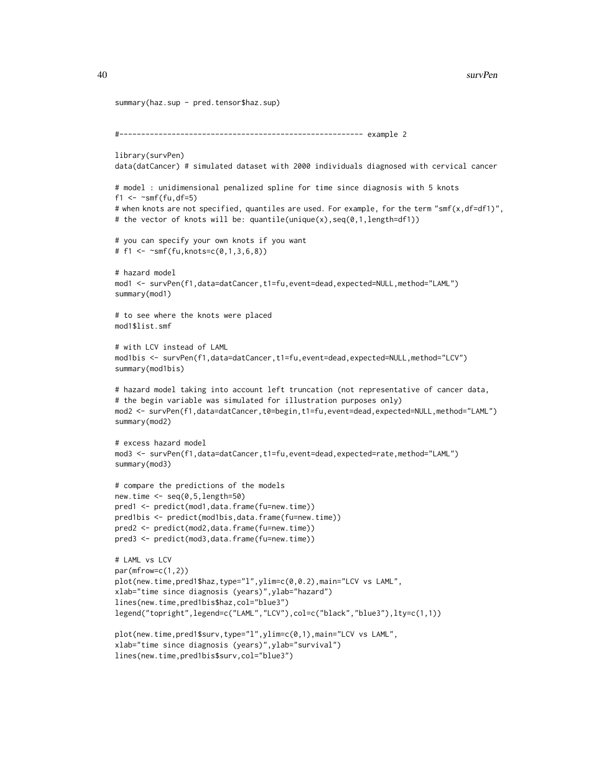```
summary(haz.sup - pred.tensor$haz.sup)


#--------------------------------------------------------- example 2

library(survPen)
data(datCancer) # simulated dataset with 2000 individuals diagnosed with cervical cancer

# model : unidimensional penalized spline for time since diagnosis with 5 knots
f1 <- ~smf(fu,df=5)
# when knots are not specified, quantiles are used. For example, for the term "smf(x,df=df1)",
# the vector of knots will be: quantile(unique(x),seq(0,1,length=df1))

# you can specify your own knots if you want
# f1 <- ~smf(fu,knots=c(0,1,3,6,8))

# hazard model
mod1 <- survPen(f1,data=datCancer,t1=fu,event=dead,expected=NULL,method="LAML")
summary(mod1)

# to see where the knots were placed
mod1$list.smf

# with LCV instead of LAML
mod1bis <- survPen(f1,data=datCancer,t1=fu,event=dead,expected=NULL,method="LCV")
summary(mod1bis)

# hazard model taking into account left truncation (not representative of cancer data,
# the begin variable was simulated for illustration purposes only)
mod2 <- survPen(f1,data=datCancer,t0=begin,t1=fu,event=dead,expected=NULL,method="LAML")
summary(mod2)

# excess hazard model
mod3 <- survPen(f1,data=datCancer,t1=fu,event=dead,expected=rate,method="LAML")
summary(mod3)

# compare the predictions of the models
new.time <- seq(0,5,length=50)
pred1 <- predict(mod1,data.frame(fu=new.time))
pred1bis <- predict(mod1bis,data.frame(fu=new.time))
pred2 <- predict(mod2,data.frame(fu=new.time))
pred3 <- predict(mod3,data.frame(fu=new.time))

# LAML vs LCV
par(mfrow=c(1,2))
plot(new.time,pred1$haz,type="l",ylim=c(0,0.2),main="LCV vs LAML",
xlab="time since diagnosis (years)",ylab="hazard")
lines(new.time,pred1bis$haz,col="blue3")
legend("topright",legend=c("LAML","LCV"),col=c("black","blue3"),lty=c(1,1))

plot(new.time,pred1$surv,type="l",ylim=c(0,1),main="LCV vs LAML",
xlab="time since diagnosis (years)",ylab="survival")
lines(new.time,pred1bis$surv,col="blue3")
```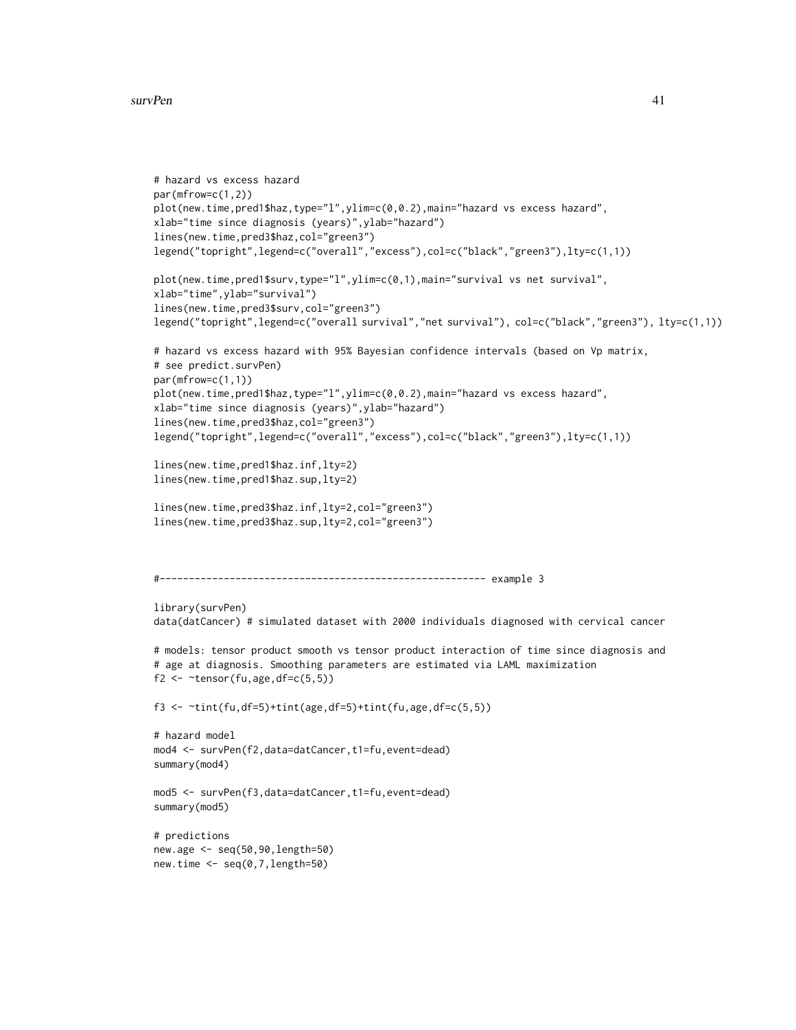```
# hazard vs excess hazard
par(mfrow=c(1,2))
plot(new.time,pred1$haz,type="l",ylim=c(0,0.2),main="hazard vs excess hazard",
xlab="time since diagnosis (years)",ylab="hazard")
lines(new.time,pred3$haz,col="green3")
legend("topright",legend=c("overall","excess"),col=c("black","green3"),lty=c(1,1))

plot(new.time,pred1$surv,type="l",ylim=c(0,1),main="survival vs net survival",
xlab="time",ylab="survival")
lines(new.time,pred3$surv,col="green3")
legend("topright",legend=c("overall survival","net survival"), col=c("black","green3"), lty=c(1,1))

# hazard vs excess hazard with 95% Bayesian confidence intervals (based on Vp matrix,
# see predict.survPen)
par(mfrow=c(1,1))
plot(new.time,pred1$haz,type="l",ylim=c(0,0.2),main="hazard vs excess hazard",
xlab="time since diagnosis (years)",ylab="hazard")
lines(new.time,pred3$haz,col="green3")
legend("topright",legend=c("overall","excess"),col=c("black","green3"),lty=c(1,1))

lines(new.time,pred1$haz.inf,lty=2)
lines(new.time,pred1$haz.sup,lty=2)

lines(new.time,pred3$haz.inf,lty=2,col="green3")
lines(new.time,pred3$haz.sup,lty=2,col="green3")



#-------------------------------------------------------- example 3

library(survPen)
data(datCancer) # simulated dataset with 2000 individuals diagnosed with cervical cancer

# models: tensor product smooth vs tensor product interaction of time since diagnosis and
# age at diagnosis. Smoothing parameters are estimated via LAML maximization
f2 <- ~tensor(fu,age,df=c(5,5))

f3 <- ~tint(fu,df=5)+tint(age,df=5)+tint(fu,age,df=c(5,5))

# hazard model
mod4 <- survPen(f2,data=datCancer,t1=fu,event=dead)
summary(mod4)

mod5 <- survPen(f3,data=datCancer,t1=fu,event=dead)
summary(mod5)

# predictions
new.age <- seq(50,90,length=50)
new.time <- seq(0,7,length=50)
```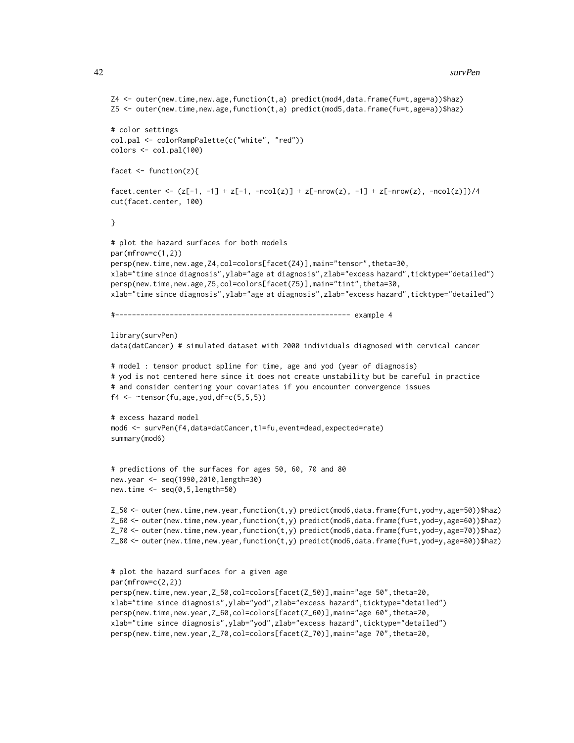```
Z4 <- outer(new.time,new.age,function(t,a) predict(mod4,data.frame(fu=t,age=a))$haz)
Z5 <- outer(new.time,new.age,function(t,a) predict(mod5,data.frame(fu=t,age=a))$haz)

# color settings
col.pal <- colorRampPalette(c("white", "red"))
colors <- col.pal(100)

facet <- function(z){

facet.center <- (z[-1, -1] + z[-1, -ncol(z)] + z[-nrow(z), -1] + z[-nrow(z), -ncol(z)])/4
cut(facet.center, 100)

}

# plot the hazard surfaces for both models
par(mfrow=c(1,2))
persp(new.time,new.age,Z4,col=colors[facet(Z4)],main="tensor",theta=30,
xlab="time since diagnosis",ylab="age at diagnosis",zlab="excess hazard",ticktype="detailed")
persp(new.time,new.age,Z5,col=colors[facet(Z5)],main="tint",theta=30,
xlab="time since diagnosis",ylab="age at diagnosis",zlab="excess hazard",ticktype="detailed")

#-------------------------------------------------------- example 4

library(survPen)
data(datCancer) # simulated dataset with 2000 individuals diagnosed with cervical cancer

# model : tensor product spline for time, age and yod (year of diagnosis)
# yod is not centered here since it does not create unstability but be careful in practice
# and consider centering your covariates if you encounter convergence issues
f4 <- ~tensor(fu,age,yod,df=c(5,5,5))

# excess hazard model
mod6 <- survPen(f4,data=datCancer,t1=fu,event=dead,expected=rate)
summary(mod6)


# predictions of the surfaces for ages 50, 60, 70 and 80
new.year <- seq(1990,2010,length=30)
new.time <- seq(0,5,length=50)

Z_50 <- outer(new.time,new.year,function(t,y) predict(mod6,data.frame(fu=t,yod=y,age=50))$haz)
Z_60 <- outer(new.time,new.year,function(t,y) predict(mod6,data.frame(fu=t,yod=y,age=60))$haz)
Z_70 <- outer(new.time,new.year,function(t,y) predict(mod6,data.frame(fu=t,yod=y,age=70))$haz)
Z_80 <- outer(new.time,new.year,function(t,y) predict(mod6,data.frame(fu=t,yod=y,age=80))$haz)


# plot the hazard surfaces for a given age
par(mfrow=c(2,2))
persp(new.time,new.year,Z_50,col=colors[facet(Z_50)],main="age 50",theta=20,
xlab="time since diagnosis",ylab="yod",zlab="excess hazard",ticktype="detailed")
persp(new.time,new.year,Z_60,col=colors[facet(Z_60)],main="age 60",theta=20,
xlab="time since diagnosis",ylab="yod",zlab="excess hazard",ticktype="detailed")
persp(new.time,new.year,Z_70,col=colors[facet(Z_70)],main="age 70",theta=20,
```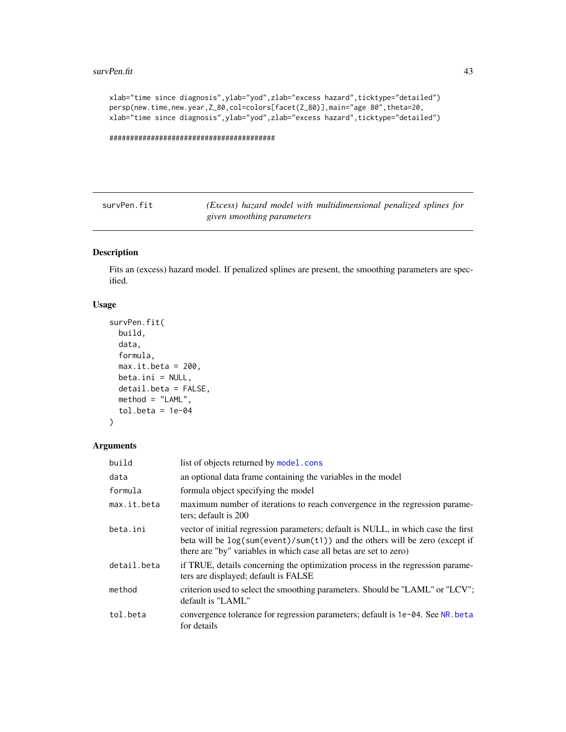```
xlab="time since diagnosis",ylab="yod",zlab="excess hazard",ticktype="detailed")
persp(new.time,new.year,Z_80,col=colors[facet(Z_80)],main="age 80",theta=20,
xlab="time since diagnosis",ylab="yod",zlab="excess hazard",ticktype="detailed")

#########################################
```

## survPen.fit — *(Excess) hazard model with multidimensional penalized splines for given smoothing parameters*

### Description

Fits an (excess) hazard model. If penalized splines are present, the smoothing parameters are specified.

### Usage

```
survPen.fit(
  build,
  data,
  formula,
  max.it.beta = 200,
  beta.ini = NULL,
  detail.beta = FALSE,
  method = "LAML",
  tol.beta = 1e-04
)
```

### Arguments

| Argument | Description |
|---|---|
| `build` | list of objects returned by `model.cons` |
| `data` | an optional data frame containing the variables in the model |
| `formula` | formula object specifying the model |
| `max.it.beta` | maximum number of iterations to reach convergence in the regression parameters; default is 200 |
| `beta.ini` | vector of initial regression parameters; default is NULL, in which case the first beta will be `log(sum(event)/sum(t1))` and the others will be zero (except if there are "by" variables in which case all betas are set to zero) |
| `detail.beta` | if TRUE, details concerning the optimization process in the regression parameters are displayed; default is FALSE |
| `method` | criterion used to select the smoothing parameters. Should be "LAML" or "LCV"; default is "LAML" |
| `tol.beta` | convergence tolerance for regression parameters; default is `1e-04`. See `NR.beta` for details |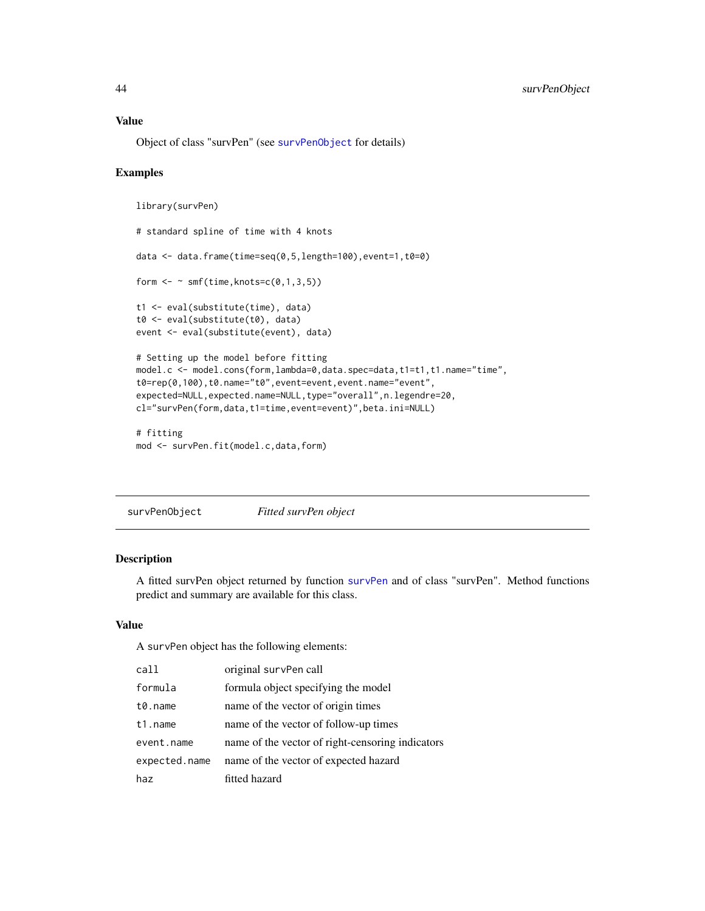### Value

Object of class "survPen" (see `survPenObject` for details)

### Examples

```
library(survPen)

# standard spline of time with 4 knots

data <- data.frame(time=seq(0,5,length=100),event=1,t0=0)

form <- ~ smf(time,knots=c(0,1,3,5))

t1 <- eval(substitute(time), data)
t0 <- eval(substitute(t0), data)
event <- eval(substitute(event), data)

# Setting up the model before fitting
model.c <- model.cons(form,lambda=0,data.spec=data,t1=t1,t1.name="time",
t0=rep(0,100),t0.name="t0",event=event,event.name="event",
expected=NULL,expected.name=NULL,type="overall",n.legendre=20,
cl="survPen(form,data,t1=time,event=event)",beta.ini=NULL)

# fitting
mod <- survPen.fit(model.c,data,form)
```

---

## survPenObject *Fitted survPen object*

### Description

A fitted survPen object returned by function `survPen` and of class "survPen". Method functions predict and summary are available for this class.

### Value

A `survPen` object has the following elements:

| | |
|---|---|
| `call` | original `survPen` call |
| `formula` | formula object specifying the model |
| `t0.name` | name of the vector of origin times |
| `t1.name` | name of the vector of follow-up times |
| `event.name` | name of the vector of right-censoring indicators |
| `expected.name` | name of the vector of expected hazard |
| `haz` | fitted hazard |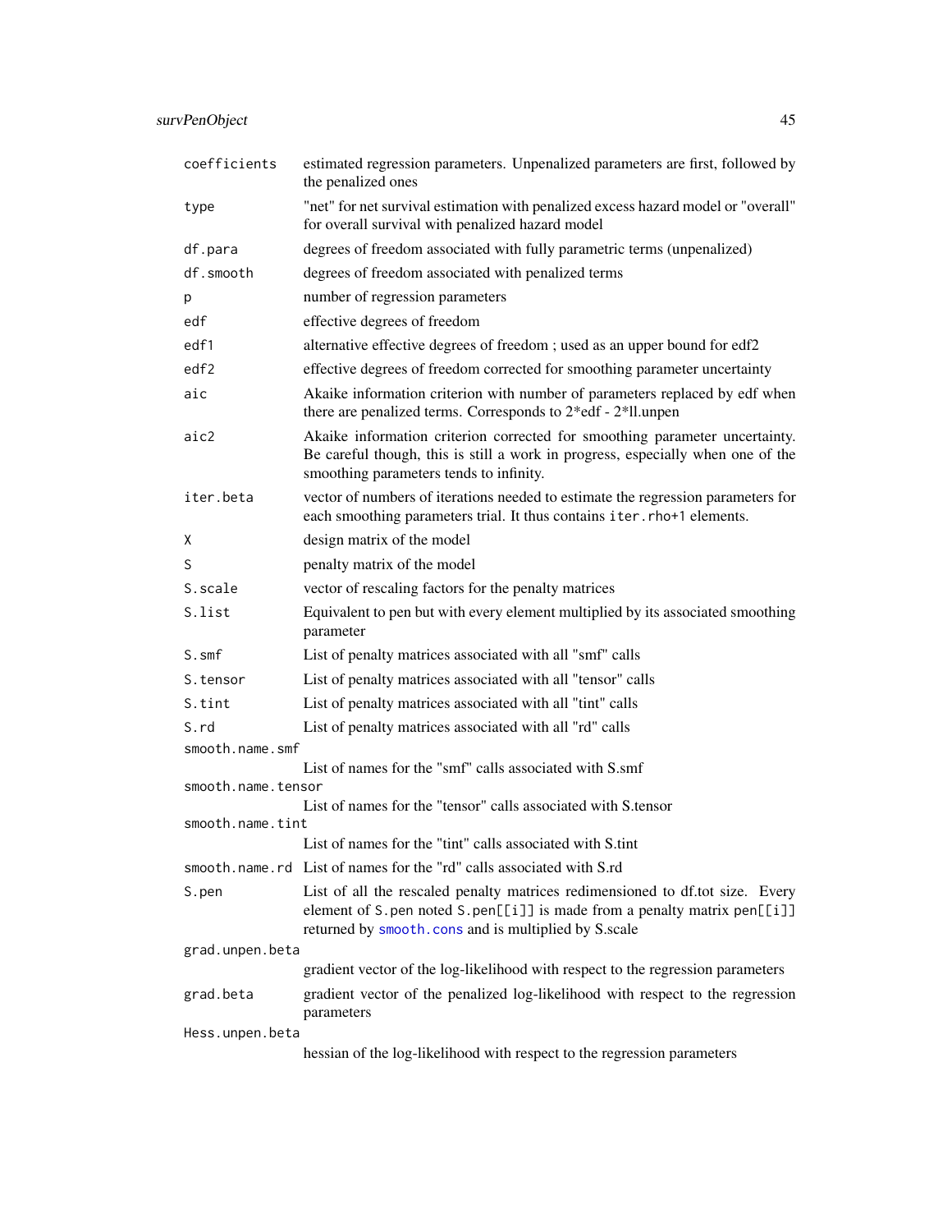| | |
|---|---|
| `coefficients` | estimated regression parameters. Unpenalized parameters are first, followed by the penalized ones |
| `type` | "net" for net survival estimation with penalized excess hazard model or "overall" for overall survival with penalized hazard model |
| `df.para` | degrees of freedom associated with fully parametric terms (unpenalized) |
| `df.smooth` | degrees of freedom associated with penalized terms |
| `p` | number of regression parameters |
| `edf` | effective degrees of freedom |
| `edf1` | alternative effective degrees of freedom ; used as an upper bound for edf2 |
| `edf2` | effective degrees of freedom corrected for smoothing parameter uncertainty |
| `aic` | Akaike information criterion with number of parameters replaced by edf when there are penalized terms. Corresponds to 2*edf - 2*ll.unpen |
| `aic2` | Akaike information criterion corrected for smoothing parameter uncertainty. Be careful though, this is still a work in progress, especially when one of the smoothing parameters tends to infinity. |
| `iter.beta` | vector of numbers of iterations needed to estimate the regression parameters for each smoothing parameters trial. It thus contains `iter.rho+1` elements. |
| `X` | design matrix of the model |
| `S` | penalty matrix of the model |
| `S.scale` | vector of rescaling factors for the penalty matrices |
| `S.list` | Equivalent to pen but with every element multiplied by its associated smoothing parameter |
| `S.smf` | List of penalty matrices associated with all "smf" calls |
| `S.tensor` | List of penalty matrices associated with all "tensor" calls |
| `S.tint` | List of penalty matrices associated with all "tint" calls |
| `S.rd` | List of penalty matrices associated with all "rd" calls |
| `smooth.name.smf` | List of names for the "smf" calls associated with S.smf |
| `smooth.name.tensor` | List of names for the "tensor" calls associated with S.tensor |
| `smooth.name.tint` | List of names for the "tint" calls associated with S.tint |
| `smooth.name.rd` | List of names for the "rd" calls associated with S.rd |
| `S.pen` | List of all the rescaled penalty matrices redimensioned to df.tot size. Every element of `S.pen` noted `S.pen[[i]]` is made from a penalty matrix `pen[[i]]` returned by `smooth.cons` and is multiplied by S.scale |
| `grad.unpen.beta` | gradient vector of the log-likelihood with respect to the regression parameters |
| `grad.beta` | gradient vector of the penalized log-likelihood with respect to the regression parameters |
| `Hess.unpen.beta` | hessian of the log-likelihood with respect to the regression parameters |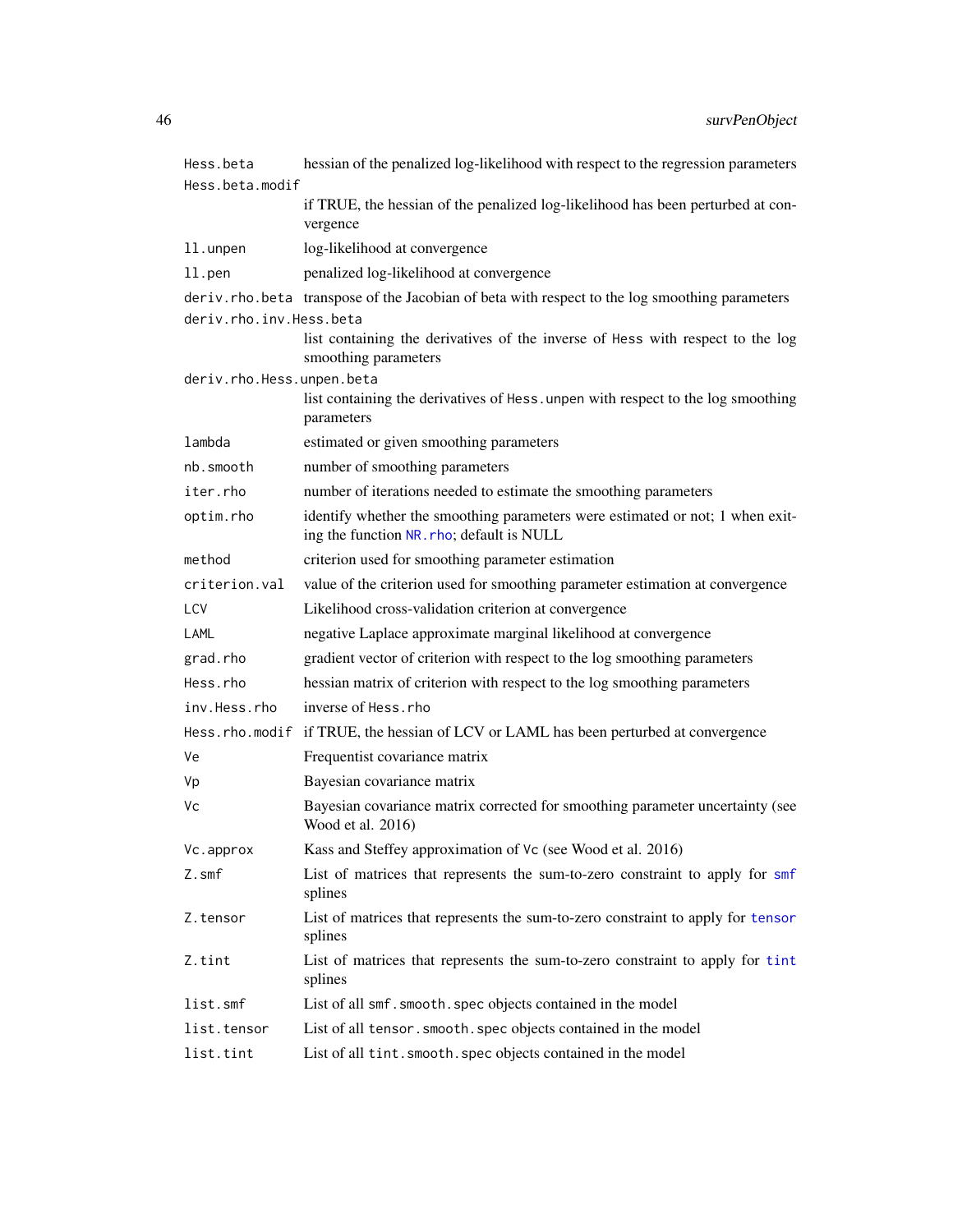| | |
|---|---|
| `Hess.beta` | hessian of the penalized log-likelihood with respect to the regression parameters |
| `Hess.beta.modif` | if TRUE, the hessian of the penalized log-likelihood has been perturbed at convergence |
| `ll.unpen` | log-likelihood at convergence |
| `ll.pen` | penalized log-likelihood at convergence |
| `deriv.rho.beta` | transpose of the Jacobian of beta with respect to the log smoothing parameters |
| `deriv.rho.inv.Hess.beta` | list containing the derivatives of the inverse of `Hess` with respect to the log smoothing parameters |
| `deriv.rho.Hess.unpen.beta` | list containing the derivatives of `Hess.unpen` with respect to the log smoothing parameters |
| `lambda` | estimated or given smoothing parameters |
| `nb.smooth` | number of smoothing parameters |
| `iter.rho` | number of iterations needed to estimate the smoothing parameters |
| `optim.rho` | identify whether the smoothing parameters were estimated or not; 1 when exiting the function `NR.rho`; default is NULL |
| `method` | criterion used for smoothing parameter estimation |
| `criterion.val` | value of the criterion used for smoothing parameter estimation at convergence |
| `LCV` | Likelihood cross-validation criterion at convergence |
| `LAML` | negative Laplace approximate marginal likelihood at convergence |
| `grad.rho` | gradient vector of criterion with respect to the log smoothing parameters |
| `Hess.rho` | hessian matrix of criterion with respect to the log smoothing parameters |
| `inv.Hess.rho` | inverse of `Hess.rho` |
| `Hess.rho.modif` | if TRUE, the hessian of LCV or LAML has been perturbed at convergence |
| `Ve` | Frequentist covariance matrix |
| `Vp` | Bayesian covariance matrix |
| `Vc` | Bayesian covariance matrix corrected for smoothing parameter uncertainty (see Wood et al. 2016) |
| `Vc.approx` | Kass and Steffey approximation of `Vc` (see Wood et al. 2016) |
| `Z.smf` | List of matrices that represents the sum-to-zero constraint to apply for `smf` splines |
| `Z.tensor` | List of matrices that represents the sum-to-zero constraint to apply for `tensor` splines |
| `Z.tint` | List of matrices that represents the sum-to-zero constraint to apply for `tint` splines |
| `list.smf` | List of all `smf.smooth.spec` objects contained in the model |
| `list.tensor` | List of all `tensor.smooth.spec` objects contained in the model |
| `list.tint` | List of all `tint.smooth.spec` objects contained in the model |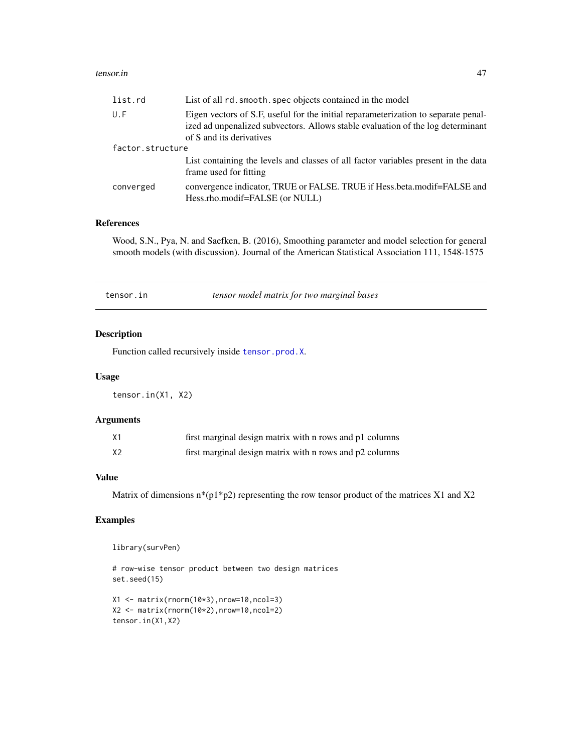| | |
|---|---|
| list.rd | List of all `rd.smooth.spec` objects contained in the model |
| U.F | Eigen vectors of S.F, useful for the initial reparameterization to separate penalized ad unpenalized subvectors. Allows stable evaluation of the log determinant of S and its derivatives |
| factor.structure | List containing the levels and classes of all factor variables present in the data frame used for fitting |
| converged | convergence indicator, TRUE or FALSE. TRUE if Hess.beta.modif=FALSE and Hess.rho.modif=FALSE (or NULL) |

### References

Wood, S.N., Pya, N. and Saefken, B. (2016), Smoothing parameter and model selection for general smooth models (with discussion). Journal of the American Statistical Association 111, 1548-1575

---

## tensor.in — *tensor model matrix for two marginal bases*

### Description

Function called recursively inside `tensor.prod.X`.

### Usage

```
tensor.in(X1, X2)
```

### Arguments

| | |
|---|---|
| X1 | first marginal design matrix with n rows and p1 columns |
| X2 | first marginal design matrix with n rows and p2 columns |

### Value

Matrix of dimensions n*(p1*p2) representing the row tensor product of the matrices X1 and X2

### Examples

```
library(survPen)

# row-wise tensor product between two design matrices
set.seed(15)

X1 <- matrix(rnorm(10*3),nrow=10,ncol=3)
X2 <- matrix(rnorm(10*2),nrow=10,ncol=2)
tensor.in(X1,X2)
```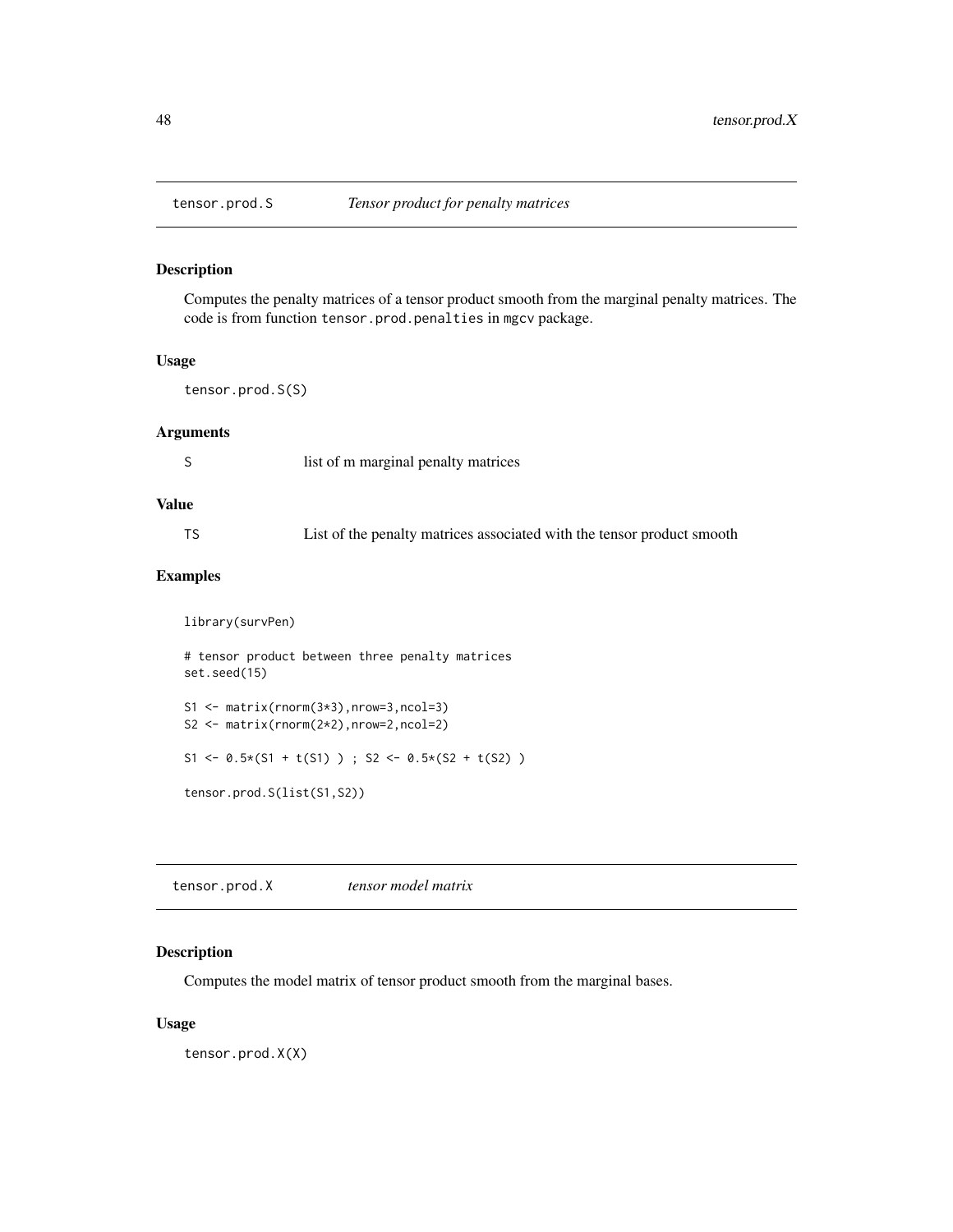## tensor.prod.S    *Tensor product for penalty matrices*

### Description

Computes the penalty matrices of a tensor product smooth from the marginal penalty matrices. The code is from function `tensor.prod.penalties` in `mgcv` package.

### Usage

```
tensor.prod.S(S)
```

### Arguments

| | |
|---|---|
| S | list of m marginal penalty matrices |

### Value

| | |
|---|---|
| TS | List of the penalty matrices associated with the tensor product smooth |

### Examples

```
library(survPen)

# tensor product between three penalty matrices
set.seed(15)

S1 <- matrix(rnorm(3*3),nrow=3,ncol=3)
S2 <- matrix(rnorm(2*2),nrow=2,ncol=2)

S1 <- 0.5*(S1 + t(S1) ) ; S2 <- 0.5*(S2 + t(S2) )

tensor.prod.S(list(S1,S2))
```

## tensor.prod.X    *tensor model matrix*

### Description

Computes the model matrix of tensor product smooth from the marginal bases.

### Usage

```
tensor.prod.X(X)
```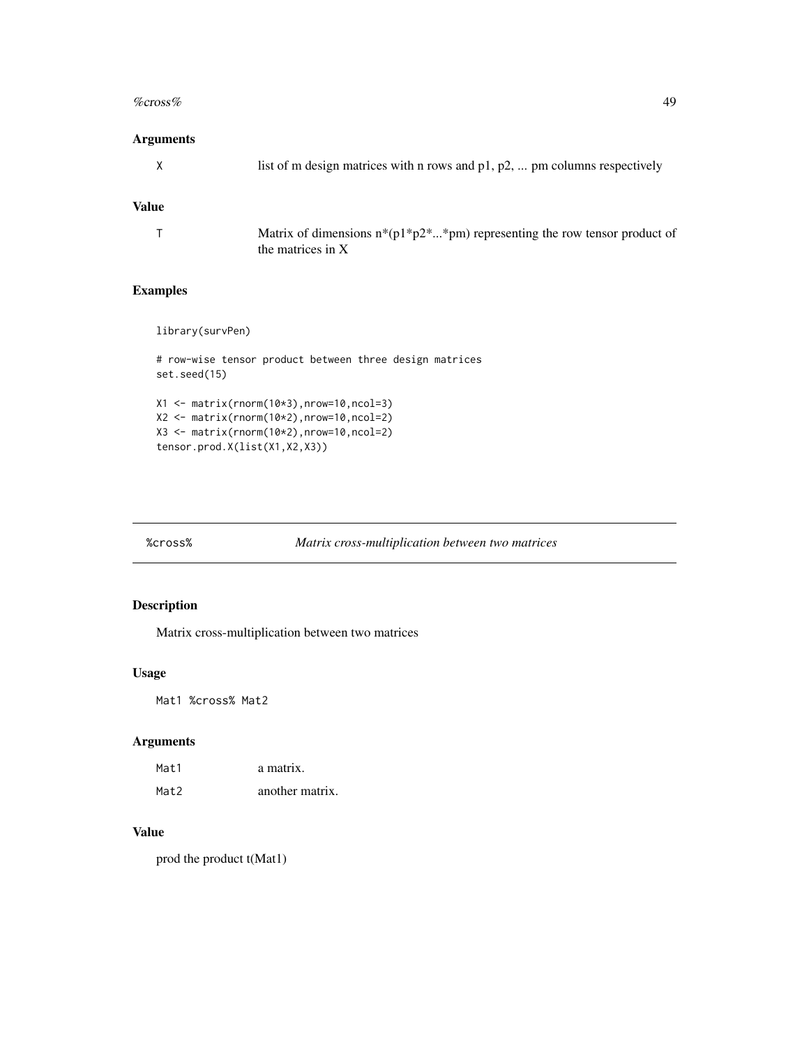## Arguments

| | |
|---|---|
| X | list of m design matrices with n rows and p1, p2, ... pm columns respectively |

## Value

| | |
|---|---|
| T | Matrix of dimensions n*(p1*p2*...*pm) representing the row tensor product of the matrices in X |

## Examples

```
library(survPen)

# row-wise tensor product between three design matrices
set.seed(15)

X1 <- matrix(rnorm(10*3),nrow=10,ncol=3)
X2 <- matrix(rnorm(10*2),nrow=10,ncol=2)
X3 <- matrix(rnorm(10*2),nrow=10,ncol=2)
tensor.prod.X(list(X1,X2,X3))
```

---

# %cross% *Matrix cross-multiplication between two matrices*

## Description

Matrix cross-multiplication between two matrices

## Usage

```
Mat1 %cross% Mat2
```

## Arguments

| | |
|---|---|
| Mat1 | a matrix. |
| Mat2 | another matrix. |

## Value

prod the product t(Mat1)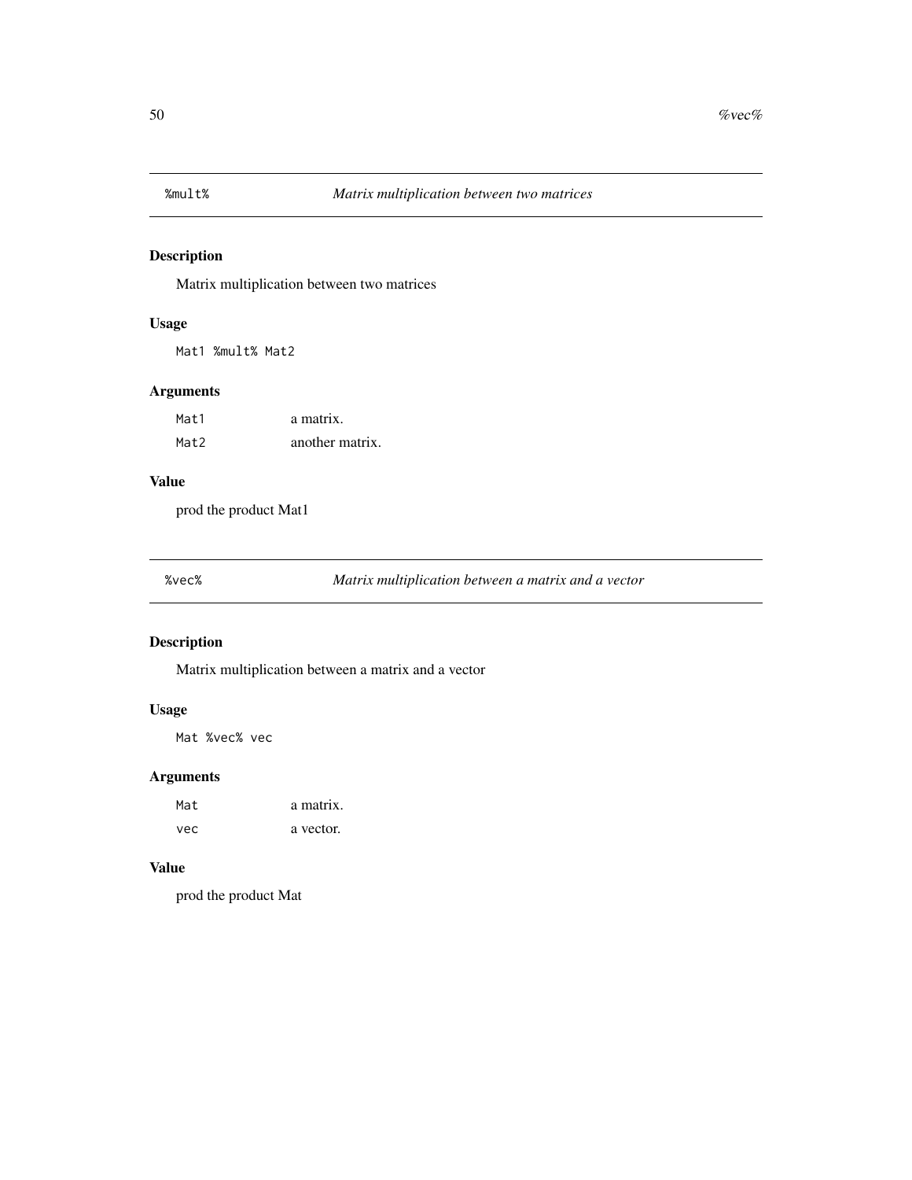## `%mult%` *Matrix multiplication between two matrices*

### Description

Matrix multiplication between two matrices

### Usage

```
Mat1 %mult% Mat2
```

### Arguments

| | |
|---|---|
| `Mat1` | a matrix. |
| `Mat2` | another matrix. |

### Value

prod the product Mat1

## `%vec%` *Matrix multiplication between a matrix and a vector*

### Description

Matrix multiplication between a matrix and a vector

### Usage

```
Mat %vec% vec
```

### Arguments

| | |
|---|---|
| `Mat` | a matrix. |
| `vec` | a vector. |

### Value

prod the product Mat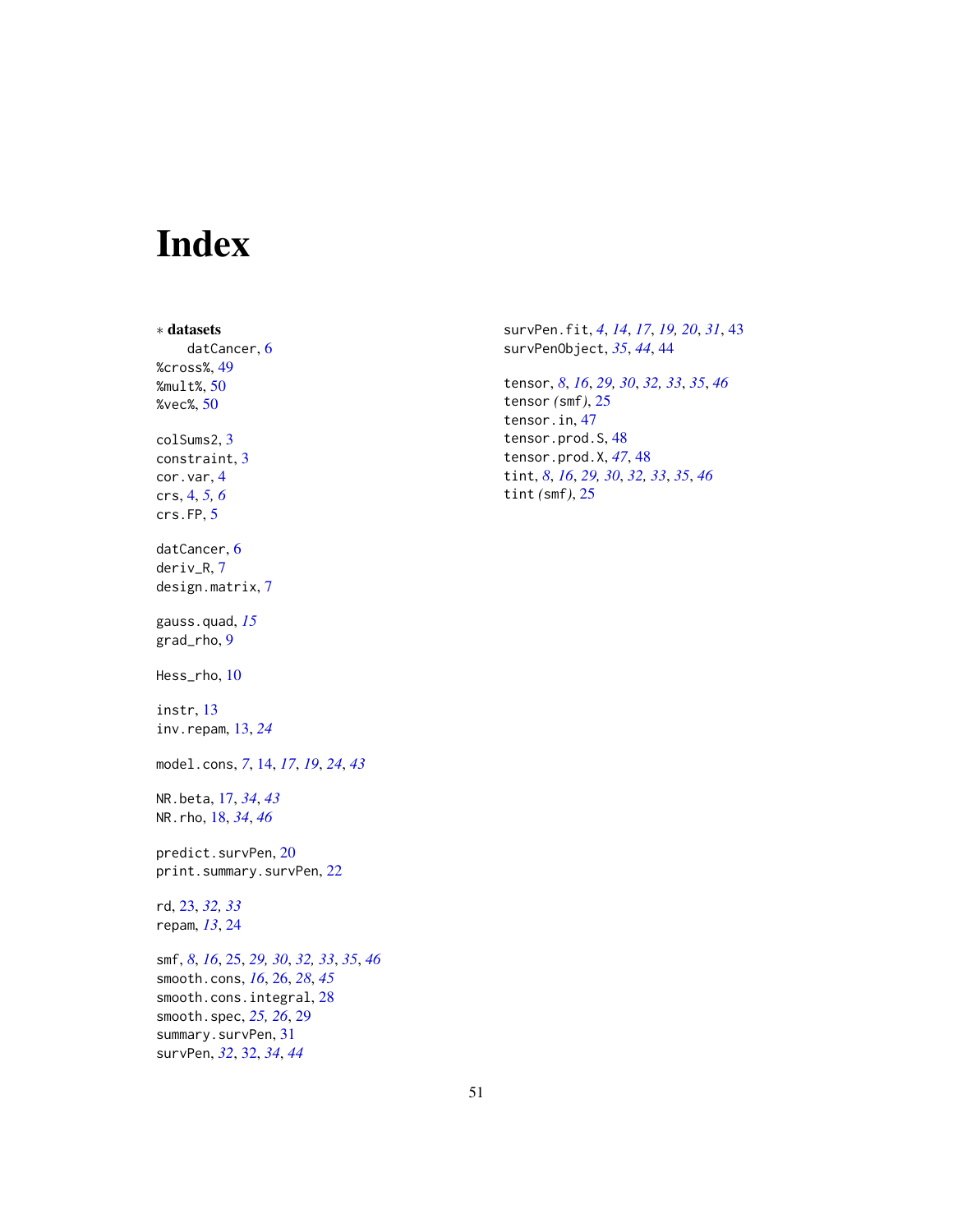# Index

∗ **datasets**
    datCancer, 6

%cross%, 49
%mult%, 50
%vec%, 50

colSums2, 3
constraint, 3
cor.var, 4
crs, 4, *5, 6*
crs.FP, 5

datCancer, 6
deriv_R, 7
design.matrix, 7

gauss.quad, *15*
grad_rho, 9

Hess_rho, 10

instr, 13
inv.repam, 13, *24*

model.cons, *7*, 14, *17*, *19*, *24*, *43*

NR.beta, 17, *34*, *43*
NR.rho, 18, *34*, *46*

predict.survPen, 20
print.summary.survPen, 22

rd, 23, *32, 33*
repam, *13*, 24

smf, *8*, *16*, 25, *29, 30*, *32, 33*, *35*, *46*
smooth.cons, *16*, 26, *28*, *45*
smooth.cons.integral, 28
smooth.spec, *25, 26*, 29
summary.survPen, 31
survPen, *32*, 32, *34*, *44*
survPen.fit, *4*, *14*, *17*, *19, 20*, *31*, 43
survPenObject, *35*, *44*, 44

tensor, *8*, *16*, *29, 30*, *32, 33*, *35*, *46*
tensor (smf), 25
tensor.in, 47
tensor.prod.S, 48
tensor.prod.X, *47*, 48
tint, *8*, *16*, *29, 30*, *32, 33*, *35*, *46*
tint (smf), 25